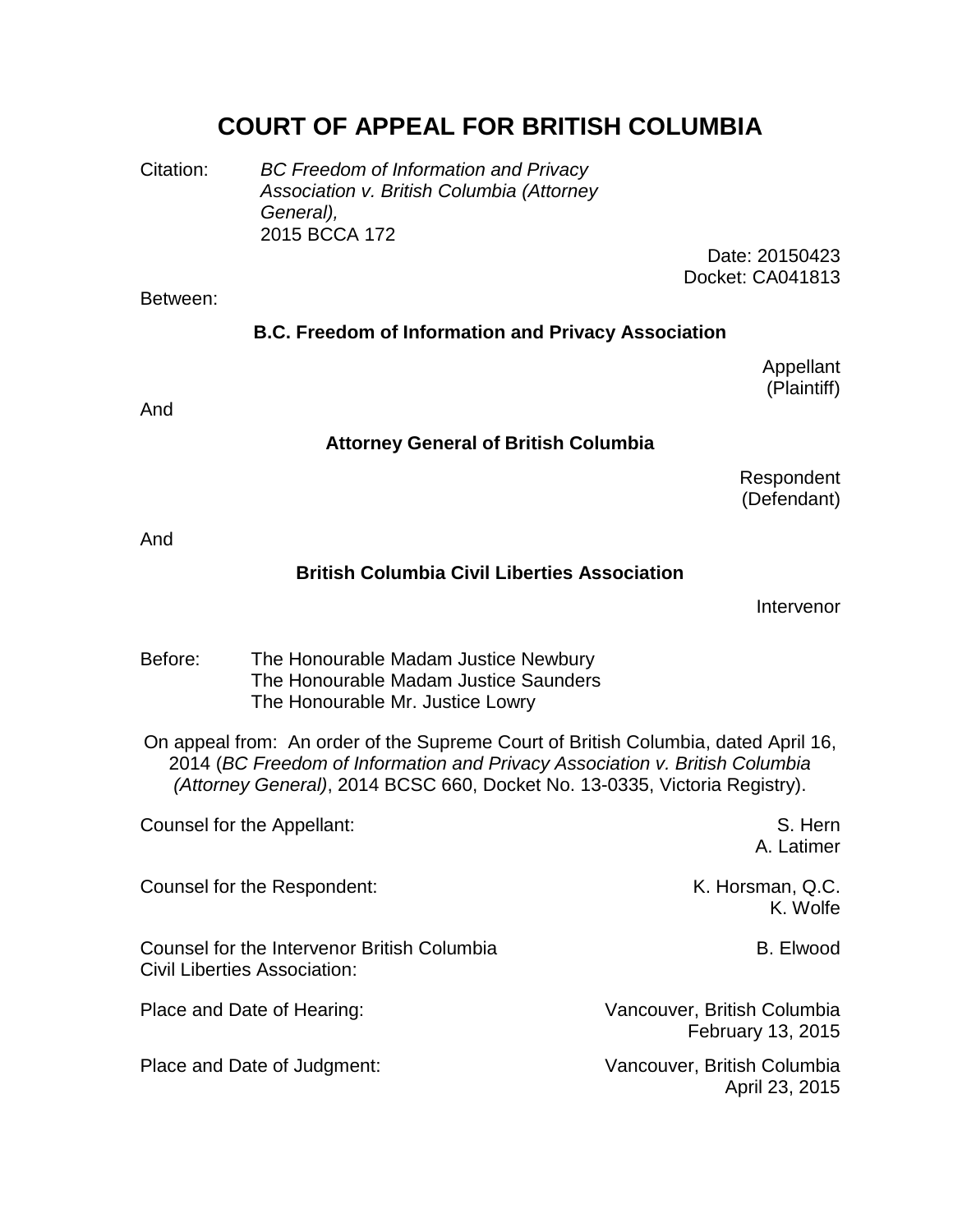# COURT OF APPEAL FOR BRITISH COLUMBIA

Citation: *BC Freedom of Information and Privacy Association v. British Columbia (Attorney General),* 2015 BCCA 172

Date: 20150423
Docket: CA041813

Between:

**B.C. Freedom of Information and Privacy Association**

Appellant
(Plaintiff)

And

**Attorney General of British Columbia**

Respondent
(Defendant)

And

**British Columbia Civil Liberties Association**

Intervenor

Before: The Honourable Madam Justice Newbury
The Honourable Madam Justice Saunders
The Honourable Mr. Justice Lowry

On appeal from: An order of the Supreme Court of British Columbia, dated April 16, 2014 (*BC Freedom of Information and Privacy Association v. British Columbia (Attorney General)*, 2014 BCSC 660, Docket No. 13-0335, Victoria Registry).

| | |
|---|---|
| Counsel for the Appellant: | S. Hern<br>A. Latimer |
| Counsel for the Respondent: | K. Horsman, Q.C.<br>K. Wolfe |
| Counsel for the Intervenor British Columbia Civil Liberties Association: | B. Elwood |
| Place and Date of Hearing: | Vancouver, British Columbia<br>February 13, 2015 |
| Place and Date of Judgment: | Vancouver, British Columbia<br>April 23, 2015 |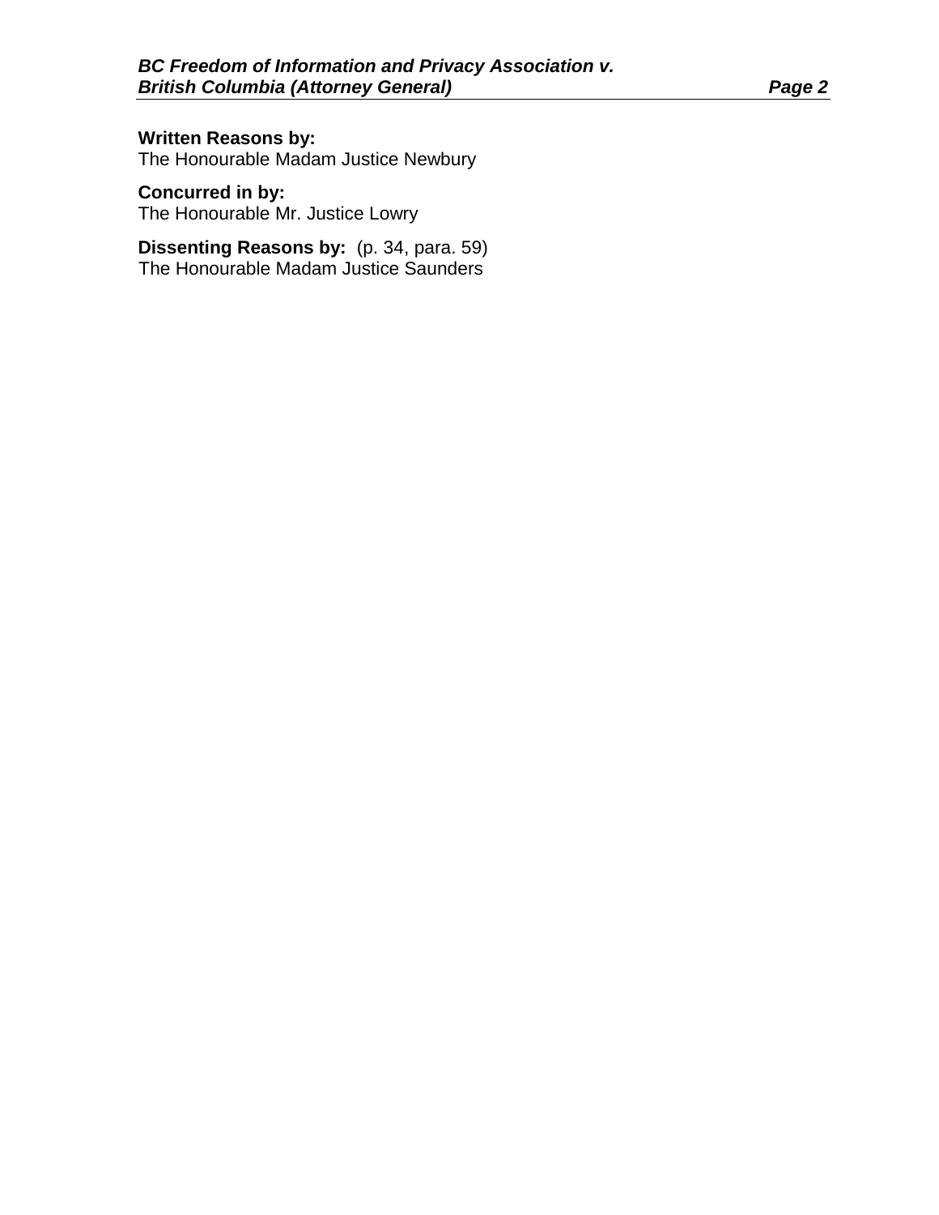**Written Reasons by:**
The Honourable Madam Justice Newbury

**Concurred in by:**
The Honourable Mr. Justice Lowry

**Dissenting Reasons by:** (p. 34, para. 59)
The Honourable Madam Justice Saunders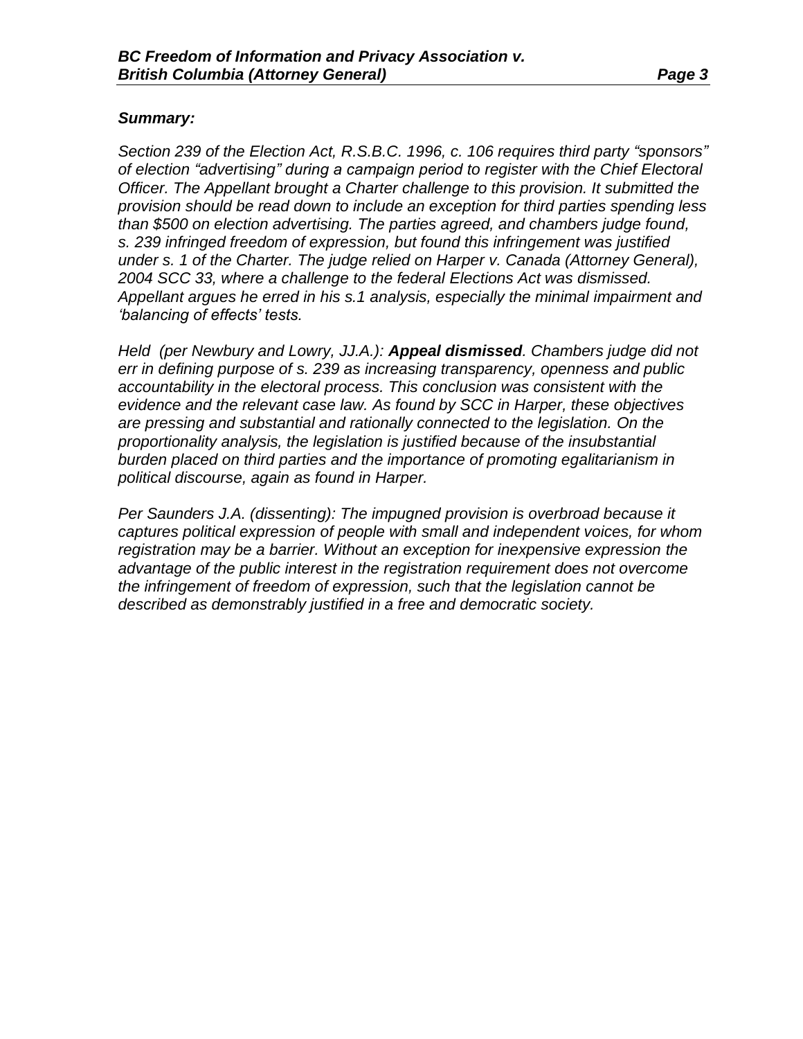***Summary:***

*Section 239 of the Election Act, R.S.B.C. 1996, c. 106 requires third party "sponsors" of election "advertising" during a campaign period to register with the Chief Electoral Officer. The Appellant brought a Charter challenge to this provision. It submitted the provision should be read down to include an exception for third parties spending less than $500 on election advertising. The parties agreed, and chambers judge found, s. 239 infringed freedom of expression, but found this infringement was justified under s. 1 of the Charter. The judge relied on Harper v. Canada (Attorney General), 2004 SCC 33, where a challenge to the federal Elections Act was dismissed. Appellant argues he erred in his s.1 analysis, especially the minimal impairment and 'balancing of effects' tests.*

*Held (per Newbury and Lowry, JJ.A.):* ***Appeal dismissed****. Chambers judge did not err in defining purpose of s. 239 as increasing transparency, openness and public accountability in the electoral process. This conclusion was consistent with the evidence and the relevant case law. As found by SCC in Harper, these objectives are pressing and substantial and rationally connected to the legislation. On the proportionality analysis, the legislation is justified because of the insubstantial burden placed on third parties and the importance of promoting egalitarianism in political discourse, again as found in Harper.*

*Per Saunders J.A. (dissenting): The impugned provision is overbroad because it captures political expression of people with small and independent voices, for whom registration may be a barrier. Without an exception for inexpensive expression the advantage of the public interest in the registration requirement does not overcome the infringement of freedom of expression, such that the legislation cannot be described as demonstrably justified in a free and democratic society.*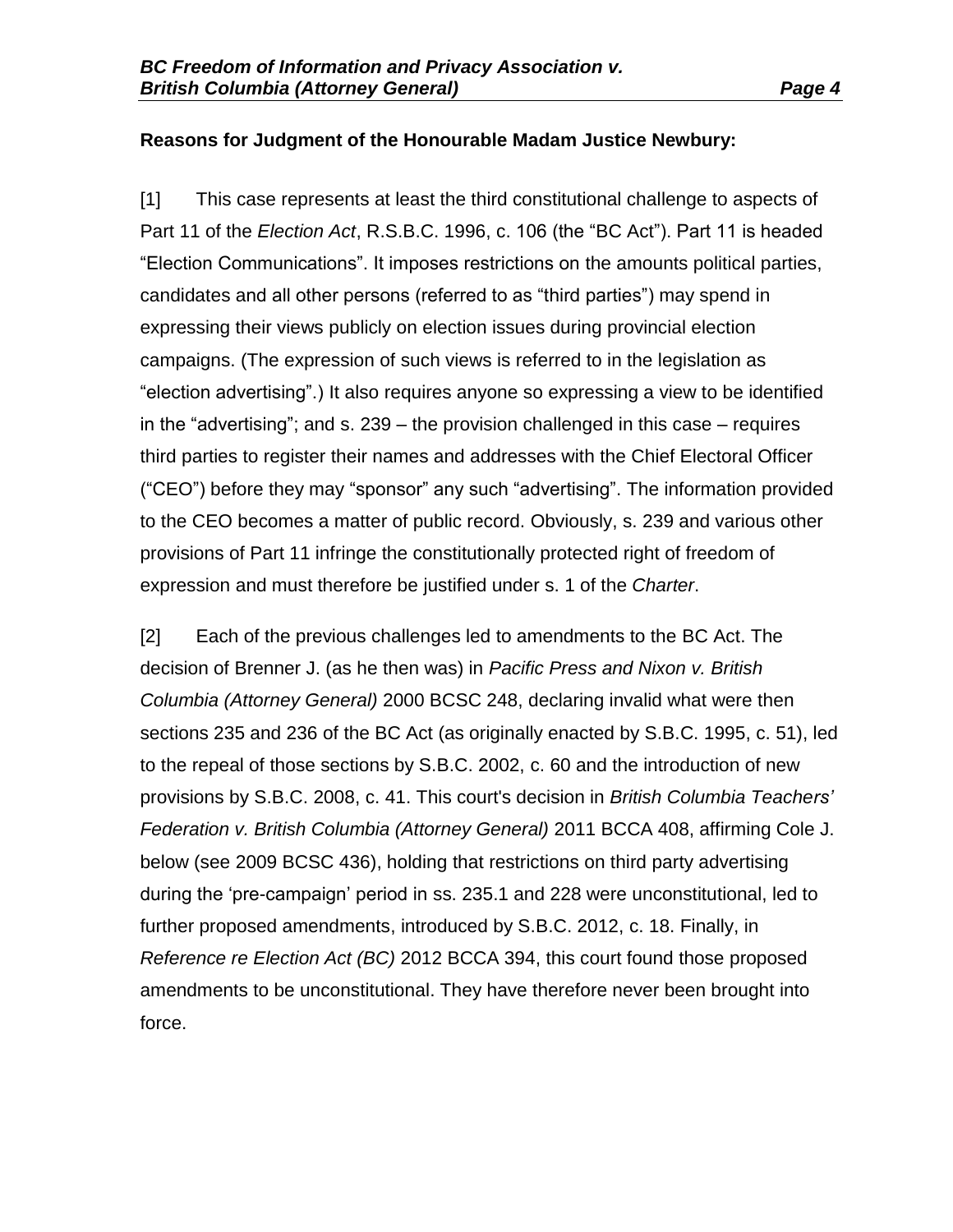**Reasons for Judgment of the Honourable Madam Justice Newbury:**

[1] This case represents at least the third constitutional challenge to aspects of Part 11 of the *Election Act*, R.S.B.C. 1996, c. 106 (the "BC Act"). Part 11 is headed "Election Communications". It imposes restrictions on the amounts political parties, candidates and all other persons (referred to as "third parties") may spend in expressing their views publicly on election issues during provincial election campaigns. (The expression of such views is referred to in the legislation as "election advertising".) It also requires anyone so expressing a view to be identified in the "advertising"; and s. 239 – the provision challenged in this case – requires third parties to register their names and addresses with the Chief Electoral Officer ("CEO") before they may "sponsor" any such "advertising". The information provided to the CEO becomes a matter of public record. Obviously, s. 239 and various other provisions of Part 11 infringe the constitutionally protected right of freedom of expression and must therefore be justified under s. 1 of the *Charter*.

[2] Each of the previous challenges led to amendments to the BC Act. The decision of Brenner J. (as he then was) in *Pacific Press and Nixon v. British Columbia (Attorney General)* 2000 BCSC 248, declaring invalid what were then sections 235 and 236 of the BC Act (as originally enacted by S.B.C. 1995, c. 51), led to the repeal of those sections by S.B.C. 2002, c. 60 and the introduction of new provisions by S.B.C. 2008, c. 41. This court's decision in *British Columbia Teachers' Federation v. British Columbia (Attorney General)* 2011 BCCA 408, affirming Cole J. below (see 2009 BCSC 436), holding that restrictions on third party advertising during the 'pre-campaign' period in ss. 235.1 and 228 were unconstitutional, led to further proposed amendments, introduced by S.B.C. 2012, c. 18. Finally, in *Reference re Election Act (BC)* 2012 BCCA 394, this court found those proposed amendments to be unconstitutional. They have therefore never been brought into force.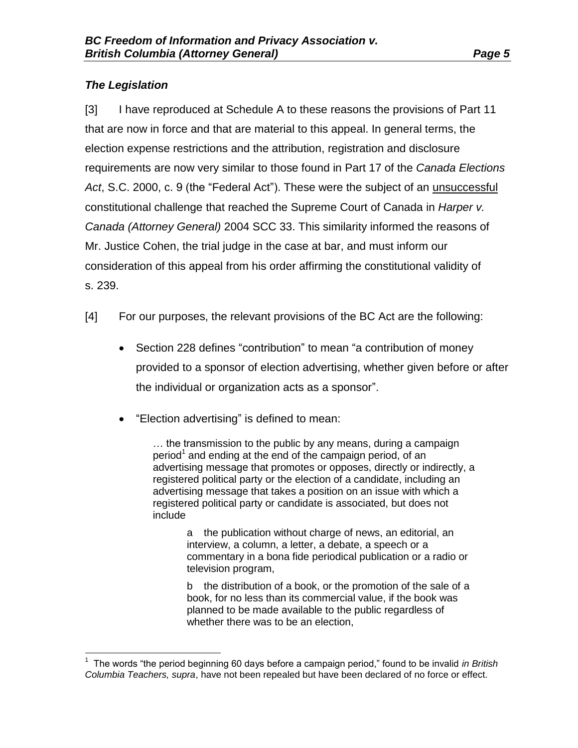### *The Legislation*

[3] I have reproduced at Schedule A to these reasons the provisions of Part 11 that are now in force and that are material to this appeal. In general terms, the election expense restrictions and the attribution, registration and disclosure requirements are now very similar to those found in Part 17 of the *Canada Elections Act*, S.C. 2000, c. 9 (the "Federal Act"). These were the subject of an <u>unsuccessful</u> constitutional challenge that reached the Supreme Court of Canada in *Harper v. Canada (Attorney General)* 2004 SCC 33. This similarity informed the reasons of Mr. Justice Cohen, the trial judge in the case at bar, and must inform our consideration of this appeal from his order affirming the constitutional validity of s. 239.

[4] For our purposes, the relevant provisions of the BC Act are the following:

- Section 228 defines "contribution" to mean "a contribution of money provided to a sponsor of election advertising, whether given before or after the individual or organization acts as a sponsor".

- "Election advertising" is defined to mean:

> … the transmission to the public by any means, during a campaign period[1] and ending at the end of the campaign period, of an advertising message that promotes or opposes, directly or indirectly, a registered political party or the election of a candidate, including an advertising message that takes a position on an issue with which a registered political party or candidate is associated, but does not include
>
> > a the publication without charge of news, an editorial, an interview, a column, a letter, a debate, a speech or a commentary in a bona fide periodical publication or a radio or television program,
> >
> > b the distribution of a book, or the promotion of the sale of a book, for no less than its commercial value, if the book was planned to be made available to the public regardless of whether there was to be an election,

---

[1] The words "the period beginning 60 days before a campaign period," found to be invalid *in British Columbia Teachers, supra*, have not been repealed but have been declared of no force or effect.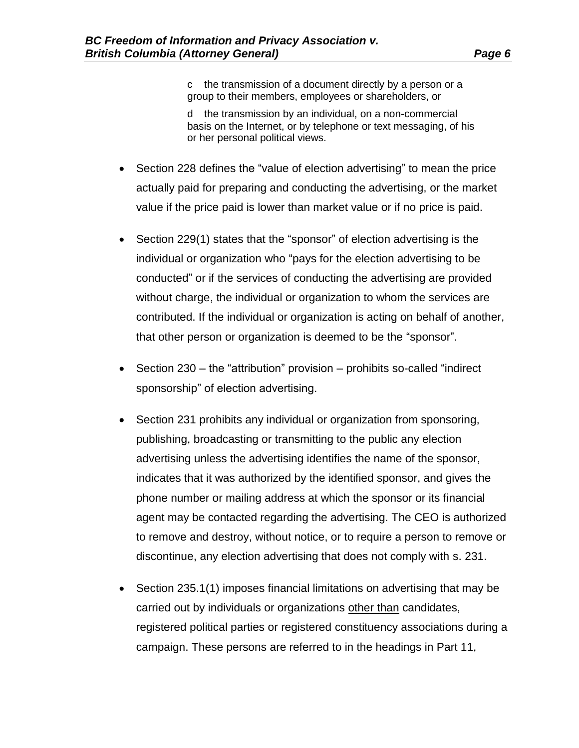c the transmission of a document directly by a person or a group to their members, employees or shareholders, or

d the transmission by an individual, on a non-commercial basis on the Internet, or by telephone or text messaging, of his or her personal political views.

- Section 228 defines the "value of election advertising" to mean the price actually paid for preparing and conducting the advertising, or the market value if the price paid is lower than market value or if no price is paid.

- Section 229(1) states that the "sponsor" of election advertising is the individual or organization who "pays for the election advertising to be conducted" or if the services of conducting the advertising are provided without charge, the individual or organization to whom the services are contributed. If the individual or organization is acting on behalf of another, that other person or organization is deemed to be the "sponsor".

- Section 230 – the "attribution" provision – prohibits so-called "indirect sponsorship" of election advertising.

- Section 231 prohibits any individual or organization from sponsoring, publishing, broadcasting or transmitting to the public any election advertising unless the advertising identifies the name of the sponsor, indicates that it was authorized by the identified sponsor, and gives the phone number or mailing address at which the sponsor or its financial agent may be contacted regarding the advertising. The CEO is authorized to remove and destroy, without notice, or to require a person to remove or discontinue, any election advertising that does not comply with s. 231.

- Section 235.1(1) imposes financial limitations on advertising that may be carried out by individuals or organizations <u>other than</u> candidates, registered political parties or registered constituency associations during a campaign. These persons are referred to in the headings in Part 11,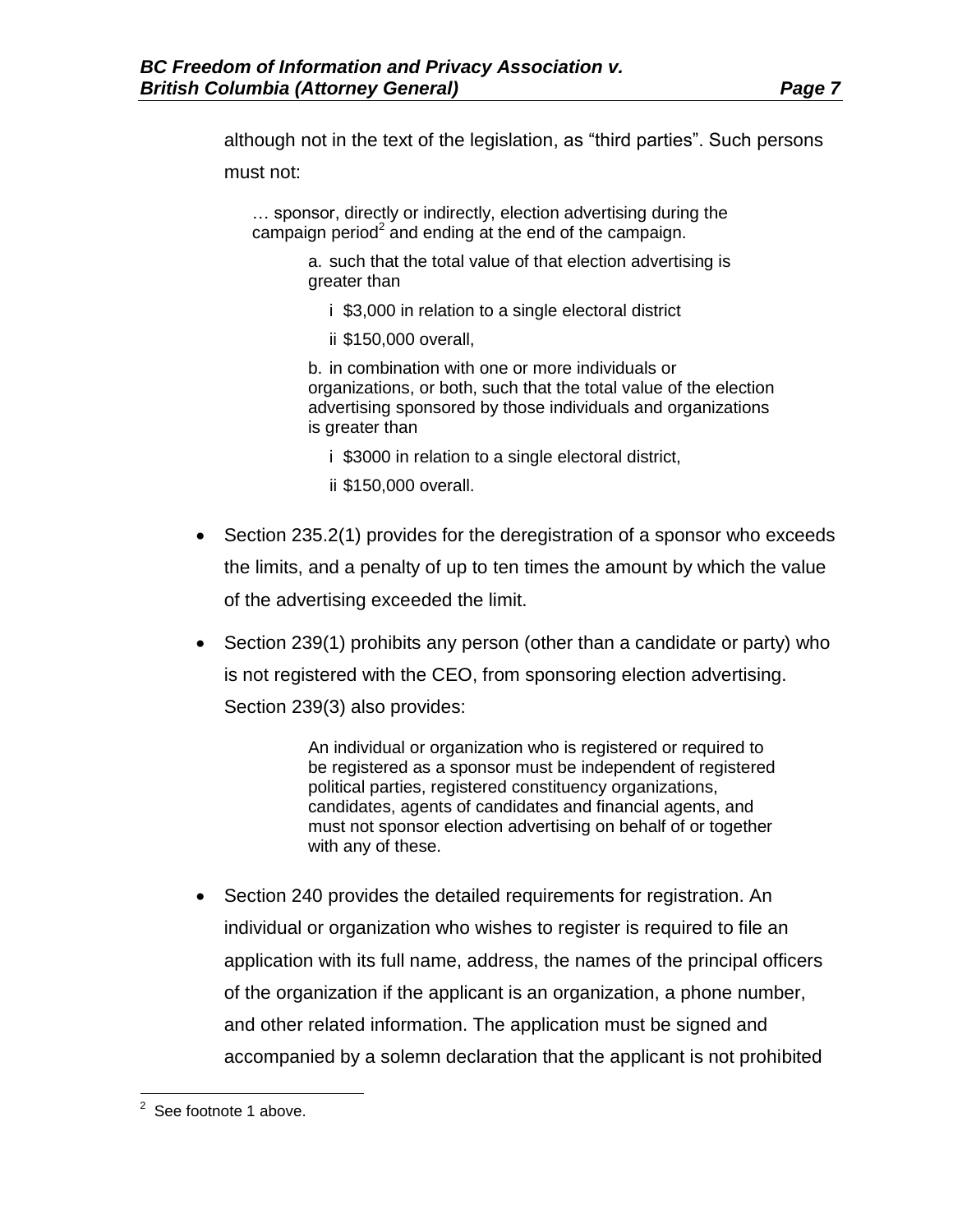although not in the text of the legislation, as "third parties". Such persons must not:

> … sponsor, directly or indirectly, election advertising during the campaign period[2] and ending at the end of the campaign.
>
> a. such that the total value of that election advertising is greater than
>
> i $3,000 in relation to a single electoral district
>
> ii $150,000 overall,
>
> b. in combination with one or more individuals or organizations, or both, such that the total value of the election advertising sponsored by those individuals and organizations is greater than
>
> i $3000 in relation to a single electoral district,
>
> ii $150,000 overall.

- Section 235.2(1) provides for the deregistration of a sponsor who exceeds the limits, and a penalty of up to ten times the amount by which the value of the advertising exceeded the limit.
- Section 239(1) prohibits any person (other than a candidate or party) who is not registered with the CEO, from sponsoring election advertising. Section 239(3) also provides:

  > An individual or organization who is registered or required to be registered as a sponsor must be independent of registered political parties, registered constituency organizations, candidates, agents of candidates and financial agents, and must not sponsor election advertising on behalf of or together with any of these.

- Section 240 provides the detailed requirements for registration. An individual or organization who wishes to register is required to file an application with its full name, address, the names of the principal officers of the organization if the applicant is an organization, a phone number, and other related information. The application must be signed and accompanied by a solemn declaration that the applicant is not prohibited

[2] See footnote 1 above.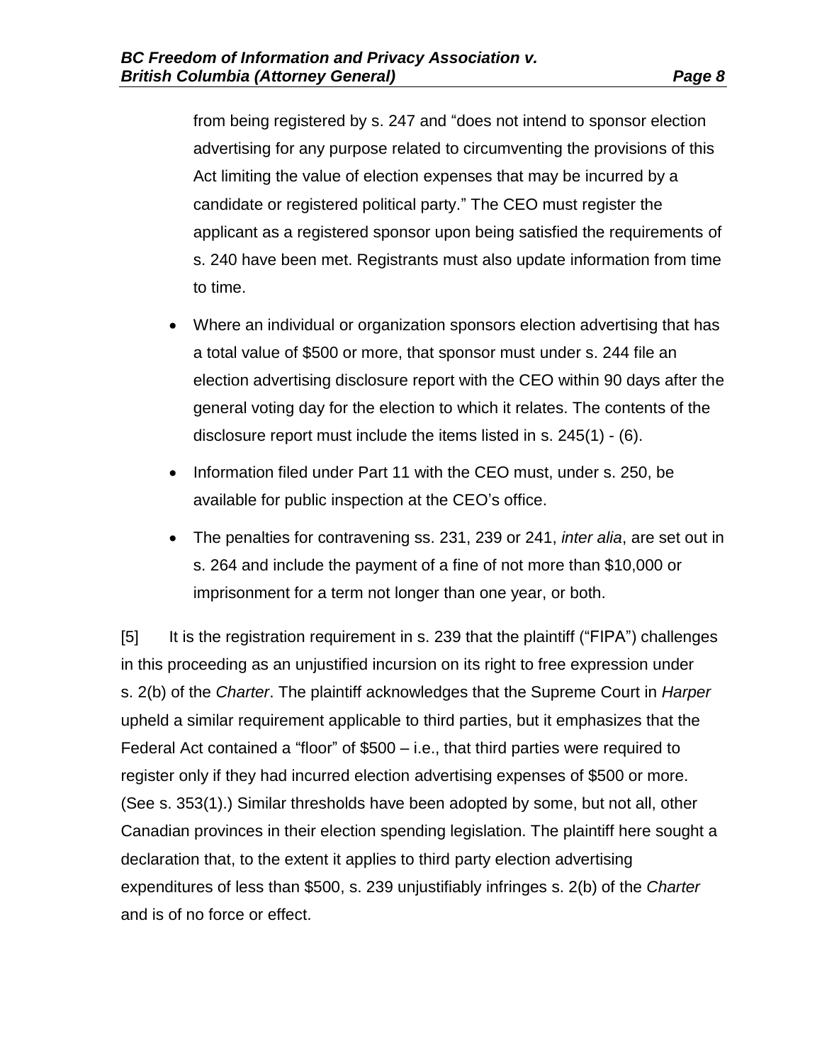from being registered by s. 247 and "does not intend to sponsor election advertising for any purpose related to circumventing the provisions of this Act limiting the value of election expenses that may be incurred by a candidate or registered political party." The CEO must register the applicant as a registered sponsor upon being satisfied the requirements of s. 240 have been met. Registrants must also update information from time to time.

- Where an individual or organization sponsors election advertising that has a total value of $500 or more, that sponsor must under s. 244 file an election advertising disclosure report with the CEO within 90 days after the general voting day for the election to which it relates. The contents of the disclosure report must include the items listed in s. 245(1) - (6).
- Information filed under Part 11 with the CEO must, under s. 250, be available for public inspection at the CEO's office.
- The penalties for contravening ss. 231, 239 or 241, *inter alia*, are set out in s. 264 and include the payment of a fine of not more than $10,000 or imprisonment for a term not longer than one year, or both.

[5] It is the registration requirement in s. 239 that the plaintiff ("FIPA") challenges in this proceeding as an unjustified incursion on its right to free expression under s. 2(b) of the *Charter*. The plaintiff acknowledges that the Supreme Court in *Harper* upheld a similar requirement applicable to third parties, but it emphasizes that the Federal Act contained a "floor" of $500 – i.e., that third parties were required to register only if they had incurred election advertising expenses of $500 or more. (See s. 353(1).) Similar thresholds have been adopted by some, but not all, other Canadian provinces in their election spending legislation. The plaintiff here sought a declaration that, to the extent it applies to third party election advertising expenditures of less than $500, s. 239 unjustifiably infringes s. 2(b) of the *Charter* and is of no force or effect.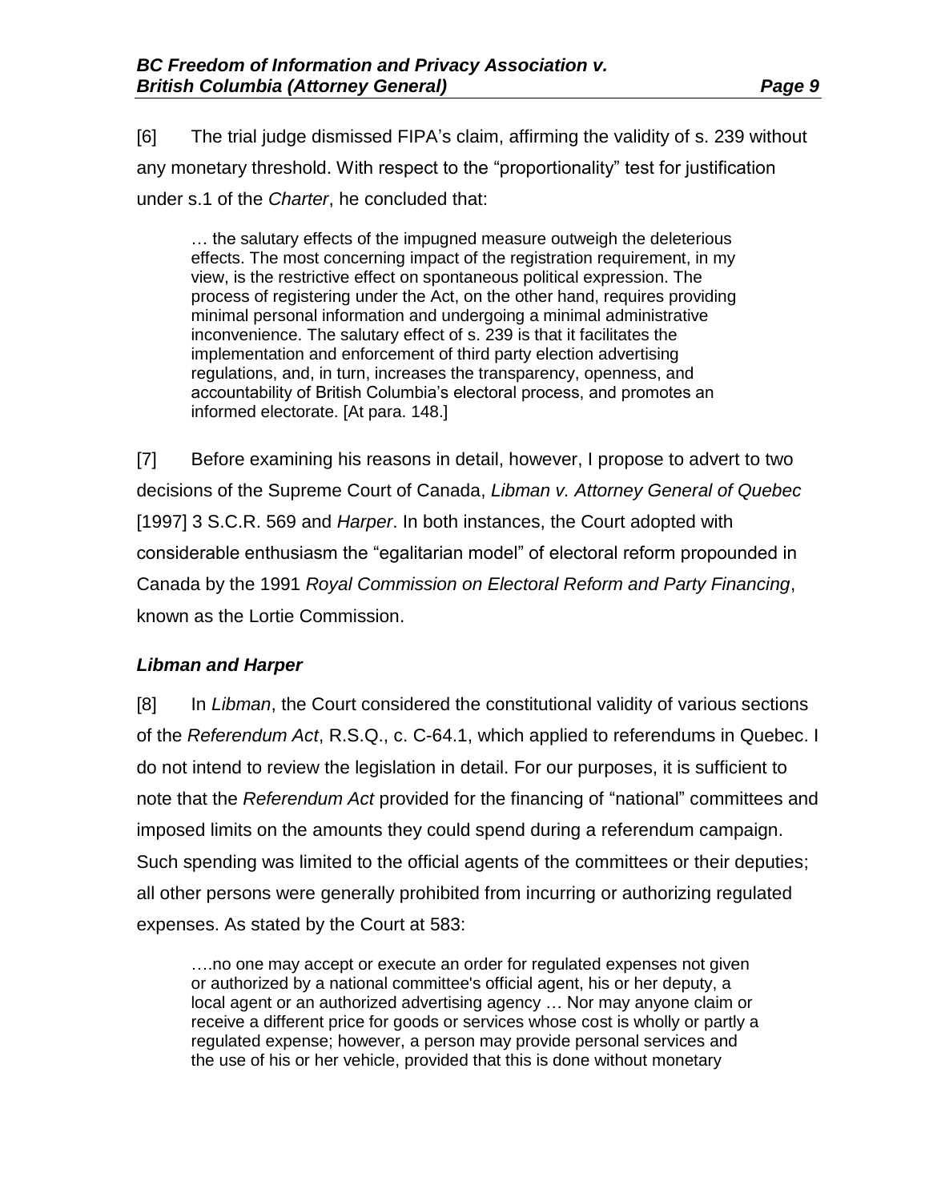[6] The trial judge dismissed FIPA's claim, affirming the validity of s. 239 without any monetary threshold. With respect to the "proportionality" test for justification under s.1 of the *Charter*, he concluded that:

> … the salutary effects of the impugned measure outweigh the deleterious effects. The most concerning impact of the registration requirement, in my view, is the restrictive effect on spontaneous political expression. The process of registering under the Act, on the other hand, requires providing minimal personal information and undergoing a minimal administrative inconvenience. The salutary effect of s. 239 is that it facilitates the implementation and enforcement of third party election advertising regulations, and, in turn, increases the transparency, openness, and accountability of British Columbia's electoral process, and promotes an informed electorate. [At para. 148.]

[7] Before examining his reasons in detail, however, I propose to advert to two decisions of the Supreme Court of Canada, *Libman v. Attorney General of Quebec* [1997] 3 S.C.R. 569 and *Harper*. In both instances, the Court adopted with considerable enthusiasm the "egalitarian model" of electoral reform propounded in Canada by the 1991 *Royal Commission on Electoral Reform and Party Financing*, known as the Lortie Commission.

### *Libman and Harper*

[8] In *Libman*, the Court considered the constitutional validity of various sections of the *Referendum Act*, R.S.Q., c. C-64.1, which applied to referendums in Quebec. I do not intend to review the legislation in detail. For our purposes, it is sufficient to note that the *Referendum Act* provided for the financing of "national" committees and imposed limits on the amounts they could spend during a referendum campaign. Such spending was limited to the official agents of the committees or their deputies; all other persons were generally prohibited from incurring or authorizing regulated expenses. As stated by the Court at 583:

> ….no one may accept or execute an order for regulated expenses not given or authorized by a national committee's official agent, his or her deputy, a local agent or an authorized advertising agency … Nor may anyone claim or receive a different price for goods or services whose cost is wholly or partly a regulated expense; however, a person may provide personal services and the use of his or her vehicle, provided that this is done without monetary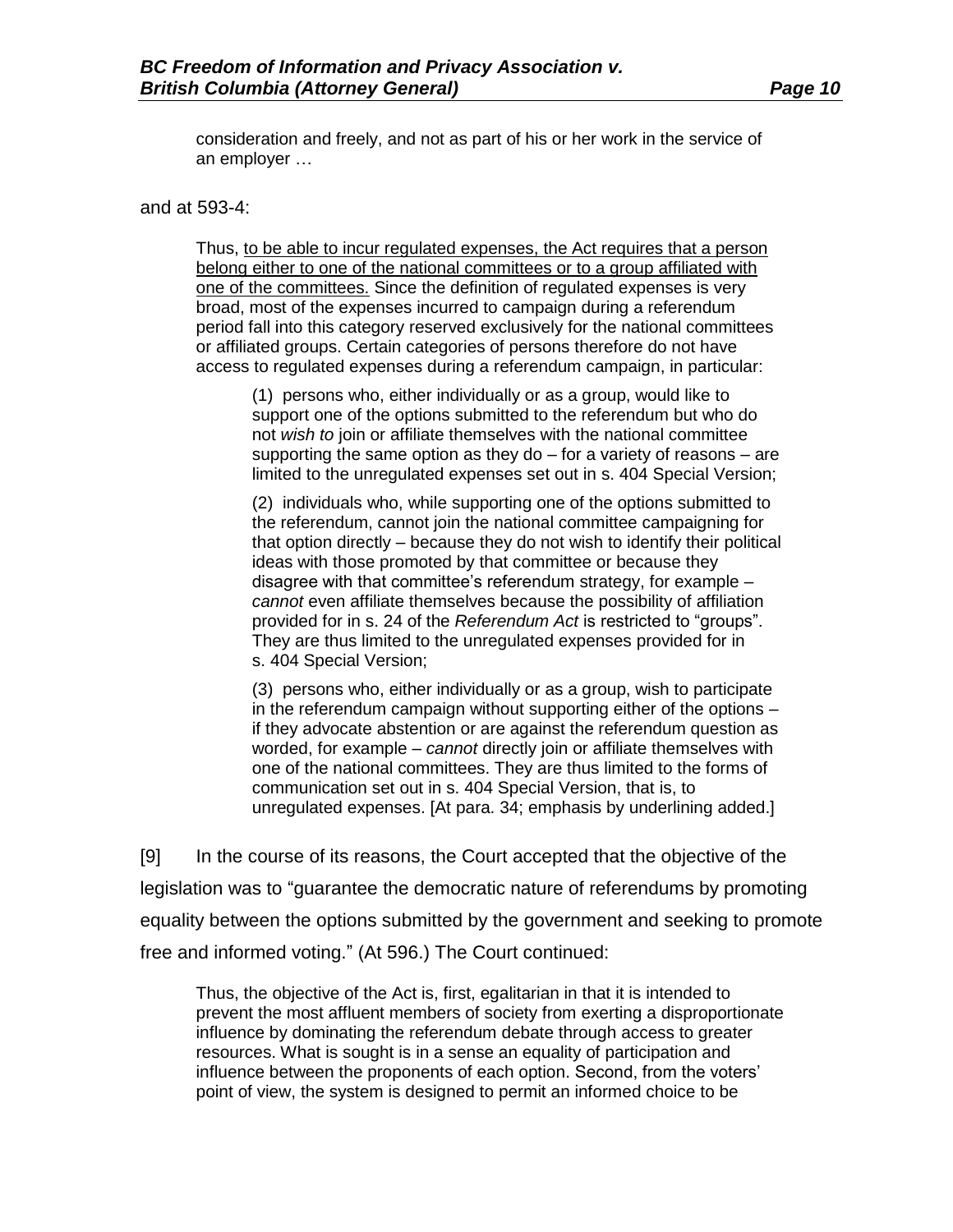> consideration and freely, and not as part of his or her work in the service of an employer …

and at 593-4:

> Thus, <u>to be able to incur regulated expenses, the Act requires that a person belong either to one of the national committees or to a group affiliated with one of the committees.</u> Since the definition of regulated expenses is very broad, most of the expenses incurred to campaign during a referendum period fall into this category reserved exclusively for the national committees or affiliated groups. Certain categories of persons therefore do not have access to regulated expenses during a referendum campaign, in particular:
>
> > (1) persons who, either individually or as a group, would like to support one of the options submitted to the referendum but who do not *wish to* join or affiliate themselves with the national committee supporting the same option as they do – for a variety of reasons – are limited to the unregulated expenses set out in s. 404 Special Version;
> >
> > (2) individuals who, while supporting one of the options submitted to the referendum, cannot join the national committee campaigning for that option directly – because they do not wish to identify their political ideas with those promoted by that committee or because they disagree with that committee's referendum strategy, for example – *cannot* even affiliate themselves because the possibility of affiliation provided for in s. 24 of the *Referendum Act* is restricted to "groups". They are thus limited to the unregulated expenses provided for in s. 404 Special Version;
> >
> > (3) persons who, either individually or as a group, wish to participate in the referendum campaign without supporting either of the options – if they advocate abstention or are against the referendum question as worded, for example – *cannot* directly join or affiliate themselves with one of the national committees. They are thus limited to the forms of communication set out in s. 404 Special Version, that is, to unregulated expenses. [At para. 34; emphasis by underlining added.]

[9] In the course of its reasons, the Court accepted that the objective of the legislation was to "guarantee the democratic nature of referendums by promoting equality between the options submitted by the government and seeking to promote free and informed voting." (At 596.) The Court continued:

> Thus, the objective of the Act is, first, egalitarian in that it is intended to prevent the most affluent members of society from exerting a disproportionate influence by dominating the referendum debate through access to greater resources. What is sought is in a sense an equality of participation and influence between the proponents of each option. Second, from the voters' point of view, the system is designed to permit an informed choice to be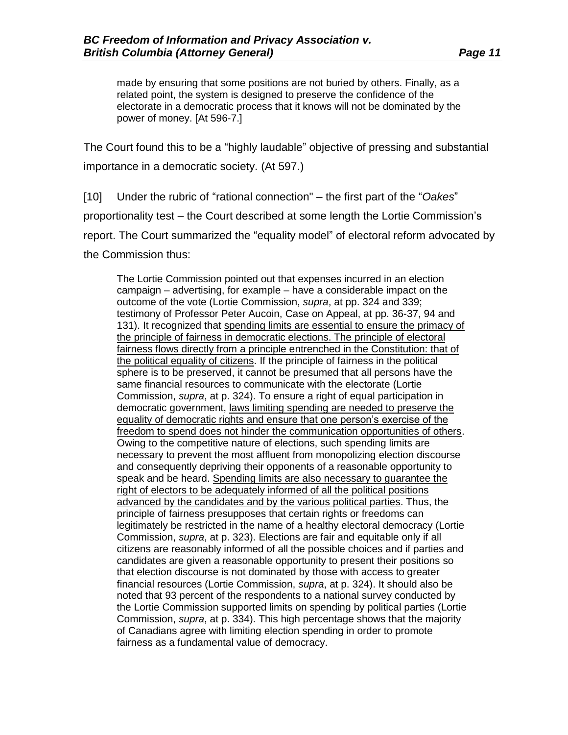> made by ensuring that some positions are not buried by others. Finally, as a related point, the system is designed to preserve the confidence of the electorate in a democratic process that it knows will not be dominated by the power of money. [At 596-7.]

The Court found this to be a "highly laudable" objective of pressing and substantial importance in a democratic society. (At 597.)

[10] Under the rubric of "rational connection" – the first part of the "*Oakes*" proportionality test – the Court described at some length the Lortie Commission's report. The Court summarized the "equality model" of electoral reform advocated by the Commission thus:

> The Lortie Commission pointed out that expenses incurred in an election campaign – advertising, for example – have a considerable impact on the outcome of the vote (Lortie Commission, *supra*, at pp. 324 and 339; testimony of Professor Peter Aucoin, Case on Appeal, at pp. 36-37, 94 and 131). It recognized that <u>spending limits are essential to ensure the primacy of the principle of fairness in democratic elections. The principle of electoral fairness flows directly from a principle entrenched in the Constitution: that of the political equality of citizens</u>. If the principle of fairness in the political sphere is to be preserved, it cannot be presumed that all persons have the same financial resources to communicate with the electorate (Lortie Commission, *supra*, at p. 324). To ensure a right of equal participation in democratic government, <u>laws limiting spending are needed to preserve the equality of democratic rights and ensure that one person's exercise of the freedom to spend does not hinder the communication opportunities of others</u>. Owing to the competitive nature of elections, such spending limits are necessary to prevent the most affluent from monopolizing election discourse and consequently depriving their opponents of a reasonable opportunity to speak and be heard. <u>Spending limits are also necessary to guarantee the right of electors to be adequately informed of all the political positions advanced by the candidates and by the various political parties</u>. Thus, the principle of fairness presupposes that certain rights or freedoms can legitimately be restricted in the name of a healthy electoral democracy (Lortie Commission, *supra*, at p. 323). Elections are fair and equitable only if all citizens are reasonably informed of all the possible choices and if parties and candidates are given a reasonable opportunity to present their positions so that election discourse is not dominated by those with access to greater financial resources (Lortie Commission, *supra*, at p. 324). It should also be noted that 93 percent of the respondents to a national survey conducted by the Lortie Commission supported limits on spending by political parties (Lortie Commission, *supra*, at p. 334). This high percentage shows that the majority of Canadians agree with limiting election spending in order to promote fairness as a fundamental value of democracy.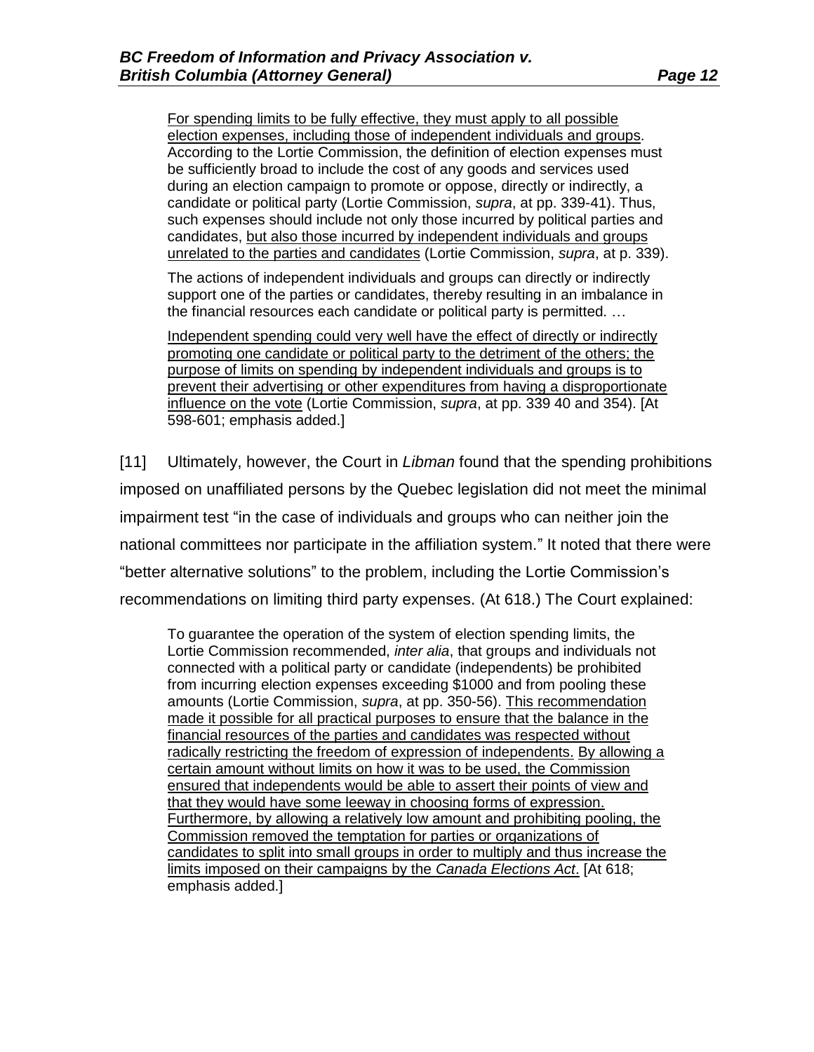> For spending limits to be fully effective, they must apply to all possible election expenses, including those of independent individuals and groups. According to the Lortie Commission, the definition of election expenses must be sufficiently broad to include the cost of any goods and services used during an election campaign to promote or oppose, directly or indirectly, a candidate or political party (Lortie Commission, *supra*, at pp. 339-41). Thus, such expenses should include not only those incurred by political parties and candidates, but also those incurred by independent individuals and groups unrelated to the parties and candidates (Lortie Commission, *supra*, at p. 339).
>
> The actions of independent individuals and groups can directly or indirectly support one of the parties or candidates, thereby resulting in an imbalance in the financial resources each candidate or political party is permitted. …
>
> Independent spending could very well have the effect of directly or indirectly promoting one candidate or political party to the detriment of the others; the purpose of limits on spending by independent individuals and groups is to prevent their advertising or other expenditures from having a disproportionate influence on the vote (Lortie Commission, *supra*, at pp. 339 40 and 354). [At 598-601; emphasis added.]

[11] Ultimately, however, the Court in *Libman* found that the spending prohibitions imposed on unaffiliated persons by the Quebec legislation did not meet the minimal impairment test "in the case of individuals and groups who can neither join the national committees nor participate in the affiliation system." It noted that there were "better alternative solutions" to the problem, including the Lortie Commission's recommendations on limiting third party expenses. (At 618.) The Court explained:

> To guarantee the operation of the system of election spending limits, the Lortie Commission recommended, *inter alia*, that groups and individuals not connected with a political party or candidate (independents) be prohibited from incurring election expenses exceeding $1000 and from pooling these amounts (Lortie Commission, *supra*, at pp. 350-56). This recommendation made it possible for all practical purposes to ensure that the balance in the financial resources of the parties and candidates was respected without radically restricting the freedom of expression of independents. By allowing a certain amount without limits on how it was to be used, the Commission ensured that independents would be able to assert their points of view and that they would have some leeway in choosing forms of expression. Furthermore, by allowing a relatively low amount and prohibiting pooling, the Commission removed the temptation for parties or organizations of candidates to split into small groups in order to multiply and thus increase the limits imposed on their campaigns by the *Canada Elections Act*. [At 618; emphasis added.]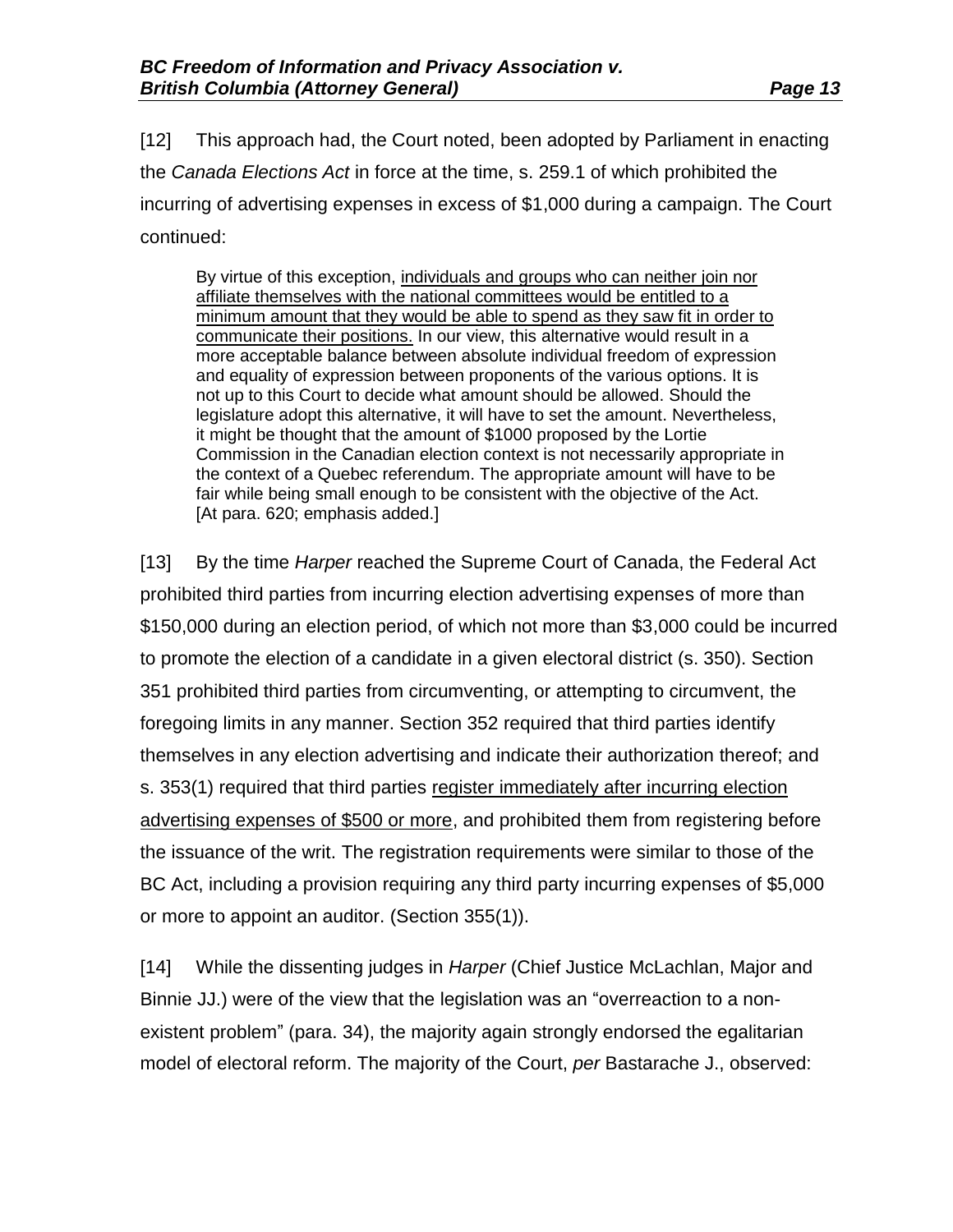[12] This approach had, the Court noted, been adopted by Parliament in enacting the *Canada Elections Act* in force at the time, s. 259.1 of which prohibited the incurring of advertising expenses in excess of $1,000 during a campaign. The Court continued:

> By virtue of this exception, <u>individuals and groups who can neither join nor affiliate themselves with the national committees would be entitled to a minimum amount that they would be able to spend as they saw fit in order to communicate their positions.</u> In our view, this alternative would result in a more acceptable balance between absolute individual freedom of expression and equality of expression between proponents of the various options. It is not up to this Court to decide what amount should be allowed. Should the legislature adopt this alternative, it will have to set the amount. Nevertheless, it might be thought that the amount of $1000 proposed by the Lortie Commission in the Canadian election context is not necessarily appropriate in the context of a Quebec referendum. The appropriate amount will have to be fair while being small enough to be consistent with the objective of the Act. [At para. 620; emphasis added.]

[13] By the time *Harper* reached the Supreme Court of Canada, the Federal Act prohibited third parties from incurring election advertising expenses of more than $150,000 during an election period, of which not more than $3,000 could be incurred to promote the election of a candidate in a given electoral district (s. 350). Section 351 prohibited third parties from circumventing, or attempting to circumvent, the foregoing limits in any manner. Section 352 required that third parties identify themselves in any election advertising and indicate their authorization thereof; and s. 353(1) required that third parties <u>register immediately after incurring election advertising expenses of $500 or more</u>, and prohibited them from registering before the issuance of the writ. The registration requirements were similar to those of the BC Act, including a provision requiring any third party incurring expenses of $5,000 or more to appoint an auditor. (Section 355(1)).

[14] While the dissenting judges in *Harper* (Chief Justice McLachlan, Major and Binnie JJ.) were of the view that the legislation was an "overreaction to a non-existent problem" (para. 34), the majority again strongly endorsed the egalitarian model of electoral reform. The majority of the Court, *per* Bastarache J., observed: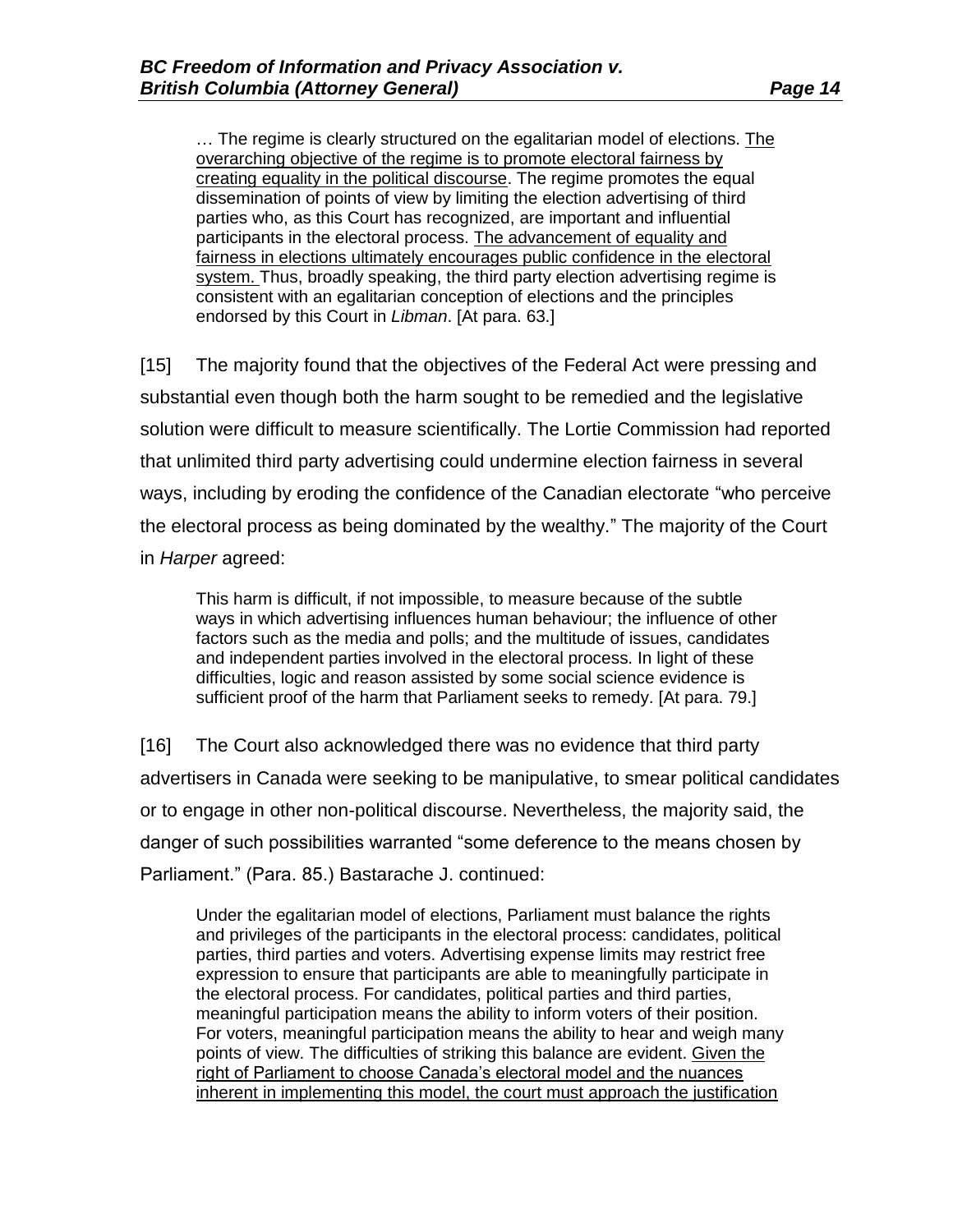> … The regime is clearly structured on the egalitarian model of elections. <u>The overarching objective of the regime is to promote electoral fairness by creating equality in the political discourse</u>. The regime promotes the equal dissemination of points of view by limiting the election advertising of third parties who, as this Court has recognized, are important and influential participants in the electoral process. <u>The advancement of equality and fairness in elections ultimately encourages public confidence in the electoral system.</u> Thus, broadly speaking, the third party election advertising regime is consistent with an egalitarian conception of elections and the principles endorsed by this Court in *Libman*. [At para. 63.]

[15] The majority found that the objectives of the Federal Act were pressing and substantial even though both the harm sought to be remedied and the legislative solution were difficult to measure scientifically. The Lortie Commission had reported that unlimited third party advertising could undermine election fairness in several ways, including by eroding the confidence of the Canadian electorate "who perceive the electoral process as being dominated by the wealthy." The majority of the Court in *Harper* agreed:

> This harm is difficult, if not impossible, to measure because of the subtle ways in which advertising influences human behaviour; the influence of other factors such as the media and polls; and the multitude of issues, candidates and independent parties involved in the electoral process. In light of these difficulties, logic and reason assisted by some social science evidence is sufficient proof of the harm that Parliament seeks to remedy. [At para. 79.]

[16] The Court also acknowledged there was no evidence that third party advertisers in Canada were seeking to be manipulative, to smear political candidates or to engage in other non-political discourse. Nevertheless, the majority said, the danger of such possibilities warranted "some deference to the means chosen by Parliament." (Para. 85.) Bastarache J. continued:

> Under the egalitarian model of elections, Parliament must balance the rights and privileges of the participants in the electoral process: candidates, political parties, third parties and voters. Advertising expense limits may restrict free expression to ensure that participants are able to meaningfully participate in the electoral process. For candidates, political parties and third parties, meaningful participation means the ability to inform voters of their position. For voters, meaningful participation means the ability to hear and weigh many points of view. The difficulties of striking this balance are evident. <u>Given the right of Parliament to choose Canada's electoral model and the nuances inherent in implementing this model, the court must approach the justification</u>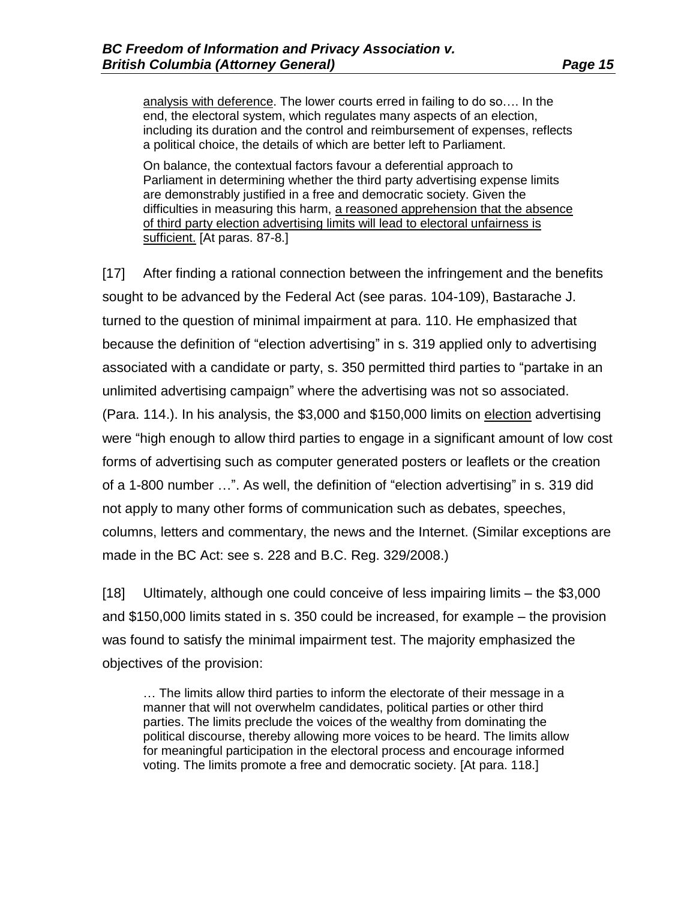> <u>analysis with deference</u>. The lower courts erred in failing to do so…. In the end, the electoral system, which regulates many aspects of an election, including its duration and the control and reimbursement of expenses, reflects a political choice, the details of which are better left to Parliament.
>
> On balance, the contextual factors favour a deferential approach to Parliament in determining whether the third party advertising expense limits are demonstrably justified in a free and democratic society. Given the difficulties in measuring this harm, <u>a reasoned apprehension that the absence of third party election advertising limits will lead to electoral unfairness is sufficient.</u> [At paras. 87-8.]

[17] After finding a rational connection between the infringement and the benefits sought to be advanced by the Federal Act (see paras. 104-109), Bastarache J. turned to the question of minimal impairment at para. 110. He emphasized that because the definition of "election advertising" in s. 319 applied only to advertising associated with a candidate or party, s. 350 permitted third parties to "partake in an unlimited advertising campaign" where the advertising was not so associated. (Para. 114.). In his analysis, the $3,000 and $150,000 limits on <u>election</u> advertising were "high enough to allow third parties to engage in a significant amount of low cost forms of advertising such as computer generated posters or leaflets or the creation of a 1-800 number …". As well, the definition of "election advertising" in s. 319 did not apply to many other forms of communication such as debates, speeches, columns, letters and commentary, the news and the Internet. (Similar exceptions are made in the BC Act: see s. 228 and B.C. Reg. 329/2008.)

[18] Ultimately, although one could conceive of less impairing limits – the $3,000 and $150,000 limits stated in s. 350 could be increased, for example – the provision was found to satisfy the minimal impairment test. The majority emphasized the objectives of the provision:

> … The limits allow third parties to inform the electorate of their message in a manner that will not overwhelm candidates, political parties or other third parties. The limits preclude the voices of the wealthy from dominating the political discourse, thereby allowing more voices to be heard. The limits allow for meaningful participation in the electoral process and encourage informed voting. The limits promote a free and democratic society. [At para. 118.]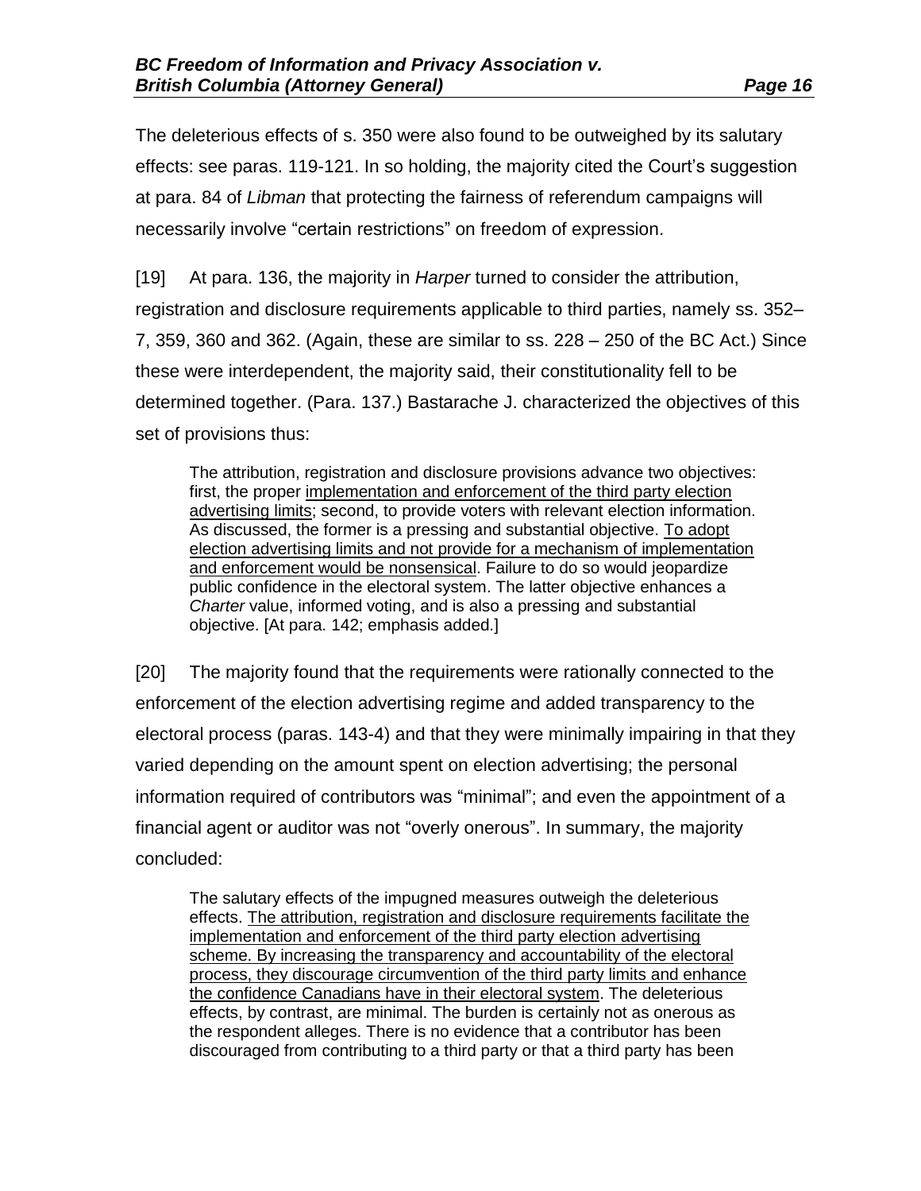The deleterious effects of s. 350 were also found to be outweighed by its salutary effects: see paras. 119-121. In so holding, the majority cited the Court's suggestion at para. 84 of *Libman* that protecting the fairness of referendum campaigns will necessarily involve "certain restrictions" on freedom of expression.

[19] At para. 136, the majority in *Harper* turned to consider the attribution, registration and disclosure requirements applicable to third parties, namely ss. 352–7, 359, 360 and 362. (Again, these are similar to ss. 228 – 250 of the BC Act.) Since these were interdependent, the majority said, their constitutionality fell to be determined together. (Para. 137.) Bastarache J. characterized the objectives of this set of provisions thus:

> The attribution, registration and disclosure provisions advance two objectives: first, the proper <u>implementation and enforcement of the third party election advertising limits</u>; second, to provide voters with relevant election information. As discussed, the former is a pressing and substantial objective. <u>To adopt election advertising limits and not provide for a mechanism of implementation and enforcement would be nonsensical</u>. Failure to do so would jeopardize public confidence in the electoral system. The latter objective enhances a *Charter* value, informed voting, and is also a pressing and substantial objective. [At para. 142; emphasis added.]

[20] The majority found that the requirements were rationally connected to the enforcement of the election advertising regime and added transparency to the electoral process (paras. 143-4) and that they were minimally impairing in that they varied depending on the amount spent on election advertising; the personal information required of contributors was "minimal"; and even the appointment of a financial agent or auditor was not "overly onerous". In summary, the majority concluded:

> The salutary effects of the impugned measures outweigh the deleterious effects. <u>The attribution, registration and disclosure requirements facilitate the implementation and enforcement of the third party election advertising scheme. By increasing the transparency and accountability of the electoral process, they discourage circumvention of the third party limits and enhance the confidence Canadians have in their electoral system</u>. The deleterious effects, by contrast, are minimal. The burden is certainly not as onerous as the respondent alleges. There is no evidence that a contributor has been discouraged from contributing to a third party or that a third party has been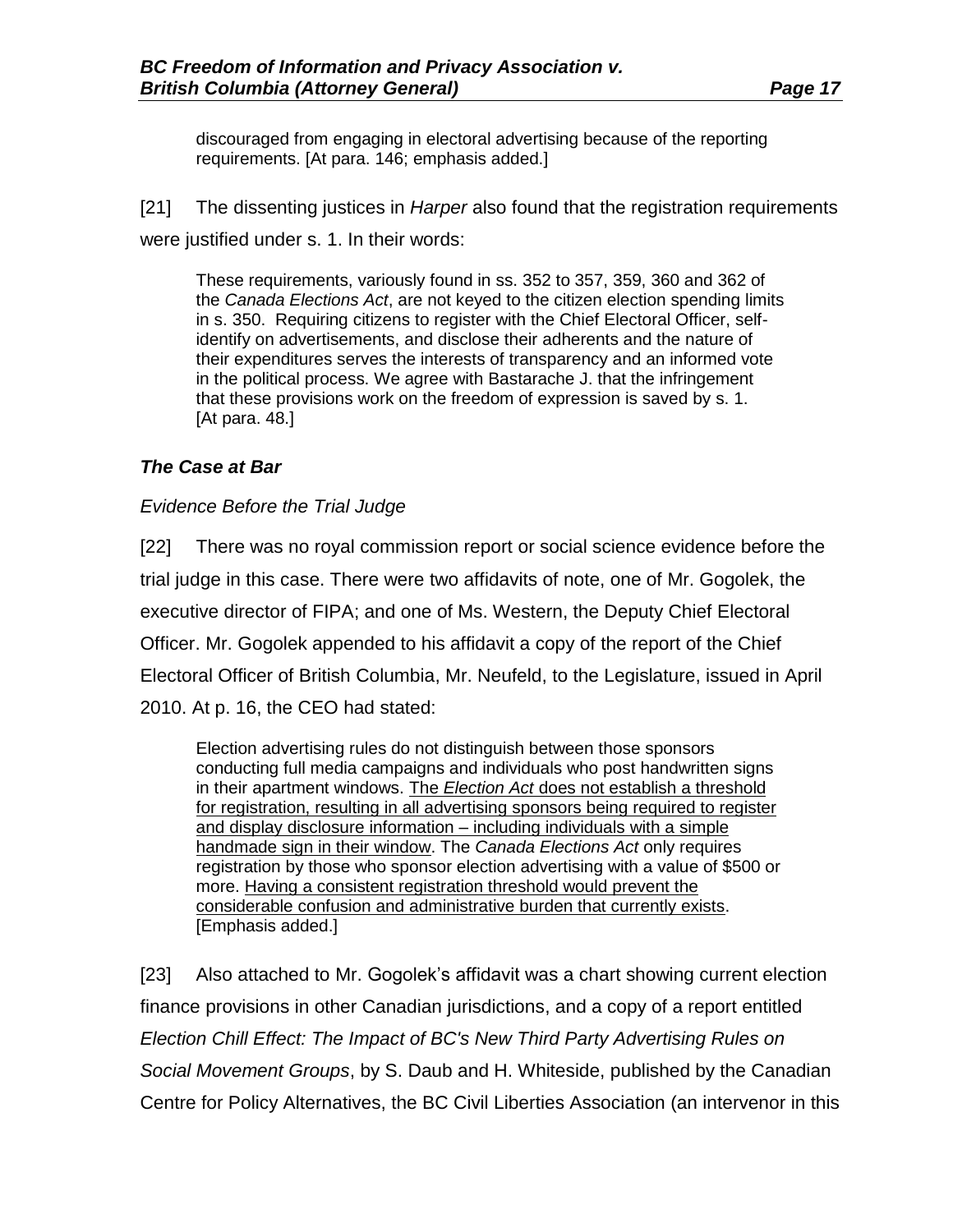> discouraged from engaging in electoral advertising because of the reporting requirements. [At para. 146; emphasis added.]

[21] The dissenting justices in *Harper* also found that the registration requirements were justified under s. 1. In their words:

> These requirements, variously found in ss. 352 to 357, 359, 360 and 362 of the *Canada Elections Act*, are not keyed to the citizen election spending limits in s. 350. Requiring citizens to register with the Chief Electoral Officer, self-identify on advertisements, and disclose their adherents and the nature of their expenditures serves the interests of transparency and an informed vote in the political process. We agree with Bastarache J. that the infringement that these provisions work on the freedom of expression is saved by s. 1. [At para. 48.]

### *The Case at Bar*

#### *Evidence Before the Trial Judge*

[22] There was no royal commission report or social science evidence before the trial judge in this case. There were two affidavits of note, one of Mr. Gogolek, the executive director of FIPA; and one of Ms. Western, the Deputy Chief Electoral Officer. Mr. Gogolek appended to his affidavit a copy of the report of the Chief Electoral Officer of British Columbia, Mr. Neufeld, to the Legislature, issued in April 2010. At p. 16, the CEO had stated:

> Election advertising rules do not distinguish between those sponsors conducting full media campaigns and individuals who post handwritten signs in their apartment windows. <u>The *Election Act* does not establish a threshold for registration, resulting in all advertising sponsors being required to register and display disclosure information – including individuals with a simple handmade sign in their window</u>. The *Canada Elections Act* only requires registration by those who sponsor election advertising with a value of $500 or more. <u>Having a consistent registration threshold would prevent the considerable confusion and administrative burden that currently exists</u>. [Emphasis added.]

[23] Also attached to Mr. Gogolek's affidavit was a chart showing current election finance provisions in other Canadian jurisdictions, and a copy of a report entitled *Election Chill Effect: The Impact of BC's New Third Party Advertising Rules on Social Movement Groups*, by S. Daub and H. Whiteside, published by the Canadian Centre for Policy Alternatives, the BC Civil Liberties Association (an intervenor in this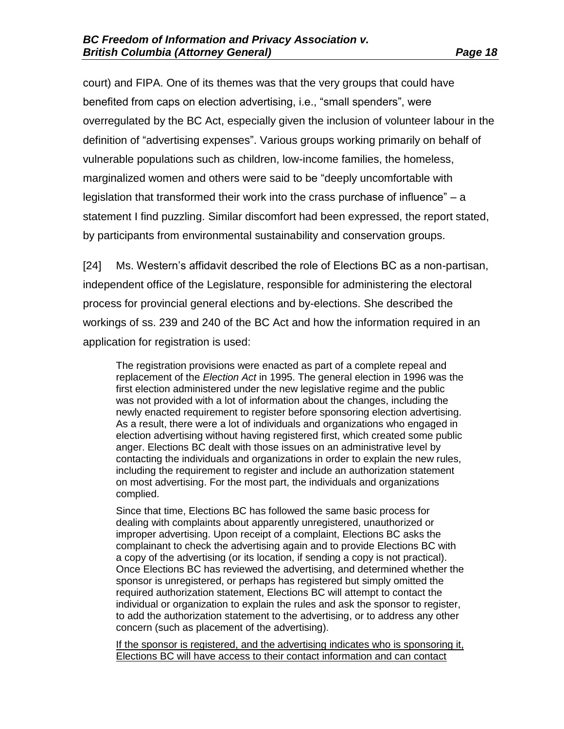court) and FIPA. One of its themes was that the very groups that could have benefited from caps on election advertising, i.e., "small spenders", were overregulated by the BC Act, especially given the inclusion of volunteer labour in the definition of "advertising expenses". Various groups working primarily on behalf of vulnerable populations such as children, low-income families, the homeless, marginalized women and others were said to be "deeply uncomfortable with legislation that transformed their work into the crass purchase of influence" – a statement I find puzzling. Similar discomfort had been expressed, the report stated, by participants from environmental sustainability and conservation groups.

[24] Ms. Western's affidavit described the role of Elections BC as a non-partisan, independent office of the Legislature, responsible for administering the electoral process for provincial general elections and by-elections. She described the workings of ss. 239 and 240 of the BC Act and how the information required in an application for registration is used:

> The registration provisions were enacted as part of a complete repeal and replacement of the *Election Act* in 1995. The general election in 1996 was the first election administered under the new legislative regime and the public was not provided with a lot of information about the changes, including the newly enacted requirement to register before sponsoring election advertising. As a result, there were a lot of individuals and organizations who engaged in election advertising without having registered first, which created some public anger. Elections BC dealt with those issues on an administrative level by contacting the individuals and organizations in order to explain the new rules, including the requirement to register and include an authorization statement on most advertising. For the most part, the individuals and organizations complied.
>
> Since that time, Elections BC has followed the same basic process for dealing with complaints about apparently unregistered, unauthorized or improper advertising. Upon receipt of a complaint, Elections BC asks the complainant to check the advertising again and to provide Elections BC with a copy of the advertising (or its location, if sending a copy is not practical). Once Elections BC has reviewed the advertising, and determined whether the sponsor is unregistered, or perhaps has registered but simply omitted the required authorization statement, Elections BC will attempt to contact the individual or organization to explain the rules and ask the sponsor to register, to add the authorization statement to the advertising, or to address any other concern (such as placement of the advertising).
>
> <u>If the sponsor is registered, and the advertising indicates who is sponsoring it, Elections BC will have access to their contact information and can contact</u>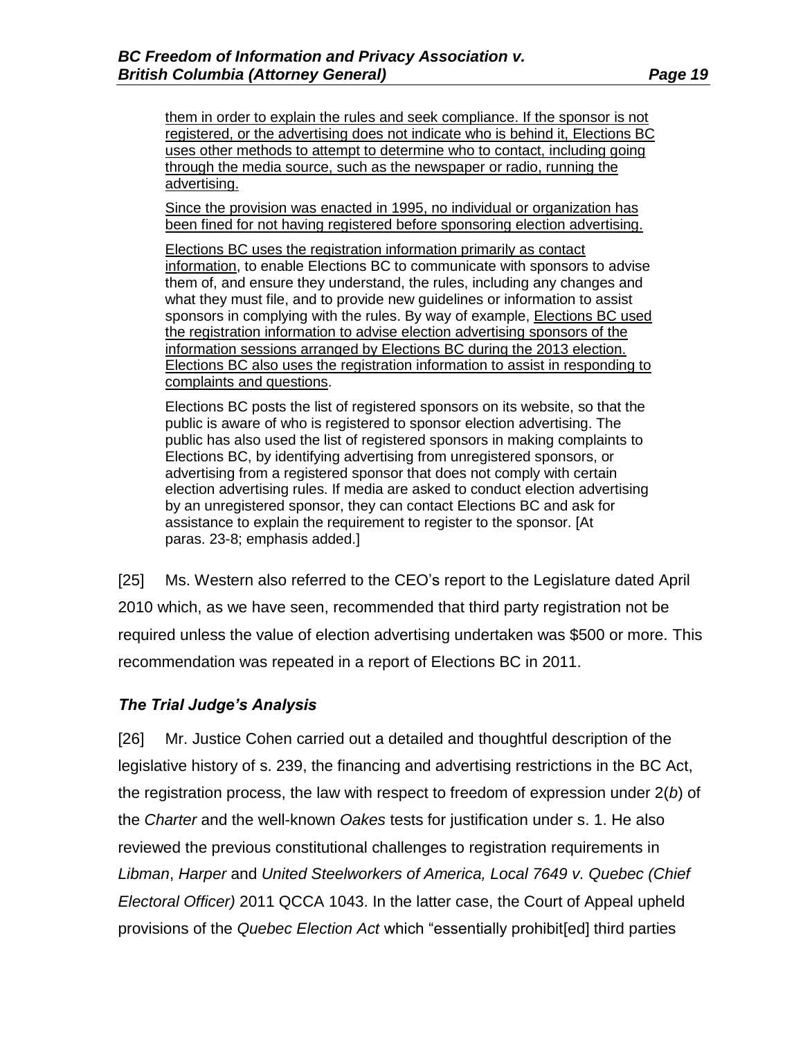> them in order to explain the rules and seek compliance. If the sponsor is not registered, or the advertising does not indicate who is behind it, Elections BC uses other methods to attempt to determine who to contact, including going through the media source, such as the newspaper or radio, running the advertising.
>
> Since the provision was enacted in 1995, no individual or organization has been fined for not having registered before sponsoring election advertising.
>
> Elections BC uses the registration information primarily as contact information, to enable Elections BC to communicate with sponsors to advise them of, and ensure they understand, the rules, including any changes and what they must file, and to provide new guidelines or information to assist sponsors in complying with the rules. By way of example, Elections BC used the registration information to advise election advertising sponsors of the information sessions arranged by Elections BC during the 2013 election. Elections BC also uses the registration information to assist in responding to complaints and questions.
>
> Elections BC posts the list of registered sponsors on its website, so that the public is aware of who is registered to sponsor election advertising. The public has also used the list of registered sponsors in making complaints to Elections BC, by identifying advertising from unregistered sponsors, or advertising from a registered sponsor that does not comply with certain election advertising rules. If media are asked to conduct election advertising by an unregistered sponsor, they can contact Elections BC and ask for assistance to explain the requirement to register to the sponsor. [At paras. 23-8; emphasis added.]

[25] Ms. Western also referred to the CEO's report to the Legislature dated April 2010 which, as we have seen, recommended that third party registration not be required unless the value of election advertising undertaken was $500 or more. This recommendation was repeated in a report of Elections BC in 2011.

### *The Trial Judge's Analysis*

[26] Mr. Justice Cohen carried out a detailed and thoughtful description of the legislative history of s. 239, the financing and advertising restrictions in the BC Act, the registration process, the law with respect to freedom of expression under 2(*b*) of the *Charter* and the well-known *Oakes* tests for justification under s. 1. He also reviewed the previous constitutional challenges to registration requirements in *Libman*, *Harper* and *United Steelworkers of America, Local 7649 v. Quebec (Chief Electoral Officer)* 2011 QCCA 1043. In the latter case, the Court of Appeal upheld provisions of the *Quebec Election Act* which "essentially prohibit[ed] third parties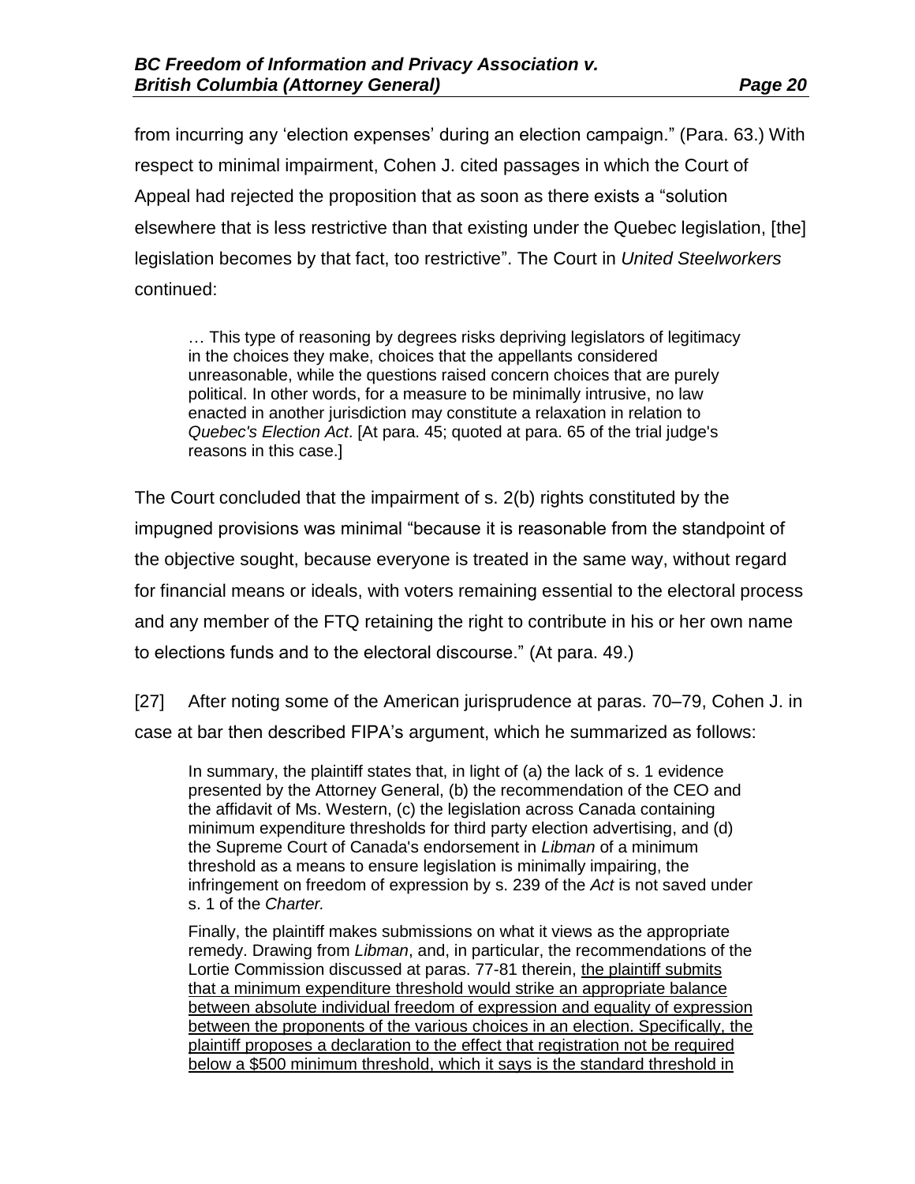from incurring any 'election expenses' during an election campaign." (Para. 63.) With respect to minimal impairment, Cohen J. cited passages in which the Court of Appeal had rejected the proposition that as soon as there exists a "solution elsewhere that is less restrictive than that existing under the Quebec legislation, [the] legislation becomes by that fact, too restrictive". The Court in *United Steelworkers* continued:

> … This type of reasoning by degrees risks depriving legislators of legitimacy in the choices they make, choices that the appellants considered unreasonable, while the questions raised concern choices that are purely political. In other words, for a measure to be minimally intrusive, no law enacted in another jurisdiction may constitute a relaxation in relation to *Quebec's Election Act*. [At para. 45; quoted at para. 65 of the trial judge's reasons in this case.]

The Court concluded that the impairment of s. 2(b) rights constituted by the impugned provisions was minimal "because it is reasonable from the standpoint of the objective sought, because everyone is treated in the same way, without regard for financial means or ideals, with voters remaining essential to the electoral process and any member of the FTQ retaining the right to contribute in his or her own name to elections funds and to the electoral discourse." (At para. 49.)

[27] After noting some of the American jurisprudence at paras. 70–79, Cohen J. in case at bar then described FIPA's argument, which he summarized as follows:

> In summary, the plaintiff states that, in light of (a) the lack of s. 1 evidence presented by the Attorney General, (b) the recommendation of the CEO and the affidavit of Ms. Western, (c) the legislation across Canada containing minimum expenditure thresholds for third party election advertising, and (d) the Supreme Court of Canada's endorsement in *Libman* of a minimum threshold as a means to ensure legislation is minimally impairing, the infringement on freedom of expression by s. 239 of the *Act* is not saved under s. 1 of the *Charter.*
>
> Finally, the plaintiff makes submissions on what it views as the appropriate remedy. Drawing from *Libman*, and, in particular, the recommendations of the Lortie Commission discussed at paras. 77-81 therein, <u>the plaintiff submits that a minimum expenditure threshold would strike an appropriate balance between absolute individual freedom of expression and equality of expression between the proponents of the various choices in an election. Specifically, the plaintiff proposes a declaration to the effect that registration not be required below a $500 minimum threshold, which it says is the standard threshold in</u>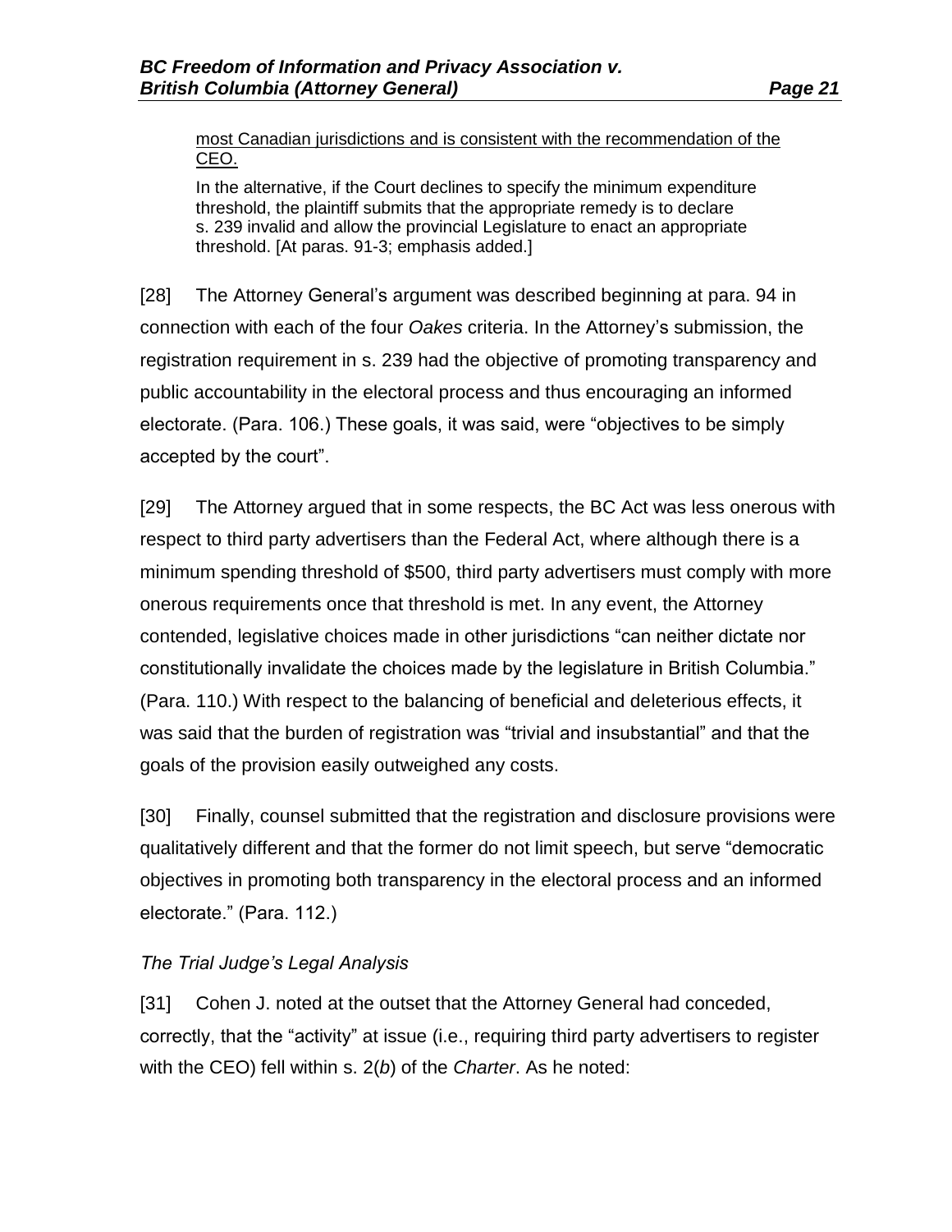> <u>most Canadian jurisdictions and is consistent with the recommendation of the CEO.</u>
>
> In the alternative, if the Court declines to specify the minimum expenditure threshold, the plaintiff submits that the appropriate remedy is to declare s. 239 invalid and allow the provincial Legislature to enact an appropriate threshold. [At paras. 91-3; emphasis added.]

[28] The Attorney General's argument was described beginning at para. 94 in connection with each of the four *Oakes* criteria. In the Attorney's submission, the registration requirement in s. 239 had the objective of promoting transparency and public accountability in the electoral process and thus encouraging an informed electorate. (Para. 106.) These goals, it was said, were "objectives to be simply accepted by the court".

[29] The Attorney argued that in some respects, the BC Act was less onerous with respect to third party advertisers than the Federal Act, where although there is a minimum spending threshold of $500, third party advertisers must comply with more onerous requirements once that threshold is met. In any event, the Attorney contended, legislative choices made in other jurisdictions "can neither dictate nor constitutionally invalidate the choices made by the legislature in British Columbia." (Para. 110.) With respect to the balancing of beneficial and deleterious effects, it was said that the burden of registration was "trivial and insubstantial" and that the goals of the provision easily outweighed any costs.

[30] Finally, counsel submitted that the registration and disclosure provisions were qualitatively different and that the former do not limit speech, but serve "democratic objectives in promoting both transparency in the electoral process and an informed electorate." (Para. 112.)

### *The Trial Judge's Legal Analysis*

[31] Cohen J. noted at the outset that the Attorney General had conceded, correctly, that the "activity" at issue (i.e., requiring third party advertisers to register with the CEO) fell within s. 2(*b*) of the *Charter*. As he noted: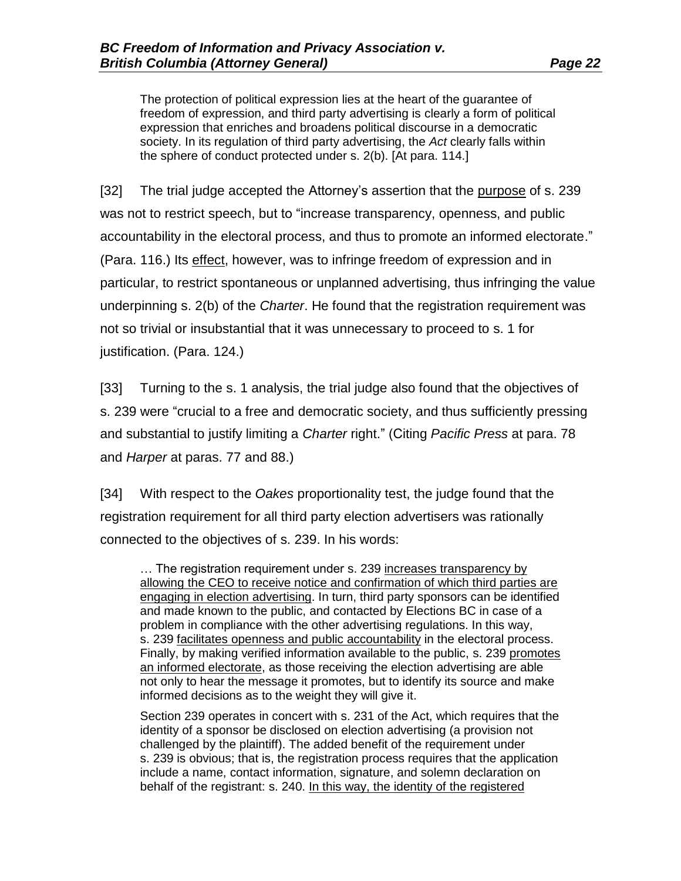> The protection of political expression lies at the heart of the guarantee of freedom of expression, and third party advertising is clearly a form of political expression that enriches and broadens political discourse in a democratic society. In its regulation of third party advertising, the *Act* clearly falls within the sphere of conduct protected under s. 2(b). [At para. 114.]

[32] The trial judge accepted the Attorney's assertion that the <u>purpose</u> of s. 239 was not to restrict speech, but to "increase transparency, openness, and public accountability in the electoral process, and thus to promote an informed electorate." (Para. 116.) Its <u>effect</u>, however, was to infringe freedom of expression and in particular, to restrict spontaneous or unplanned advertising, thus infringing the value underpinning s. 2(b) of the *Charter*. He found that the registration requirement was not so trivial or insubstantial that it was unnecessary to proceed to s. 1 for justification. (Para. 124.)

[33] Turning to the s. 1 analysis, the trial judge also found that the objectives of s. 239 were "crucial to a free and democratic society, and thus sufficiently pressing and substantial to justify limiting a *Charter* right." (Citing *Pacific Press* at para. 78 and *Harper* at paras. 77 and 88.)

[34] With respect to the *Oakes* proportionality test, the judge found that the registration requirement for all third party election advertisers was rationally connected to the objectives of s. 239. In his words:

> … The registration requirement under s. 239 <u>increases transparency by allowing the CEO to receive notice and confirmation of which third parties are engaging in election advertising</u>. In turn, third party sponsors can be identified and made known to the public, and contacted by Elections BC in case of a problem in compliance with the other advertising regulations. In this way, s. 239 <u>facilitates openness and public accountability</u> in the electoral process. Finally, by making verified information available to the public, s. 239 <u>promotes an informed electorate</u>, as those receiving the election advertising are able not only to hear the message it promotes, but to identify its source and make informed decisions as to the weight they will give it.
>
> Section 239 operates in concert with s. 231 of the Act, which requires that the identity of a sponsor be disclosed on election advertising (a provision not challenged by the plaintiff). The added benefit of the requirement under s. 239 is obvious; that is, the registration process requires that the application include a name, contact information, signature, and solemn declaration on behalf of the registrant: s. 240. <u>In this way, the identity of the registered</u>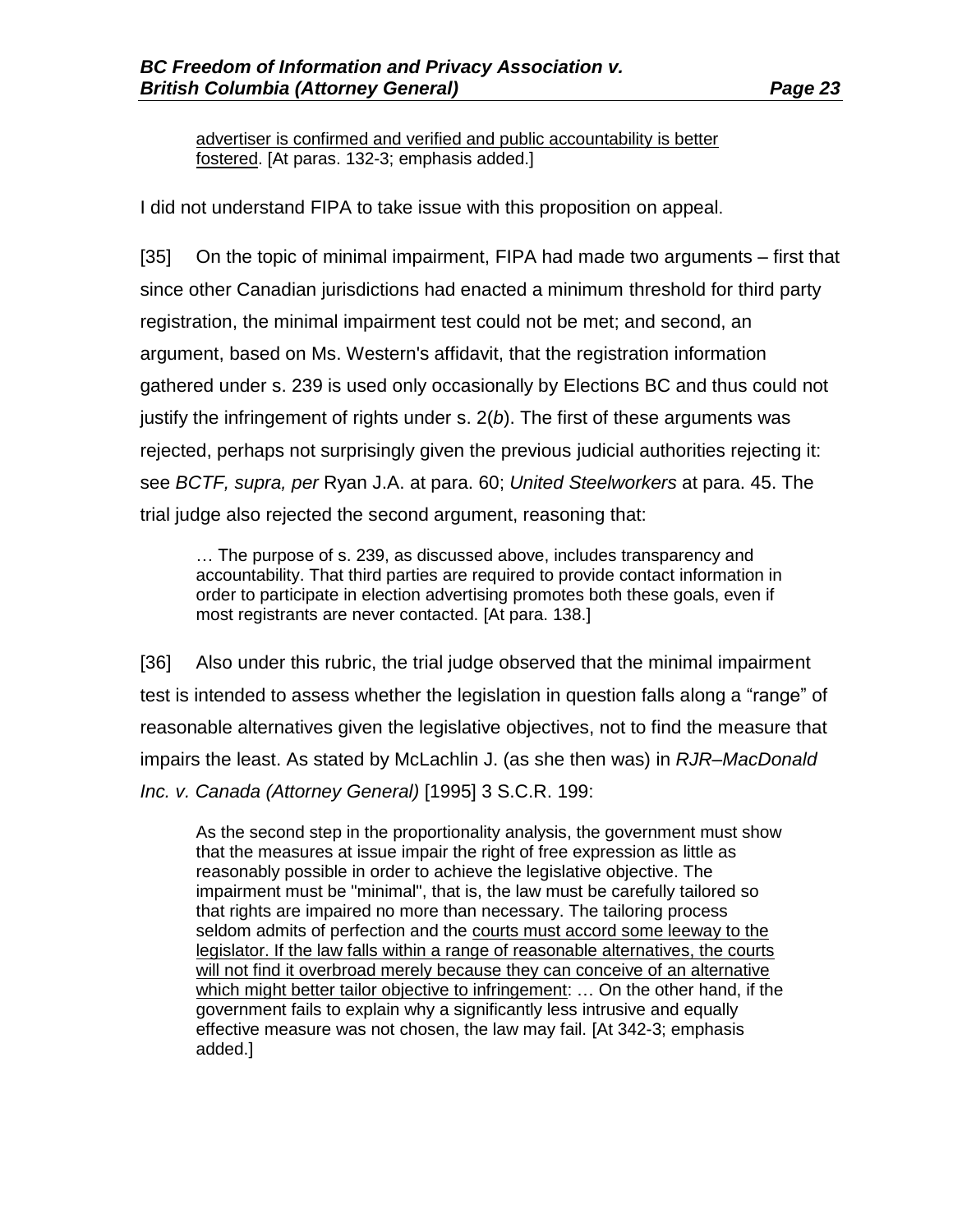> advertiser is confirmed and verified and public accountability is better fostered. [At paras. 132-3; emphasis added.]

I did not understand FIPA to take issue with this proposition on appeal.

[35] On the topic of minimal impairment, FIPA had made two arguments – first that since other Canadian jurisdictions had enacted a minimum threshold for third party registration, the minimal impairment test could not be met; and second, an argument, based on Ms. Western's affidavit, that the registration information gathered under s. 239 is used only occasionally by Elections BC and thus could not justify the infringement of rights under s. 2(*b*). The first of these arguments was rejected, perhaps not surprisingly given the previous judicial authorities rejecting it: see *BCTF, supra, per* Ryan J.A. at para. 60; *United Steelworkers* at para. 45. The trial judge also rejected the second argument, reasoning that:

> … The purpose of s. 239, as discussed above, includes transparency and accountability. That third parties are required to provide contact information in order to participate in election advertising promotes both these goals, even if most registrants are never contacted. [At para. 138.]

[36] Also under this rubric, the trial judge observed that the minimal impairment test is intended to assess whether the legislation in question falls along a "range" of reasonable alternatives given the legislative objectives, not to find the measure that impairs the least. As stated by McLachlin J. (as she then was) in *RJR–MacDonald Inc. v. Canada (Attorney General)* [1995] 3 S.C.R. 199:

> As the second step in the proportionality analysis, the government must show that the measures at issue impair the right of free expression as little as reasonably possible in order to achieve the legislative objective. The impairment must be "minimal", that is, the law must be carefully tailored so that rights are impaired no more than necessary. The tailoring process seldom admits of perfection and the courts must accord some leeway to the legislator. If the law falls within a range of reasonable alternatives, the courts will not find it overbroad merely because they can conceive of an alternative which might better tailor objective to infringement: … On the other hand, if the government fails to explain why a significantly less intrusive and equally effective measure was not chosen, the law may fail. [At 342-3; emphasis added.]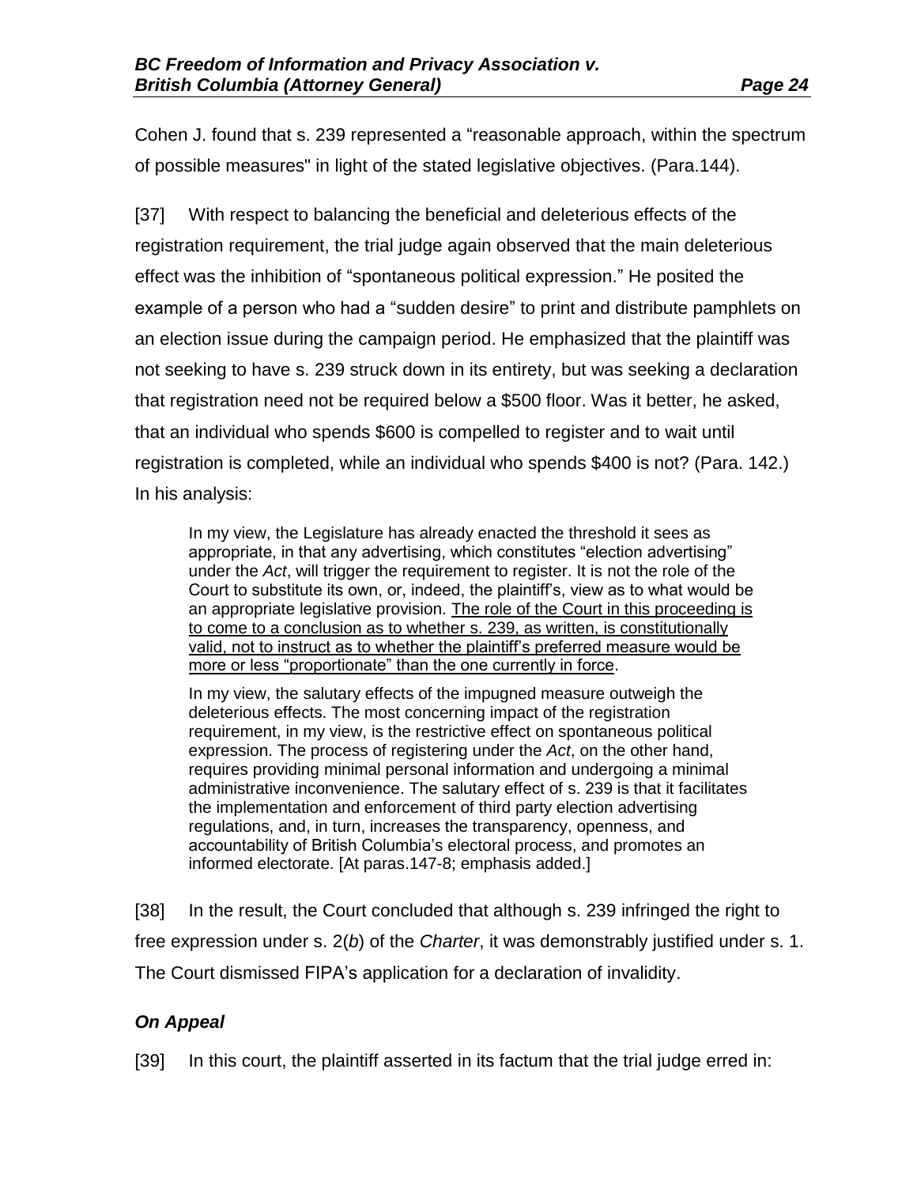Cohen J. found that s. 239 represented a “reasonable approach, within the spectrum of possible measures" in light of the stated legislative objectives. (Para.144).

[37] With respect to balancing the beneficial and deleterious effects of the registration requirement, the trial judge again observed that the main deleterious effect was the inhibition of “spontaneous political expression.” He posited the example of a person who had a “sudden desire” to print and distribute pamphlets on an election issue during the campaign period. He emphasized that the plaintiff was not seeking to have s. 239 struck down in its entirety, but was seeking a declaration that registration need not be required below a $500 floor. Was it better, he asked, that an individual who spends $600 is compelled to register and to wait until registration is completed, while an individual who spends $400 is not? (Para. 142.) In his analysis:

> In my view, the Legislature has already enacted the threshold it sees as appropriate, in that any advertising, which constitutes “election advertising” under the *Act*, will trigger the requirement to register. It is not the role of the Court to substitute its own, or, indeed, the plaintiff’s, view as to what would be an appropriate legislative provision. <u>The role of the Court in this proceeding is to come to a conclusion as to whether s. 239, as written, is constitutionally valid, not to instruct as to whether the plaintiff’s preferred measure would be more or less “proportionate” than the one currently in force</u>.
>
> In my view, the salutary effects of the impugned measure outweigh the deleterious effects. The most concerning impact of the registration requirement, in my view, is the restrictive effect on spontaneous political expression. The process of registering under the *Act*, on the other hand, requires providing minimal personal information and undergoing a minimal administrative inconvenience. The salutary effect of s. 239 is that it facilitates the implementation and enforcement of third party election advertising regulations, and, in turn, increases the transparency, openness, and accountability of British Columbia’s electoral process, and promotes an informed electorate. [At paras.147-8; emphasis added.]

[38] In the result, the Court concluded that although s. 239 infringed the right to free expression under s. 2(*b*) of the *Charter*, it was demonstrably justified under s. 1. The Court dismissed FIPA’s application for a declaration of invalidity.

### *On Appeal*

[39] In this court, the plaintiff asserted in its factum that the trial judge erred in: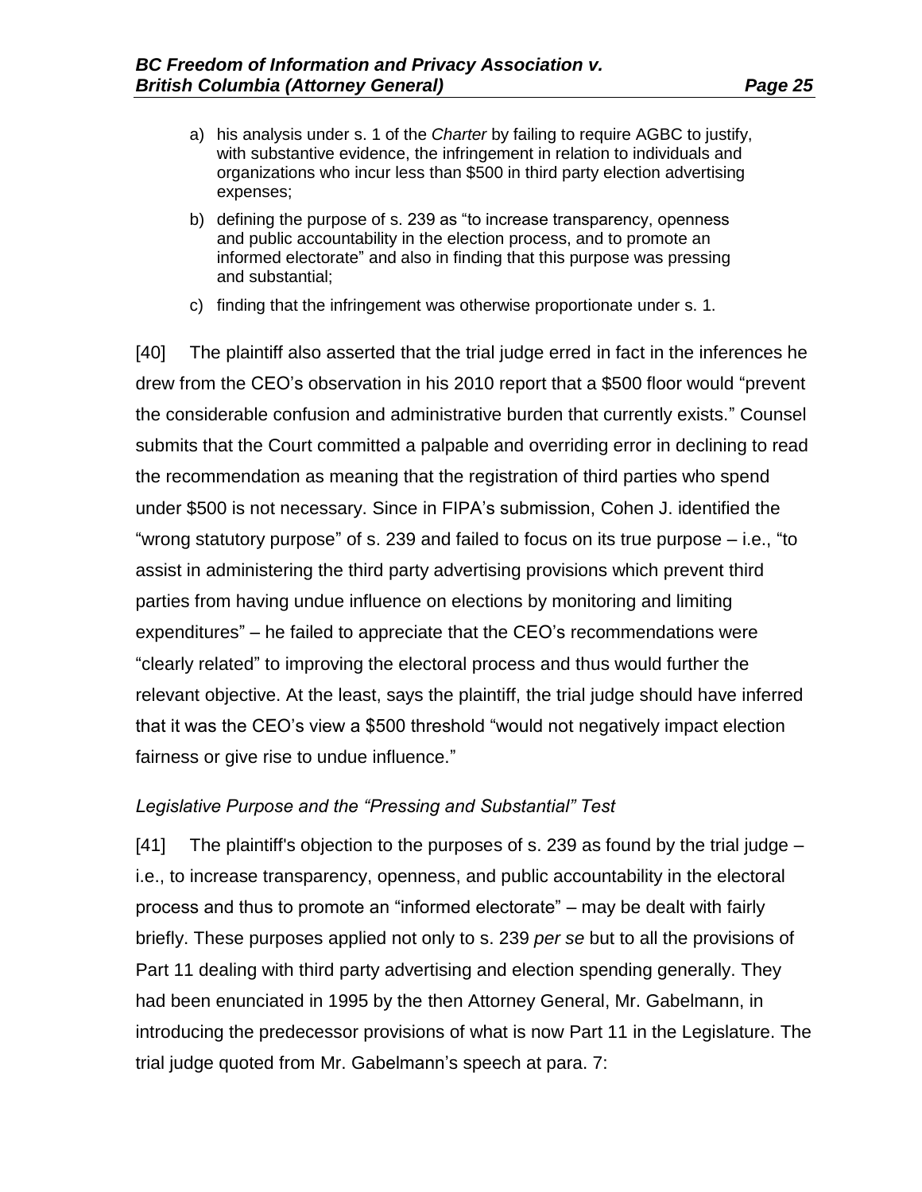a) his analysis under s. 1 of the *Charter* by failing to require AGBC to justify, with substantive evidence, the infringement in relation to individuals and organizations who incur less than $500 in third party election advertising expenses;

b) defining the purpose of s. 239 as “to increase transparency, openness and public accountability in the election process, and to promote an informed electorate” and also in finding that this purpose was pressing and substantial;

c) finding that the infringement was otherwise proportionate under s. 1.

[40] The plaintiff also asserted that the trial judge erred in fact in the inferences he drew from the CEO’s observation in his 2010 report that a $500 floor would “prevent the considerable confusion and administrative burden that currently exists.” Counsel submits that the Court committed a palpable and overriding error in declining to read the recommendation as meaning that the registration of third parties who spend under $500 is not necessary. Since in FIPA’s submission, Cohen J. identified the “wrong statutory purpose” of s. 239 and failed to focus on its true purpose – i.e., “to assist in administering the third party advertising provisions which prevent third parties from having undue influence on elections by monitoring and limiting expenditures” – he failed to appreciate that the CEO’s recommendations were “clearly related” to improving the electoral process and thus would further the relevant objective. At the least, says the plaintiff, the trial judge should have inferred that it was the CEO’s view a $500 threshold “would not negatively impact election fairness or give rise to undue influence.”

### *Legislative Purpose and the “Pressing and Substantial” Test*

[41] The plaintiff's objection to the purposes of s. 239 as found by the trial judge – i.e., to increase transparency, openness, and public accountability in the electoral process and thus to promote an “informed electorate” – may be dealt with fairly briefly. These purposes applied not only to s. 239 *per se* but to all the provisions of Part 11 dealing with third party advertising and election spending generally. They had been enunciated in 1995 by the then Attorney General, Mr. Gabelmann, in introducing the predecessor provisions of what is now Part 11 in the Legislature. The trial judge quoted from Mr. Gabelmann’s speech at para. 7: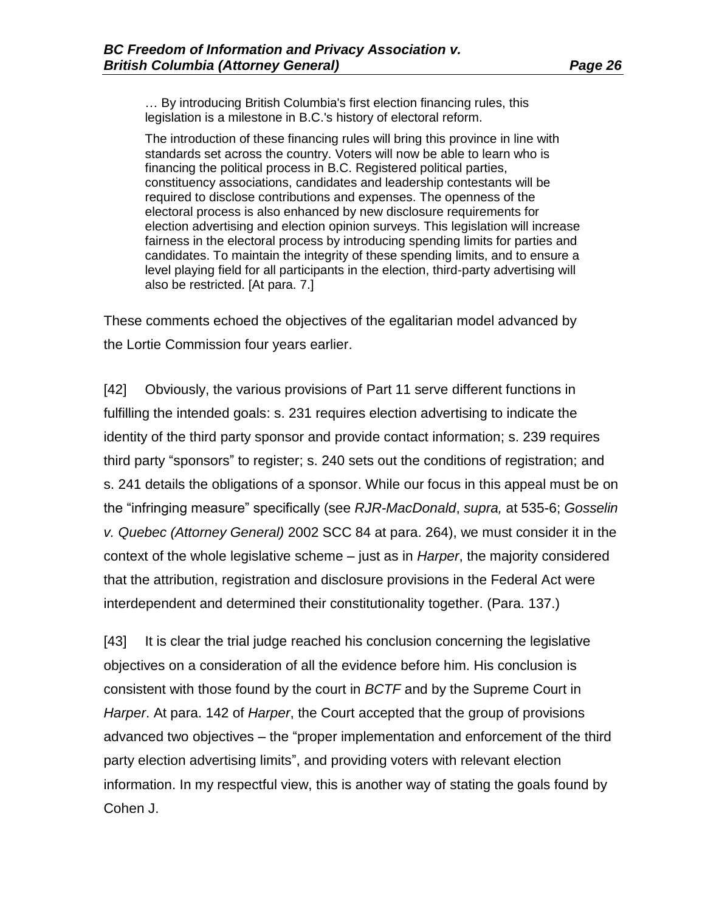> … By introducing British Columbia's first election financing rules, this legislation is a milestone in B.C.'s history of electoral reform.
>
> The introduction of these financing rules will bring this province in line with standards set across the country. Voters will now be able to learn who is financing the political process in B.C. Registered political parties, constituency associations, candidates and leadership contestants will be required to disclose contributions and expenses. The openness of the electoral process is also enhanced by new disclosure requirements for election advertising and election opinion surveys. This legislation will increase fairness in the electoral process by introducing spending limits for parties and candidates. To maintain the integrity of these spending limits, and to ensure a level playing field for all participants in the election, third-party advertising will also be restricted. [At para. 7.]

These comments echoed the objectives of the egalitarian model advanced by the Lortie Commission four years earlier.

[42] Obviously, the various provisions of Part 11 serve different functions in fulfilling the intended goals: s. 231 requires election advertising to indicate the identity of the third party sponsor and provide contact information; s. 239 requires third party "sponsors" to register; s. 240 sets out the conditions of registration; and s. 241 details the obligations of a sponsor. While our focus in this appeal must be on the "infringing measure" specifically (see *RJR-MacDonald*, *supra,* at 535-6; *Gosselin v. Quebec (Attorney General)* 2002 SCC 84 at para. 264), we must consider it in the context of the whole legislative scheme – just as in *Harper*, the majority considered that the attribution, registration and disclosure provisions in the Federal Act were interdependent and determined their constitutionality together. (Para. 137.)

[43] It is clear the trial judge reached his conclusion concerning the legislative objectives on a consideration of all the evidence before him. His conclusion is consistent with those found by the court in *BCTF* and by the Supreme Court in *Harper*. At para. 142 of *Harper*, the Court accepted that the group of provisions advanced two objectives – the "proper implementation and enforcement of the third party election advertising limits", and providing voters with relevant election information. In my respectful view, this is another way of stating the goals found by Cohen J.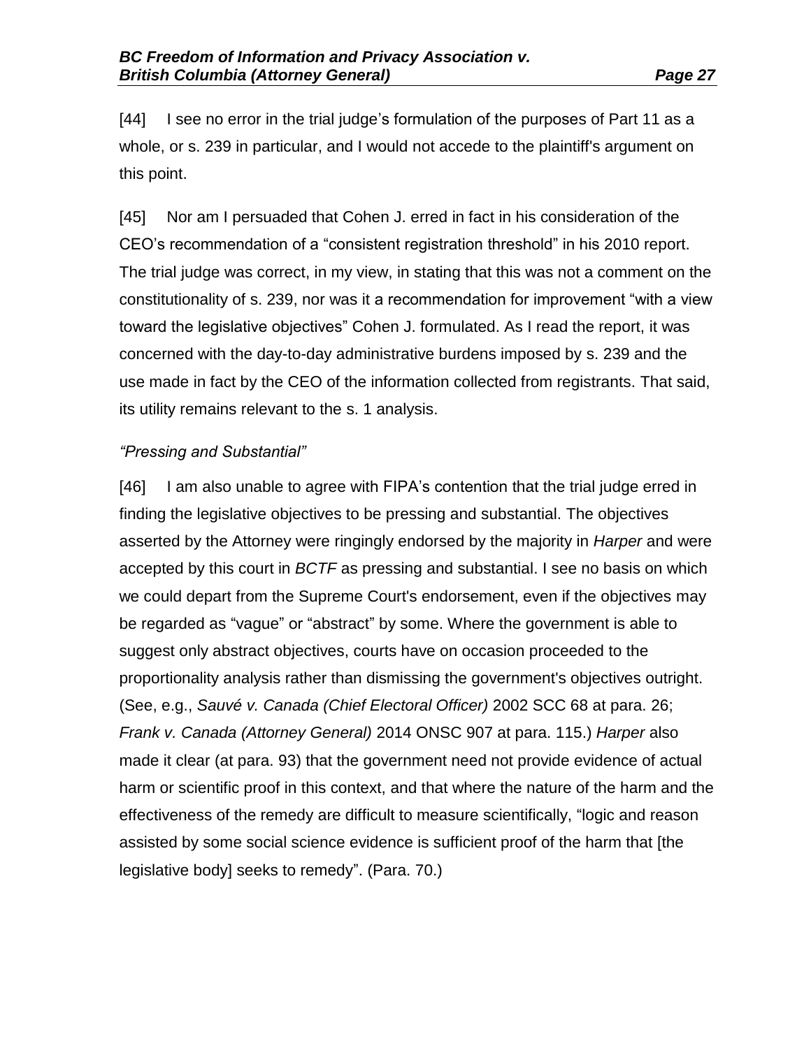[44] I see no error in the trial judge's formulation of the purposes of Part 11 as a whole, or s. 239 in particular, and I would not accede to the plaintiff's argument on this point.

[45] Nor am I persuaded that Cohen J. erred in fact in his consideration of the CEO's recommendation of a "consistent registration threshold" in his 2010 report. The trial judge was correct, in my view, in stating that this was not a comment on the constitutionality of s. 239, nor was it a recommendation for improvement "with a view toward the legislative objectives" Cohen J. formulated. As I read the report, it was concerned with the day-to-day administrative burdens imposed by s. 239 and the use made in fact by the CEO of the information collected from registrants. That said, its utility remains relevant to the s. 1 analysis.

*"Pressing and Substantial"*

[46] I am also unable to agree with FIPA's contention that the trial judge erred in finding the legislative objectives to be pressing and substantial. The objectives asserted by the Attorney were ringingly endorsed by the majority in *Harper* and were accepted by this court in *BCTF* as pressing and substantial. I see no basis on which we could depart from the Supreme Court's endorsement, even if the objectives may be regarded as "vague" or "abstract" by some. Where the government is able to suggest only abstract objectives, courts have on occasion proceeded to the proportionality analysis rather than dismissing the government's objectives outright. (See, e.g., *Sauvé v. Canada (Chief Electoral Officer)* 2002 SCC 68 at para. 26; *Frank v. Canada (Attorney General)* 2014 ONSC 907 at para. 115.) *Harper* also made it clear (at para. 93) that the government need not provide evidence of actual harm or scientific proof in this context, and that where the nature of the harm and the effectiveness of the remedy are difficult to measure scientifically, "logic and reason assisted by some social science evidence is sufficient proof of the harm that [the legislative body] seeks to remedy". (Para. 70.)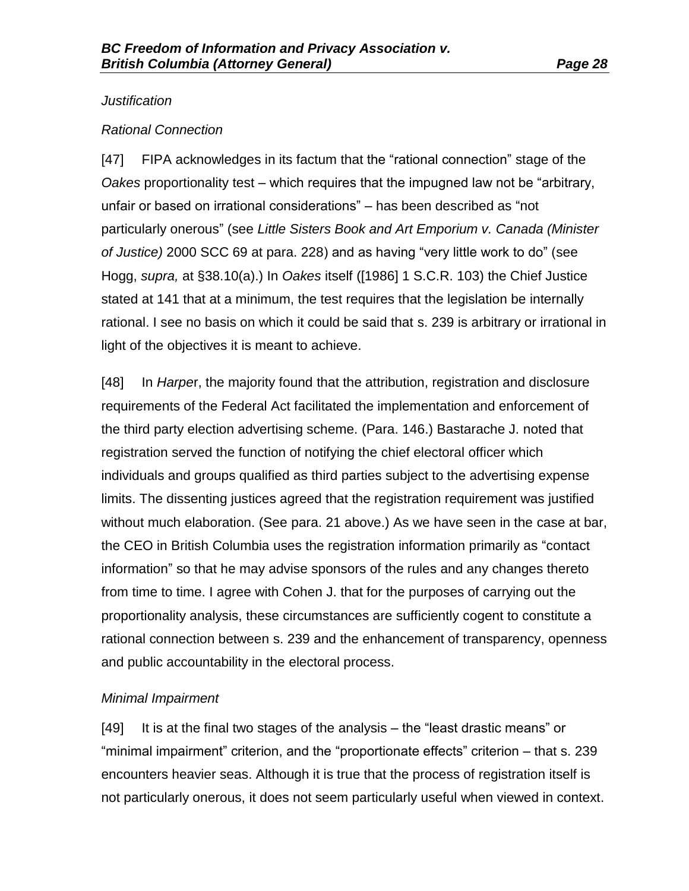*Justification*

*Rational Connection*

[47] FIPA acknowledges in its factum that the "rational connection" stage of the *Oakes* proportionality test – which requires that the impugned law not be "arbitrary, unfair or based on irrational considerations" – has been described as "not particularly onerous" (see *Little Sisters Book and Art Emporium v. Canada (Minister of Justice)* 2000 SCC 69 at para. 228) and as having "very little work to do" (see Hogg, *supra,* at §38.10(a).) In *Oakes* itself ([1986] 1 S.C.R. 103) the Chief Justice stated at 141 that at a minimum, the test requires that the legislation be internally rational. I see no basis on which it could be said that s. 239 is arbitrary or irrational in light of the objectives it is meant to achieve.

[48] In *Harper*, the majority found that the attribution, registration and disclosure requirements of the Federal Act facilitated the implementation and enforcement of the third party election advertising scheme. (Para. 146.) Bastarache J. noted that registration served the function of notifying the chief electoral officer which individuals and groups qualified as third parties subject to the advertising expense limits. The dissenting justices agreed that the registration requirement was justified without much elaboration. (See para. 21 above.) As we have seen in the case at bar, the CEO in British Columbia uses the registration information primarily as "contact information" so that he may advise sponsors of the rules and any changes thereto from time to time. I agree with Cohen J. that for the purposes of carrying out the proportionality analysis, these circumstances are sufficiently cogent to constitute a rational connection between s. 239 and the enhancement of transparency, openness and public accountability in the electoral process.

*Minimal Impairment*

[49] It is at the final two stages of the analysis – the "least drastic means" or "minimal impairment" criterion, and the "proportionate effects" criterion – that s. 239 encounters heavier seas. Although it is true that the process of registration itself is not particularly onerous, it does not seem particularly useful when viewed in context.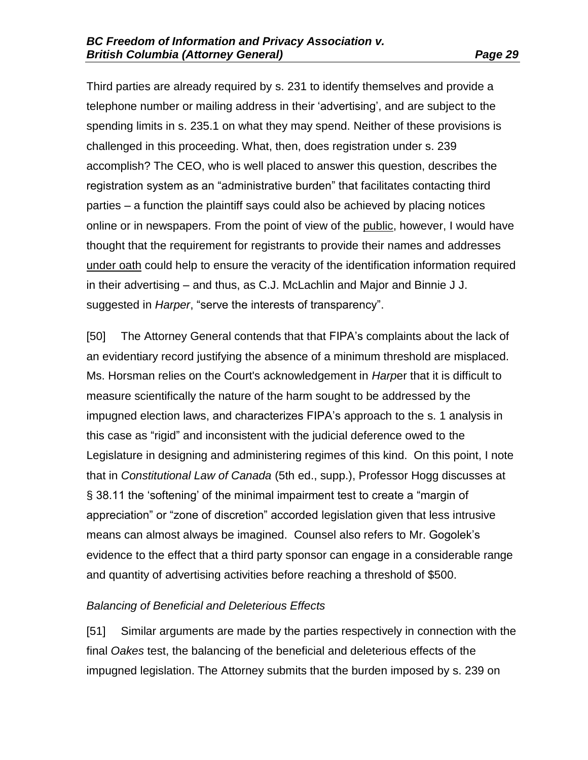Third parties are already required by s. 231 to identify themselves and provide a telephone number or mailing address in their 'advertising', and are subject to the spending limits in s. 235.1 on what they may spend. Neither of these provisions is challenged in this proceeding. What, then, does registration under s. 239 accomplish? The CEO, who is well placed to answer this question, describes the registration system as an "administrative burden" that facilitates contacting third parties – a function the plaintiff says could also be achieved by placing notices online or in newspapers. From the point of view of the <u>public</u>, however, I would have thought that the requirement for registrants to provide their names and addresses <u>under oath</u> could help to ensure the veracity of the identification information required in their advertising – and thus, as C.J. McLachlin and Major and Binnie J J. suggested in *Harper*, "serve the interests of transparency".

[50] The Attorney General contends that that FIPA's complaints about the lack of an evidentiary record justifying the absence of a minimum threshold are misplaced. Ms. Horsman relies on the Court's acknowledgement in *Harp*er that it is difficult to measure scientifically the nature of the harm sought to be addressed by the impugned election laws, and characterizes FIPA's approach to the s. 1 analysis in this case as "rigid" and inconsistent with the judicial deference owed to the Legislature in designing and administering regimes of this kind. On this point, I note that in *Constitutional Law of Canada* (5th ed., supp.), Professor Hogg discusses at § 38.11 the 'softening' of the minimal impairment test to create a "margin of appreciation" or "zone of discretion" accorded legislation given that less intrusive means can almost always be imagined. Counsel also refers to Mr. Gogolek's evidence to the effect that a third party sponsor can engage in a considerable range and quantity of advertising activities before reaching a threshold of $500.

### *Balancing of Beneficial and Deleterious Effects*

[51] Similar arguments are made by the parties respectively in connection with the final *Oakes* test, the balancing of the beneficial and deleterious effects of the impugned legislation. The Attorney submits that the burden imposed by s. 239 on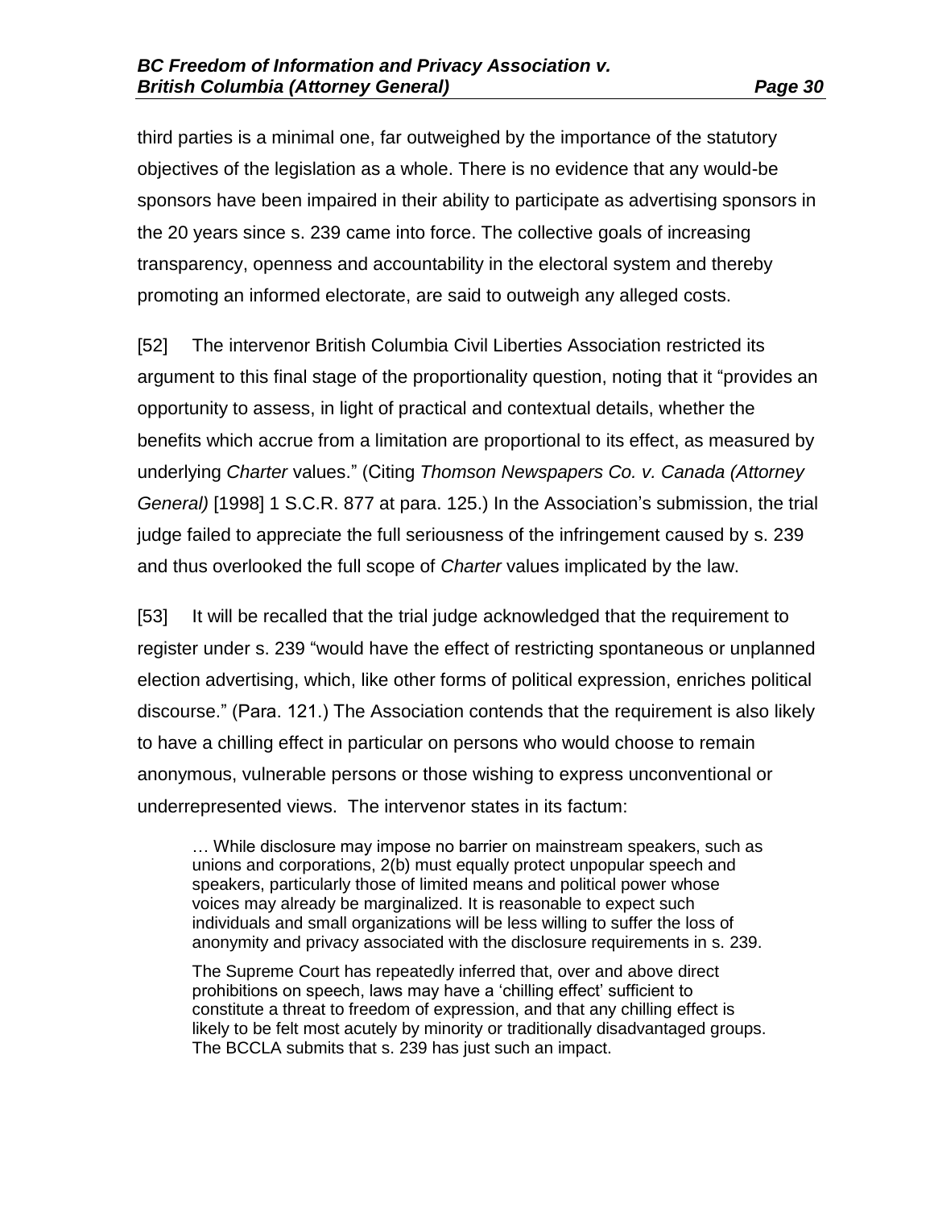third parties is a minimal one, far outweighed by the importance of the statutory objectives of the legislation as a whole. There is no evidence that any would-be sponsors have been impaired in their ability to participate as advertising sponsors in the 20 years since s. 239 came into force. The collective goals of increasing transparency, openness and accountability in the electoral system and thereby promoting an informed electorate, are said to outweigh any alleged costs.

[52] The intervenor British Columbia Civil Liberties Association restricted its argument to this final stage of the proportionality question, noting that it "provides an opportunity to assess, in light of practical and contextual details, whether the benefits which accrue from a limitation are proportional to its effect, as measured by underlying *Charter* values." (Citing *Thomson Newspapers Co. v. Canada (Attorney General)* [1998] 1 S.C.R. 877 at para. 125.) In the Association's submission, the trial judge failed to appreciate the full seriousness of the infringement caused by s. 239 and thus overlooked the full scope of *Charter* values implicated by the law.

[53] It will be recalled that the trial judge acknowledged that the requirement to register under s. 239 "would have the effect of restricting spontaneous or unplanned election advertising, which, like other forms of political expression, enriches political discourse." (Para. 121.) The Association contends that the requirement is also likely to have a chilling effect in particular on persons who would choose to remain anonymous, vulnerable persons or those wishing to express unconventional or underrepresented views. The intervenor states in its factum:

> … While disclosure may impose no barrier on mainstream speakers, such as unions and corporations, 2(b) must equally protect unpopular speech and speakers, particularly those of limited means and political power whose voices may already be marginalized. It is reasonable to expect such individuals and small organizations will be less willing to suffer the loss of anonymity and privacy associated with the disclosure requirements in s. 239.
>
> The Supreme Court has repeatedly inferred that, over and above direct prohibitions on speech, laws may have a 'chilling effect' sufficient to constitute a threat to freedom of expression, and that any chilling effect is likely to be felt most acutely by minority or traditionally disadvantaged groups. The BCCLA submits that s. 239 has just such an impact.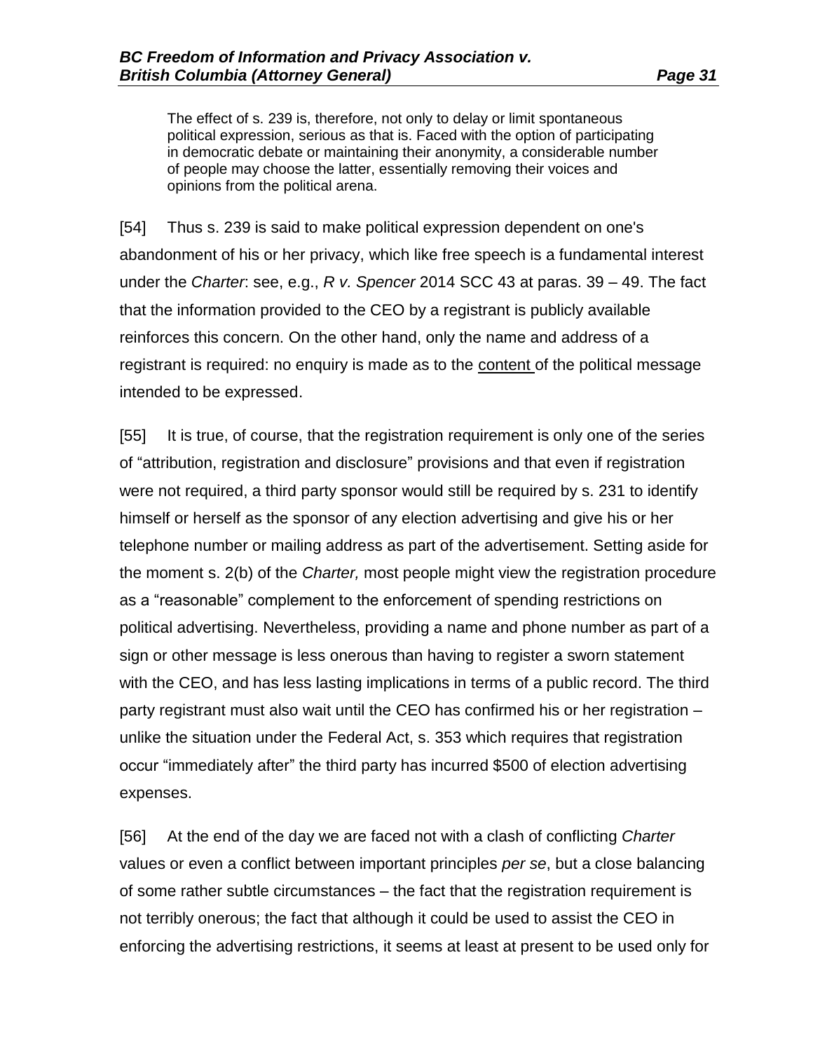> The effect of s. 239 is, therefore, not only to delay or limit spontaneous political expression, serious as that is. Faced with the option of participating in democratic debate or maintaining their anonymity, a considerable number of people may choose the latter, essentially removing their voices and opinions from the political arena.

[54] Thus s. 239 is said to make political expression dependent on one's abandonment of his or her privacy, which like free speech is a fundamental interest under the *Charter*: see, e.g., *R v. Spencer* 2014 SCC 43 at paras. 39 – 49. The fact that the information provided to the CEO by a registrant is publicly available reinforces this concern. On the other hand, only the name and address of a registrant is required: no enquiry is made as to the <u>content</u> of the political message intended to be expressed.

[55] It is true, of course, that the registration requirement is only one of the series of "attribution, registration and disclosure" provisions and that even if registration were not required, a third party sponsor would still be required by s. 231 to identify himself or herself as the sponsor of any election advertising and give his or her telephone number or mailing address as part of the advertisement. Setting aside for the moment s. 2(b) of the *Charter,* most people might view the registration procedure as a "reasonable" complement to the enforcement of spending restrictions on political advertising. Nevertheless, providing a name and phone number as part of a sign or other message is less onerous than having to register a sworn statement with the CEO, and has less lasting implications in terms of a public record. The third party registrant must also wait until the CEO has confirmed his or her registration – unlike the situation under the Federal Act, s. 353 which requires that registration occur "immediately after" the third party has incurred $500 of election advertising expenses.

[56] At the end of the day we are faced not with a clash of conflicting *Charter* values or even a conflict between important principles *per se*, but a close balancing of some rather subtle circumstances – the fact that the registration requirement is not terribly onerous; the fact that although it could be used to assist the CEO in enforcing the advertising restrictions, it seems at least at present to be used only for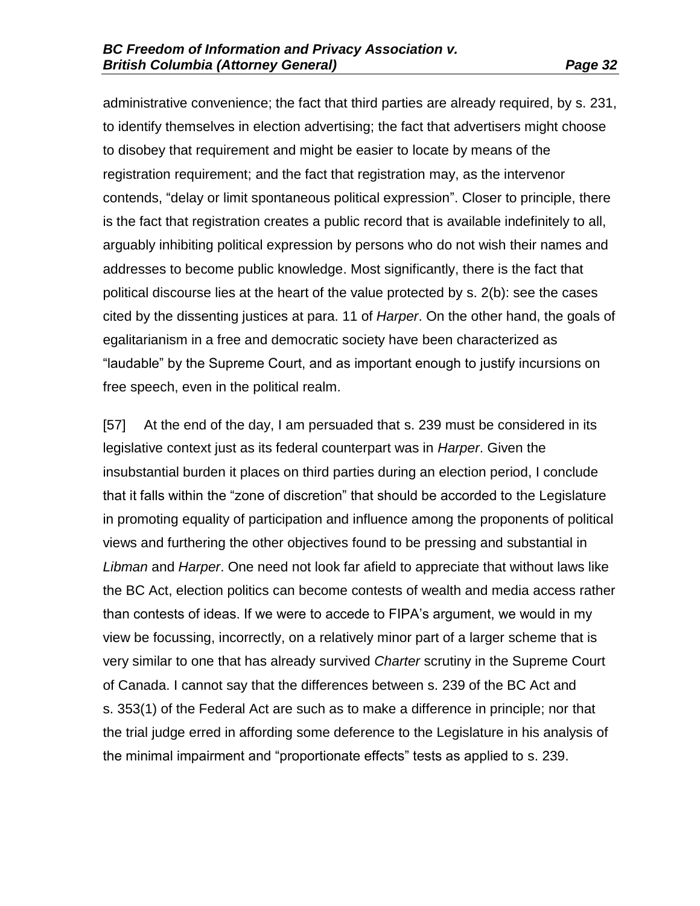administrative convenience; the fact that third parties are already required, by s. 231, to identify themselves in election advertising; the fact that advertisers might choose to disobey that requirement and might be easier to locate by means of the registration requirement; and the fact that registration may, as the intervenor contends, "delay or limit spontaneous political expression". Closer to principle, there is the fact that registration creates a public record that is available indefinitely to all, arguably inhibiting political expression by persons who do not wish their names and addresses to become public knowledge. Most significantly, there is the fact that political discourse lies at the heart of the value protected by s. 2(b): see the cases cited by the dissenting justices at para. 11 of *Harper*. On the other hand, the goals of egalitarianism in a free and democratic society have been characterized as "laudable" by the Supreme Court, and as important enough to justify incursions on free speech, even in the political realm.

[57] At the end of the day, I am persuaded that s. 239 must be considered in its legislative context just as its federal counterpart was in *Harper*. Given the insubstantial burden it places on third parties during an election period, I conclude that it falls within the "zone of discretion" that should be accorded to the Legislature in promoting equality of participation and influence among the proponents of political views and furthering the other objectives found to be pressing and substantial in *Libman* and *Harper*. One need not look far afield to appreciate that without laws like the BC Act, election politics can become contests of wealth and media access rather than contests of ideas. If we were to accede to FIPA's argument, we would in my view be focussing, incorrectly, on a relatively minor part of a larger scheme that is very similar to one that has already survived *Charter* scrutiny in the Supreme Court of Canada. I cannot say that the differences between s. 239 of the BC Act and s. 353(1) of the Federal Act are such as to make a difference in principle; nor that the trial judge erred in affording some deference to the Legislature in his analysis of the minimal impairment and "proportionate effects" tests as applied to s. 239.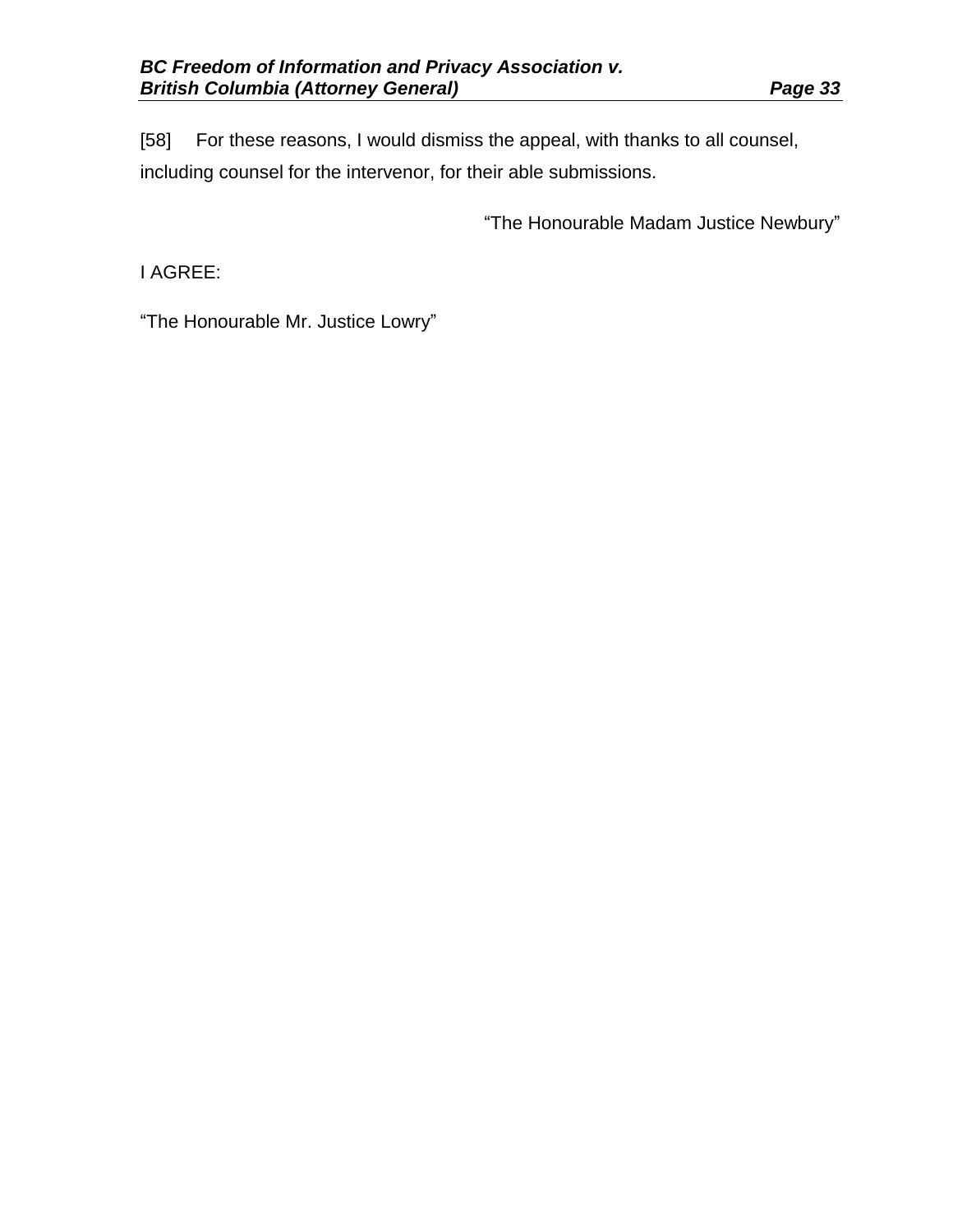[58] For these reasons, I would dismiss the appeal, with thanks to all counsel, including counsel for the intervenor, for their able submissions.

"The Honourable Madam Justice Newbury"

I AGREE:

"The Honourable Mr. Justice Lowry"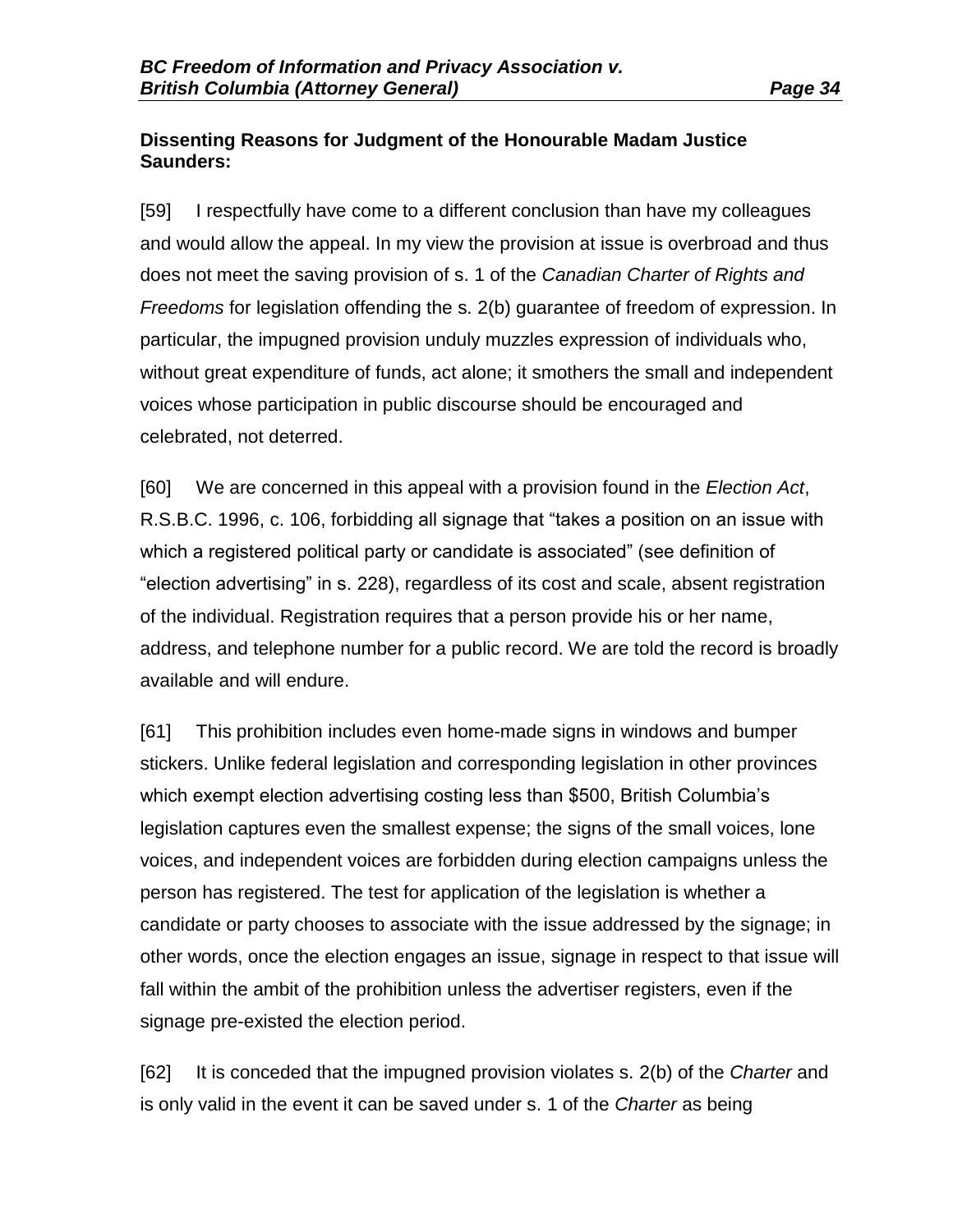**Dissenting Reasons for Judgment of the Honourable Madam Justice Saunders:**

[59] I respectfully have come to a different conclusion than have my colleagues and would allow the appeal. In my view the provision at issue is overbroad and thus does not meet the saving provision of s. 1 of the *Canadian Charter of Rights and Freedoms* for legislation offending the s. 2(b) guarantee of freedom of expression. In particular, the impugned provision unduly muzzles expression of individuals who, without great expenditure of funds, act alone; it smothers the small and independent voices whose participation in public discourse should be encouraged and celebrated, not deterred.

[60] We are concerned in this appeal with a provision found in the *Election Act*, R.S.B.C. 1996, c. 106, forbidding all signage that "takes a position on an issue with which a registered political party or candidate is associated" (see definition of "election advertising" in s. 228), regardless of its cost and scale, absent registration of the individual. Registration requires that a person provide his or her name, address, and telephone number for a public record. We are told the record is broadly available and will endure.

[61] This prohibition includes even home-made signs in windows and bumper stickers. Unlike federal legislation and corresponding legislation in other provinces which exempt election advertising costing less than $500, British Columbia's legislation captures even the smallest expense; the signs of the small voices, lone voices, and independent voices are forbidden during election campaigns unless the person has registered. The test for application of the legislation is whether a candidate or party chooses to associate with the issue addressed by the signage; in other words, once the election engages an issue, signage in respect to that issue will fall within the ambit of the prohibition unless the advertiser registers, even if the signage pre-existed the election period.

[62] It is conceded that the impugned provision violates s. 2(b) of the *Charter* and is only valid in the event it can be saved under s. 1 of the *Charter* as being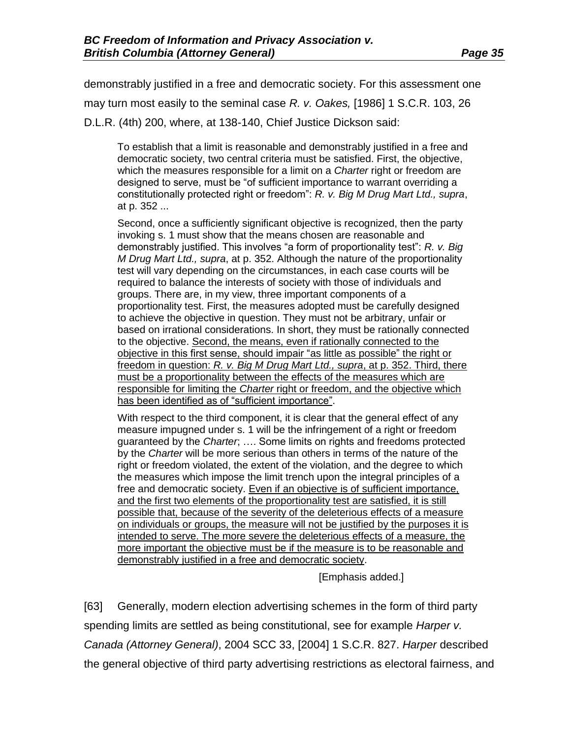demonstrably justified in a free and democratic society. For this assessment one may turn most easily to the seminal case *R. v. Oakes,* [1986] 1 S.C.R. 103, 26 D.L.R. (4th) 200, where, at 138-140, Chief Justice Dickson said:

> To establish that a limit is reasonable and demonstrably justified in a free and democratic society, two central criteria must be satisfied. First, the objective, which the measures responsible for a limit on a *Charter* right or freedom are designed to serve, must be "of sufficient importance to warrant overriding a constitutionally protected right or freedom": *R. v. Big M Drug Mart Ltd., supra*, at p. 352 ...
>
> Second, once a sufficiently significant objective is recognized, then the party invoking s. 1 must show that the means chosen are reasonable and demonstrably justified. This involves "a form of proportionality test": *R. v. Big M Drug Mart Ltd., supra*, at p. 352. Although the nature of the proportionality test will vary depending on the circumstances, in each case courts will be required to balance the interests of society with those of individuals and groups. There are, in my view, three important components of a proportionality test. First, the measures adopted must be carefully designed to achieve the objective in question. They must not be arbitrary, unfair or based on irrational considerations. In short, they must be rationally connected to the objective. <u>Second, the means, even if rationally connected to the objective in this first sense, should impair "as little as possible" the right or freedom in question: *R. v. Big M Drug Mart Ltd., supra*, at p. 352. Third, there must be a proportionality between the effects of the measures which are responsible for limiting the *Charter* right or freedom, and the objective which has been identified as of "sufficient importance"</u>.
>
> With respect to the third component, it is clear that the general effect of any measure impugned under s. 1 will be the infringement of a right or freedom guaranteed by the *Charter*; …. Some limits on rights and freedoms protected by the *Charter* will be more serious than others in terms of the nature of the right or freedom violated, the extent of the violation, and the degree to which the measures which impose the limit trench upon the integral principles of a free and democratic society. <u>Even if an objective is of sufficient importance, and the first two elements of the proportionality test are satisfied, it is still possible that, because of the severity of the deleterious effects of a measure on individuals or groups, the measure will not be justified by the purposes it is intended to serve. The more severe the deleterious effects of a measure, the more important the objective must be if the measure is to be reasonable and demonstrably justified in a free and democratic society</u>.
>
> [Emphasis added.]

[63] Generally, modern election advertising schemes in the form of third party spending limits are settled as being constitutional, see for example *Harper v. Canada (Attorney General)*, 2004 SCC 33, [2004] 1 S.C.R. 827. *Harper* described the general objective of third party advertising restrictions as electoral fairness, and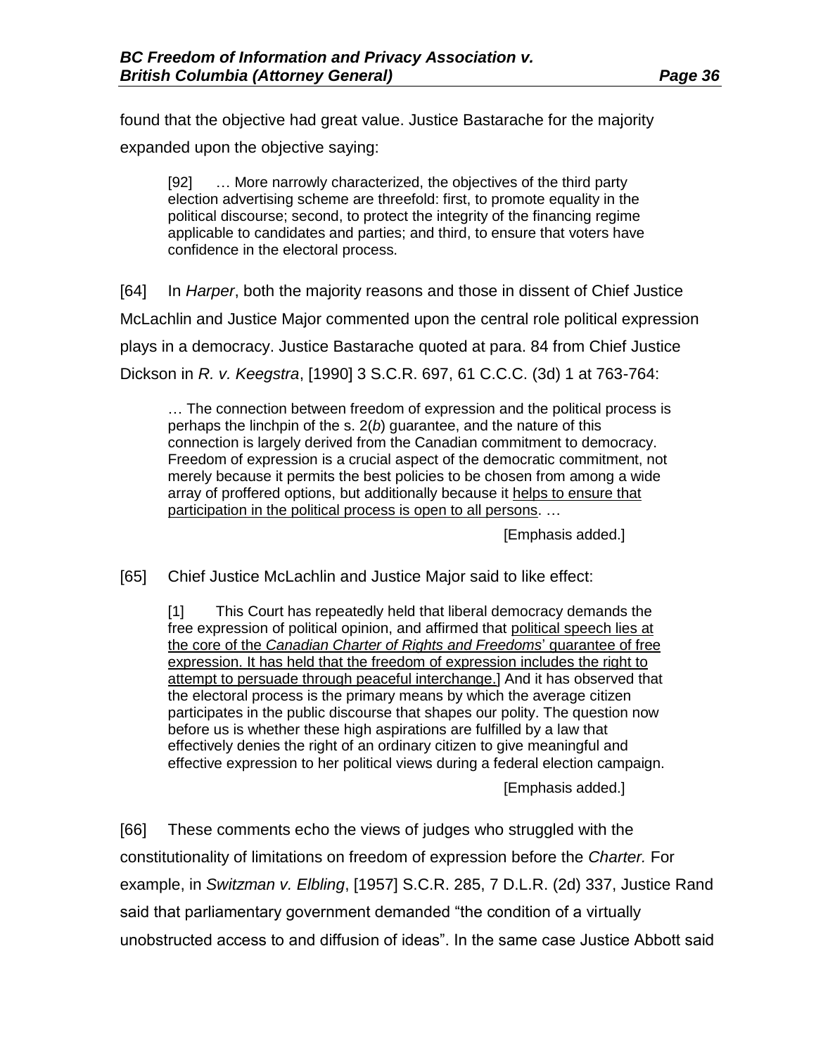found that the objective had great value. Justice Bastarache for the majority expanded upon the objective saying:

> [92] … More narrowly characterized, the objectives of the third party election advertising scheme are threefold: first, to promote equality in the political discourse; second, to protect the integrity of the financing regime applicable to candidates and parties; and third, to ensure that voters have confidence in the electoral process.

[64] In *Harper*, both the majority reasons and those in dissent of Chief Justice McLachlin and Justice Major commented upon the central role political expression plays in a democracy. Justice Bastarache quoted at para. 84 from Chief Justice Dickson in *R. v. Keegstra*, [1990] 3 S.C.R. 697, 61 C.C.C. (3d) 1 at 763-764:

> … The connection between freedom of expression and the political process is perhaps the linchpin of the s. 2(*b*) guarantee, and the nature of this connection is largely derived from the Canadian commitment to democracy. Freedom of expression is a crucial aspect of the democratic commitment, not merely because it permits the best policies to be chosen from among a wide array of proffered options, but additionally because it <u>helps to ensure that participation in the political process is open to all persons</u>. …
>
> [Emphasis added.]

[65] Chief Justice McLachlin and Justice Major said to like effect:

> [1] This Court has repeatedly held that liberal democracy demands the free expression of political opinion, and affirmed that <u>political speech lies at the core of the *Canadian Charter of Rights and Freedoms*' guarantee of free expression. It has held that the freedom of expression includes the right to attempt to persuade through peaceful interchange.</u>] And it has observed that the electoral process is the primary means by which the average citizen participates in the public discourse that shapes our polity. The question now before us is whether these high aspirations are fulfilled by a law that effectively denies the right of an ordinary citizen to give meaningful and effective expression to her political views during a federal election campaign.
>
> [Emphasis added.]

[66] These comments echo the views of judges who struggled with the constitutionality of limitations on freedom of expression before the *Charter.* For example, in *Switzman v. Elbling*, [1957] S.C.R. 285, 7 D.L.R. (2d) 337, Justice Rand said that parliamentary government demanded "the condition of a virtually unobstructed access to and diffusion of ideas". In the same case Justice Abbott said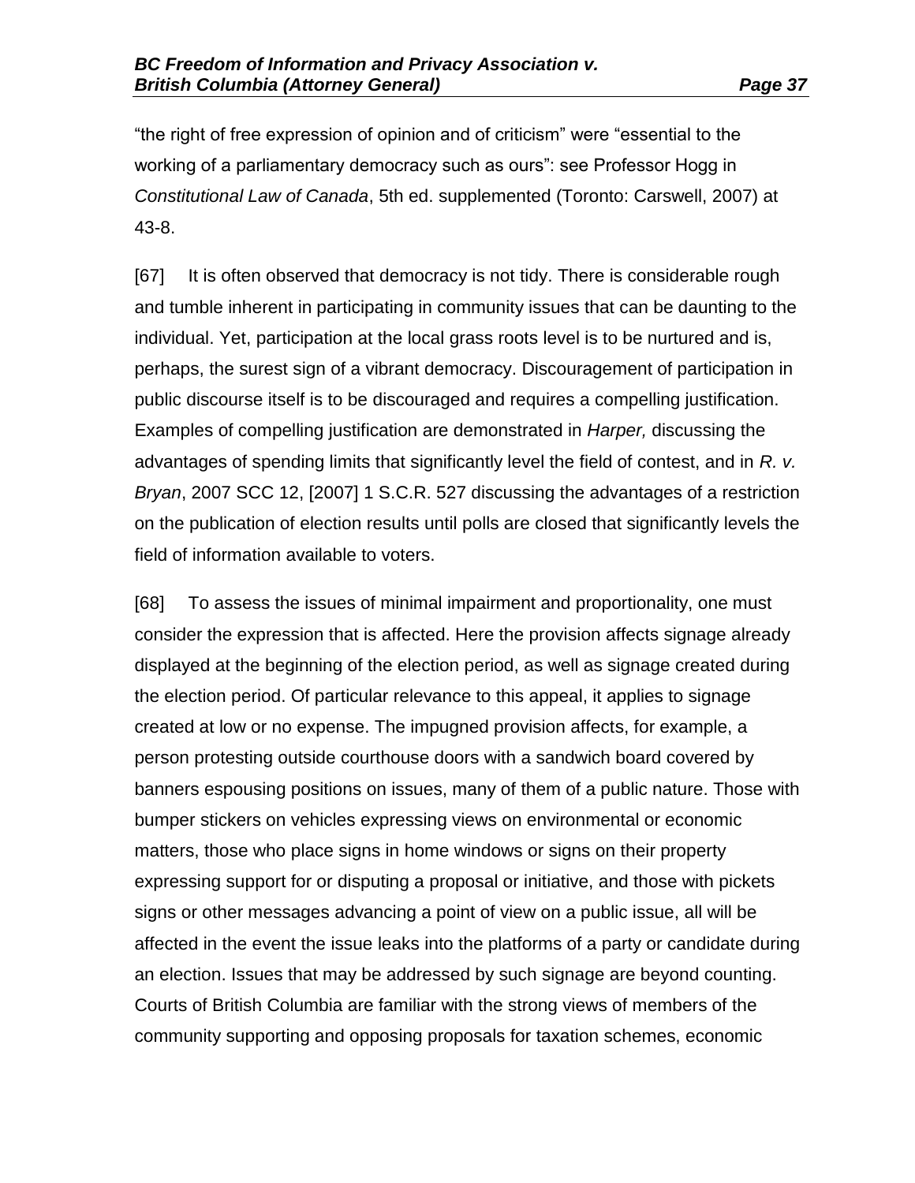"the right of free expression of opinion and of criticism" were "essential to the working of a parliamentary democracy such as ours": see Professor Hogg in *Constitutional Law of Canada*, 5th ed. supplemented (Toronto: Carswell, 2007) at 43-8.

[67] It is often observed that democracy is not tidy. There is considerable rough and tumble inherent in participating in community issues that can be daunting to the individual. Yet, participation at the local grass roots level is to be nurtured and is, perhaps, the surest sign of a vibrant democracy. Discouragement of participation in public discourse itself is to be discouraged and requires a compelling justification. Examples of compelling justification are demonstrated in *Harper,* discussing the advantages of spending limits that significantly level the field of contest, and in *R. v. Bryan*, 2007 SCC 12, [2007] 1 S.C.R. 527 discussing the advantages of a restriction on the publication of election results until polls are closed that significantly levels the field of information available to voters.

[68] To assess the issues of minimal impairment and proportionality, one must consider the expression that is affected. Here the provision affects signage already displayed at the beginning of the election period, as well as signage created during the election period. Of particular relevance to this appeal, it applies to signage created at low or no expense. The impugned provision affects, for example, a person protesting outside courthouse doors with a sandwich board covered by banners espousing positions on issues, many of them of a public nature. Those with bumper stickers on vehicles expressing views on environmental or economic matters, those who place signs in home windows or signs on their property expressing support for or disputing a proposal or initiative, and those with pickets signs or other messages advancing a point of view on a public issue, all will be affected in the event the issue leaks into the platforms of a party or candidate during an election. Issues that may be addressed by such signage are beyond counting. Courts of British Columbia are familiar with the strong views of members of the community supporting and opposing proposals for taxation schemes, economic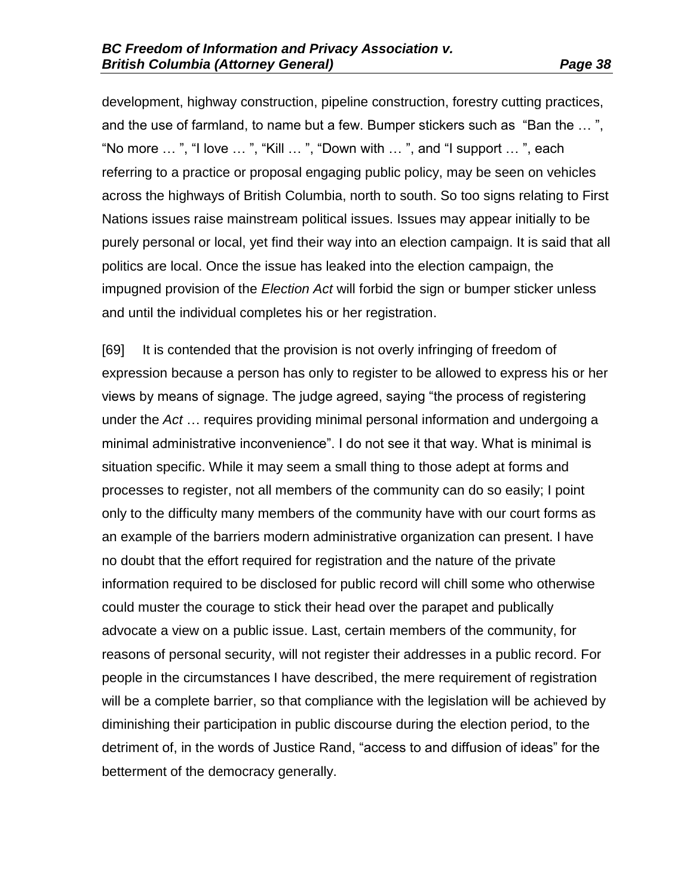development, highway construction, pipeline construction, forestry cutting practices, and the use of farmland, to name but a few. Bumper stickers such as "Ban the … ", "No more … ", "I love … ", "Kill … ", "Down with … ", and "I support … ", each referring to a practice or proposal engaging public policy, may be seen on vehicles across the highways of British Columbia, north to south. So too signs relating to First Nations issues raise mainstream political issues. Issues may appear initially to be purely personal or local, yet find their way into an election campaign. It is said that all politics are local. Once the issue has leaked into the election campaign, the impugned provision of the *Election Act* will forbid the sign or bumper sticker unless and until the individual completes his or her registration.

[69] It is contended that the provision is not overly infringing of freedom of expression because a person has only to register to be allowed to express his or her views by means of signage. The judge agreed, saying "the process of registering under the *Act* … requires providing minimal personal information and undergoing a minimal administrative inconvenience". I do not see it that way. What is minimal is situation specific. While it may seem a small thing to those adept at forms and processes to register, not all members of the community can do so easily; I point only to the difficulty many members of the community have with our court forms as an example of the barriers modern administrative organization can present. I have no doubt that the effort required for registration and the nature of the private information required to be disclosed for public record will chill some who otherwise could muster the courage to stick their head over the parapet and publically advocate a view on a public issue. Last, certain members of the community, for reasons of personal security, will not register their addresses in a public record. For people in the circumstances I have described, the mere requirement of registration will be a complete barrier, so that compliance with the legislation will be achieved by diminishing their participation in public discourse during the election period, to the detriment of, in the words of Justice Rand, "access to and diffusion of ideas" for the betterment of the democracy generally.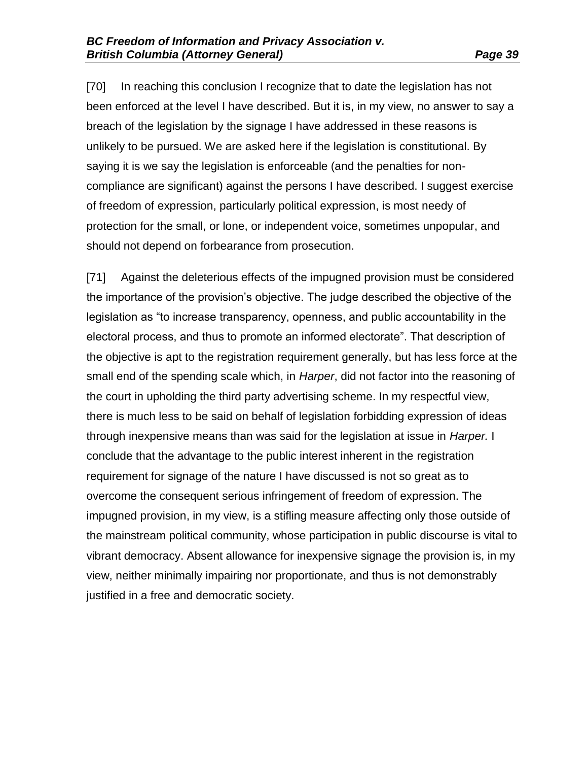[70] In reaching this conclusion I recognize that to date the legislation has not been enforced at the level I have described. But it is, in my view, no answer to say a breach of the legislation by the signage I have addressed in these reasons is unlikely to be pursued. We are asked here if the legislation is constitutional. By saying it is we say the legislation is enforceable (and the penalties for non-compliance are significant) against the persons I have described. I suggest exercise of freedom of expression, particularly political expression, is most needy of protection for the small, or lone, or independent voice, sometimes unpopular, and should not depend on forbearance from prosecution.

[71] Against the deleterious effects of the impugned provision must be considered the importance of the provision's objective. The judge described the objective of the legislation as "to increase transparency, openness, and public accountability in the electoral process, and thus to promote an informed electorate". That description of the objective is apt to the registration requirement generally, but has less force at the small end of the spending scale which, in *Harper*, did not factor into the reasoning of the court in upholding the third party advertising scheme. In my respectful view, there is much less to be said on behalf of legislation forbidding expression of ideas through inexpensive means than was said for the legislation at issue in *Harper.* I conclude that the advantage to the public interest inherent in the registration requirement for signage of the nature I have discussed is not so great as to overcome the consequent serious infringement of freedom of expression. The impugned provision, in my view, is a stifling measure affecting only those outside of the mainstream political community, whose participation in public discourse is vital to vibrant democracy. Absent allowance for inexpensive signage the provision is, in my view, neither minimally impairing nor proportionate, and thus is not demonstrably justified in a free and democratic society.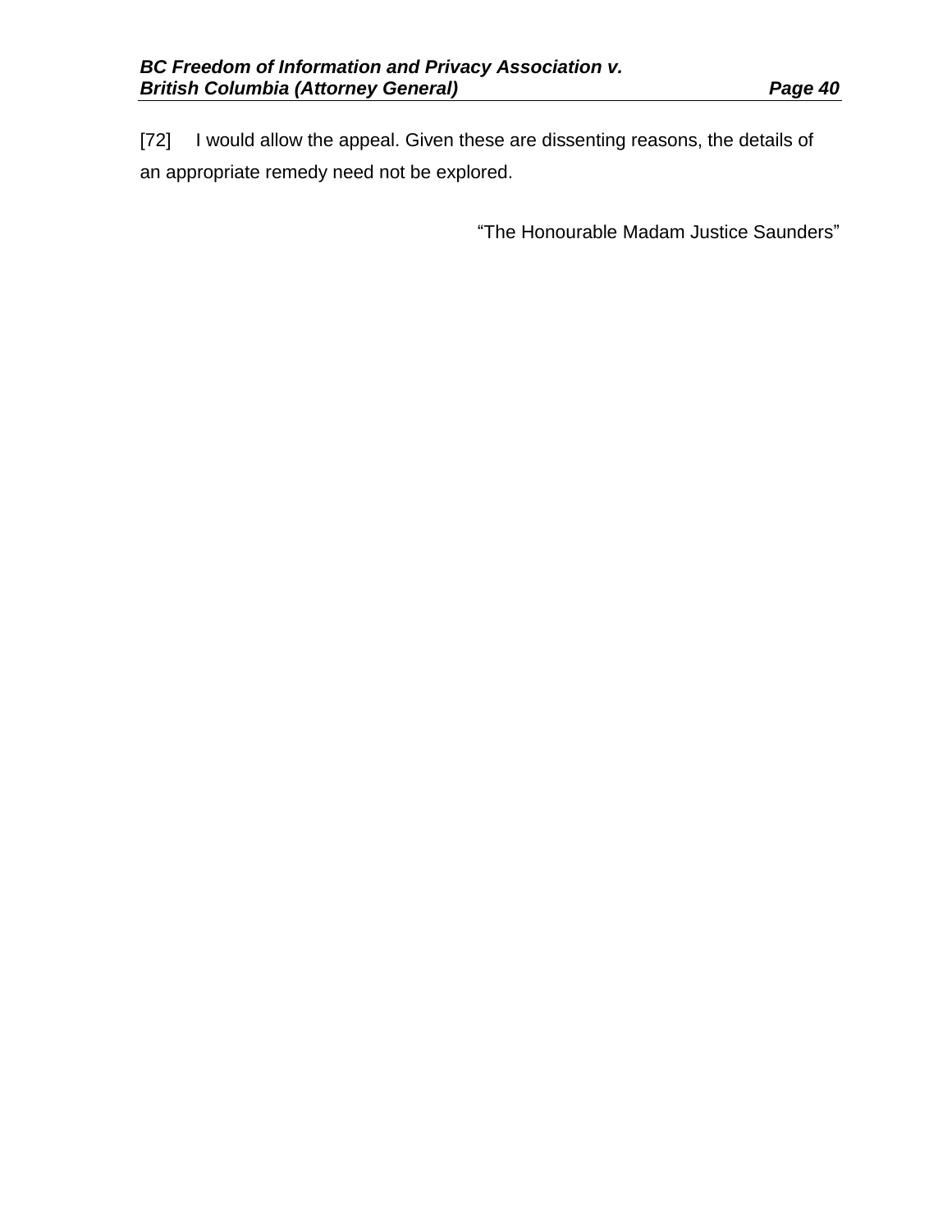[72] I would allow the appeal. Given these are dissenting reasons, the details of an appropriate remedy need not be explored.

"The Honourable Madam Justice Saunders"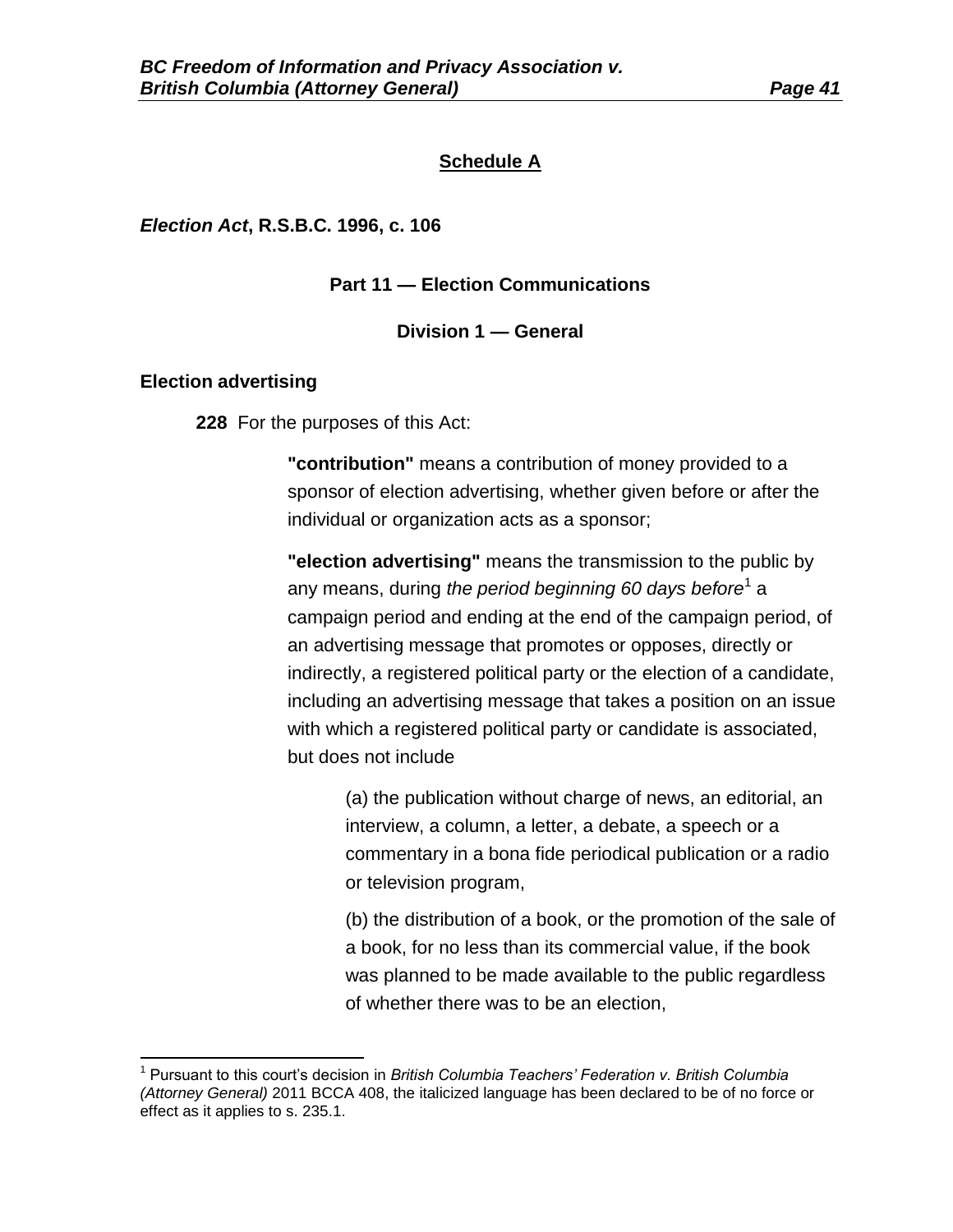## Schedule A

***Election Act*, R.S.B.C. 1996, c. 106**

### Part 11 — Election Communications

#### Division 1 — General

**Election advertising**

**228** For the purposes of this Act:

> **"contribution"** means a contribution of money provided to a sponsor of election advertising, whether given before or after the individual or organization acts as a sponsor;
>
> **"election advertising"** means the transmission to the public by any means, during *the period beginning 60 days before*[1] a campaign period and ending at the end of the campaign period, of an advertising message that promotes or opposes, directly or indirectly, a registered political party or the election of a candidate, including an advertising message that takes a position on an issue with which a registered political party or candidate is associated, but does not include
>
> > (a) the publication without charge of news, an editorial, an interview, a column, a letter, a debate, a speech or a commentary in a bona fide periodical publication or a radio or television program,
> >
> > (b) the distribution of a book, or the promotion of the sale of a book, for no less than its commercial value, if the book was planned to be made available to the public regardless of whether there was to be an election,

---

[1] Pursuant to this court's decision in *British Columbia Teachers' Federation v. British Columbia (Attorney General)* 2011 BCCA 408, the italicized language has been declared to be of no force or effect as it applies to s. 235.1.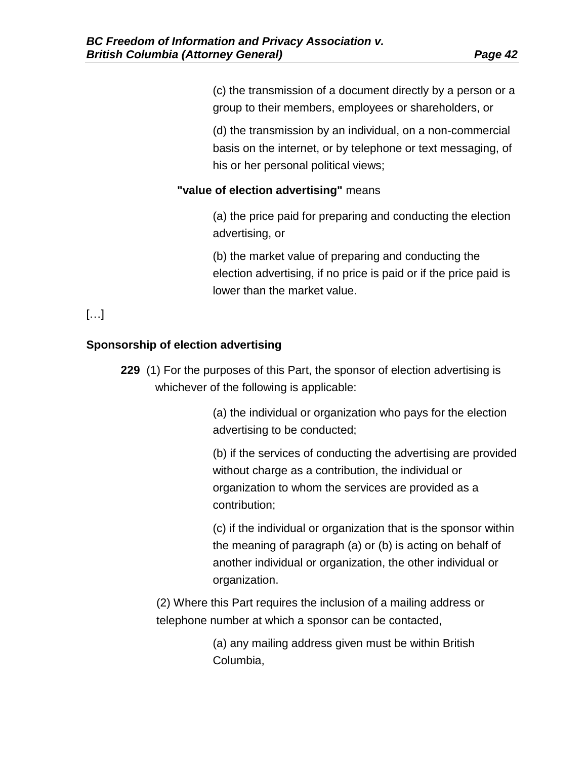(c) the transmission of a document directly by a person or a group to their members, employees or shareholders, or

(d) the transmission by an individual, on a non-commercial basis on the internet, or by telephone or text messaging, of his or her personal political views;

**"value of election advertising"** means

(a) the price paid for preparing and conducting the election advertising, or

(b) the market value of preparing and conducting the election advertising, if no price is paid or if the price paid is lower than the market value.

[…]

**Sponsorship of election advertising**

**229** (1) For the purposes of this Part, the sponsor of election advertising is whichever of the following is applicable:

(a) the individual or organization who pays for the election advertising to be conducted;

(b) if the services of conducting the advertising are provided without charge as a contribution, the individual or organization to whom the services are provided as a contribution;

(c) if the individual or organization that is the sponsor within the meaning of paragraph (a) or (b) is acting on behalf of another individual or organization, the other individual or organization.

(2) Where this Part requires the inclusion of a mailing address or telephone number at which a sponsor can be contacted,

(a) any mailing address given must be within British Columbia,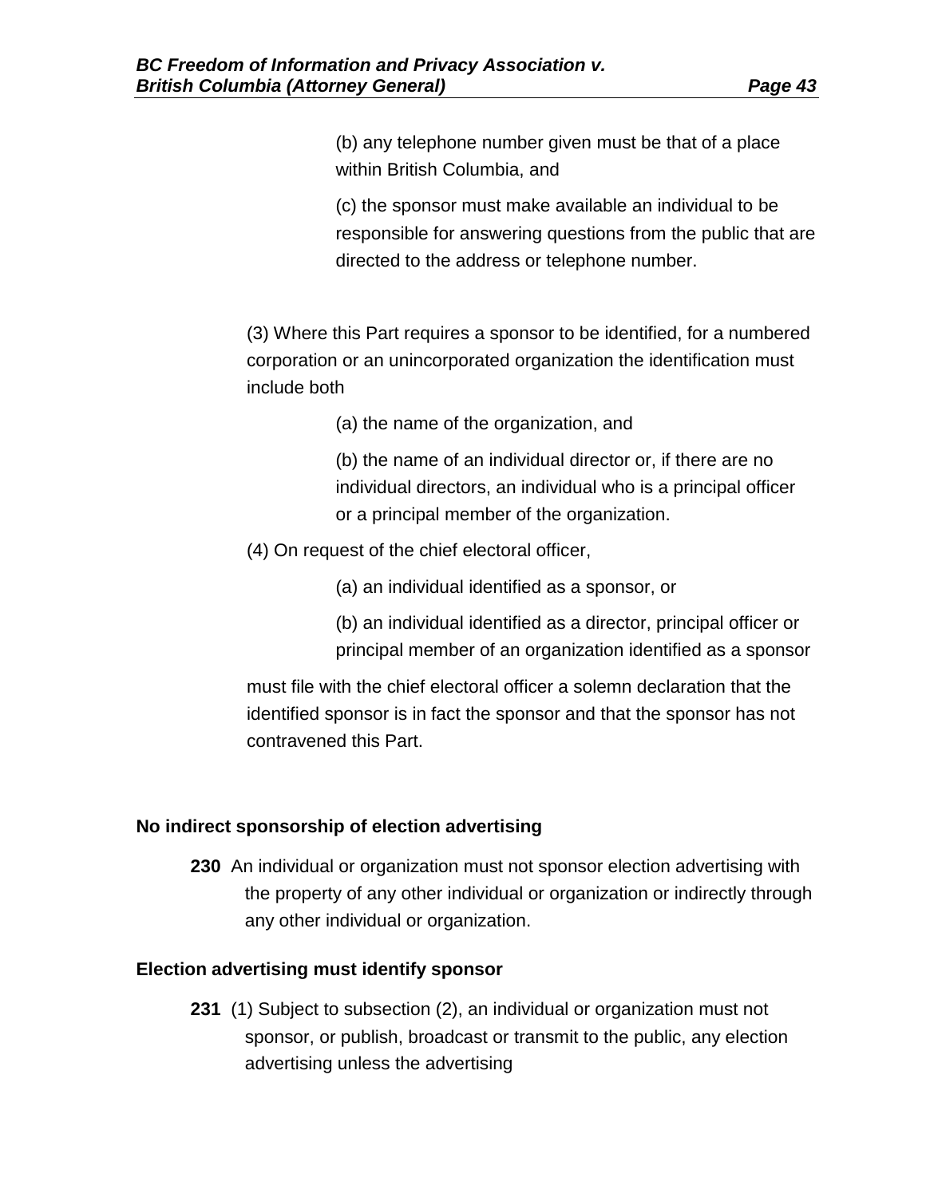(b) any telephone number given must be that of a place within British Columbia, and

(c) the sponsor must make available an individual to be responsible for answering questions from the public that are directed to the address or telephone number.

(3) Where this Part requires a sponsor to be identified, for a numbered corporation or an unincorporated organization the identification must include both

(a) the name of the organization, and

(b) the name of an individual director or, if there are no individual directors, an individual who is a principal officer or a principal member of the organization.

(4) On request of the chief electoral officer,

(a) an individual identified as a sponsor, or

(b) an individual identified as a director, principal officer or principal member of an organization identified as a sponsor

must file with the chief electoral officer a solemn declaration that the identified sponsor is in fact the sponsor and that the sponsor has not contravened this Part.

**No indirect sponsorship of election advertising**

**230** An individual or organization must not sponsor election advertising with the property of any other individual or organization or indirectly through any other individual or organization.

**Election advertising must identify sponsor**

**231** (1) Subject to subsection (2), an individual or organization must not sponsor, or publish, broadcast or transmit to the public, any election advertising unless the advertising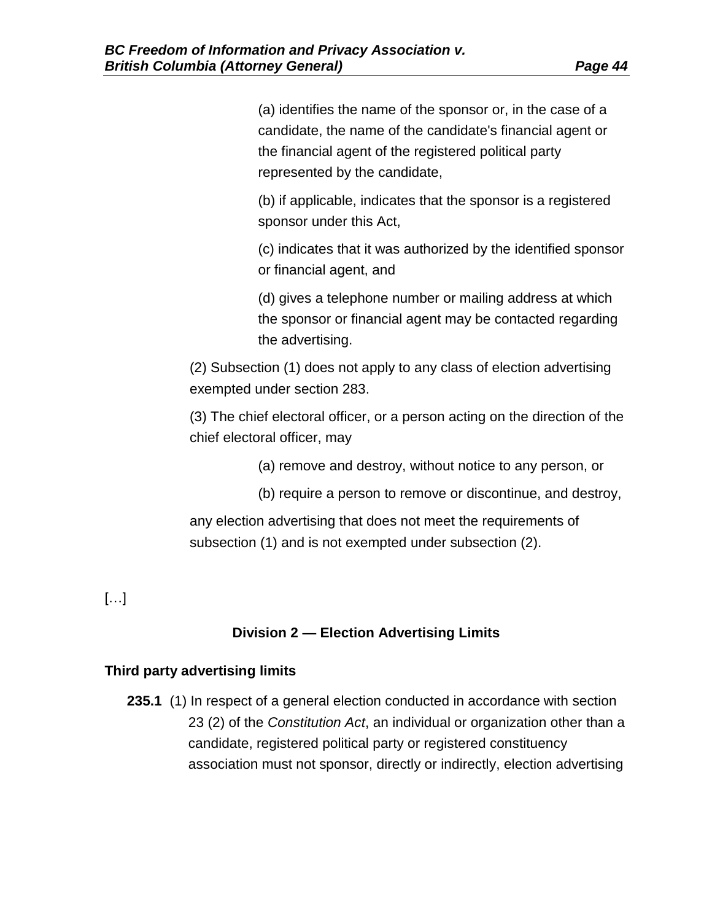(a) identifies the name of the sponsor or, in the case of a candidate, the name of the candidate's financial agent or the financial agent of the registered political party represented by the candidate,

(b) if applicable, indicates that the sponsor is a registered sponsor under this Act,

(c) indicates that it was authorized by the identified sponsor or financial agent, and

(d) gives a telephone number or mailing address at which the sponsor or financial agent may be contacted regarding the advertising.

(2) Subsection (1) does not apply to any class of election advertising exempted under section 283.

(3) The chief electoral officer, or a person acting on the direction of the chief electoral officer, may

(a) remove and destroy, without notice to any person, or

(b) require a person to remove or discontinue, and destroy,

any election advertising that does not meet the requirements of subsection (1) and is not exempted under subsection (2).

[…]

**Division 2 — Election Advertising Limits**

**Third party advertising limits**

**235.1** (1) In respect of a general election conducted in accordance with section 23 (2) of the *Constitution Act*, an individual or organization other than a candidate, registered political party or registered constituency association must not sponsor, directly or indirectly, election advertising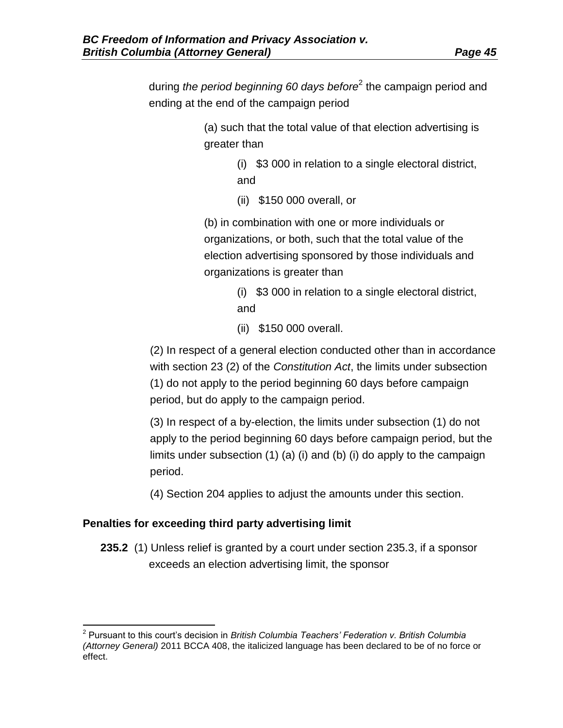during *the period beginning 60 days before*[2] the campaign period and ending at the end of the campaign period

(a) such that the total value of that election advertising is greater than

(i) $3 000 in relation to a single electoral district, and

(ii) $150 000 overall, or

(b) in combination with one or more individuals or organizations, or both, such that the total value of the election advertising sponsored by those individuals and organizations is greater than

(i) $3 000 in relation to a single electoral district, and

(ii) $150 000 overall.

(2) In respect of a general election conducted other than in accordance with section 23 (2) of the *Constitution Act*, the limits under subsection (1) do not apply to the period beginning 60 days before campaign period, but do apply to the campaign period.

(3) In respect of a by-election, the limits under subsection (1) do not apply to the period beginning 60 days before campaign period, but the limits under subsection (1) (a) (i) and (b) (i) do apply to the campaign period.

(4) Section 204 applies to adjust the amounts under this section.

**Penalties for exceeding third party advertising limit**

**235.2** (1) Unless relief is granted by a court under section 235.3, if a sponsor exceeds an election advertising limit, the sponsor

---

[2] Pursuant to this court's decision in *British Columbia Teachers' Federation v. British Columbia (Attorney General)* 2011 BCCA 408, the italicized language has been declared to be of no force or effect.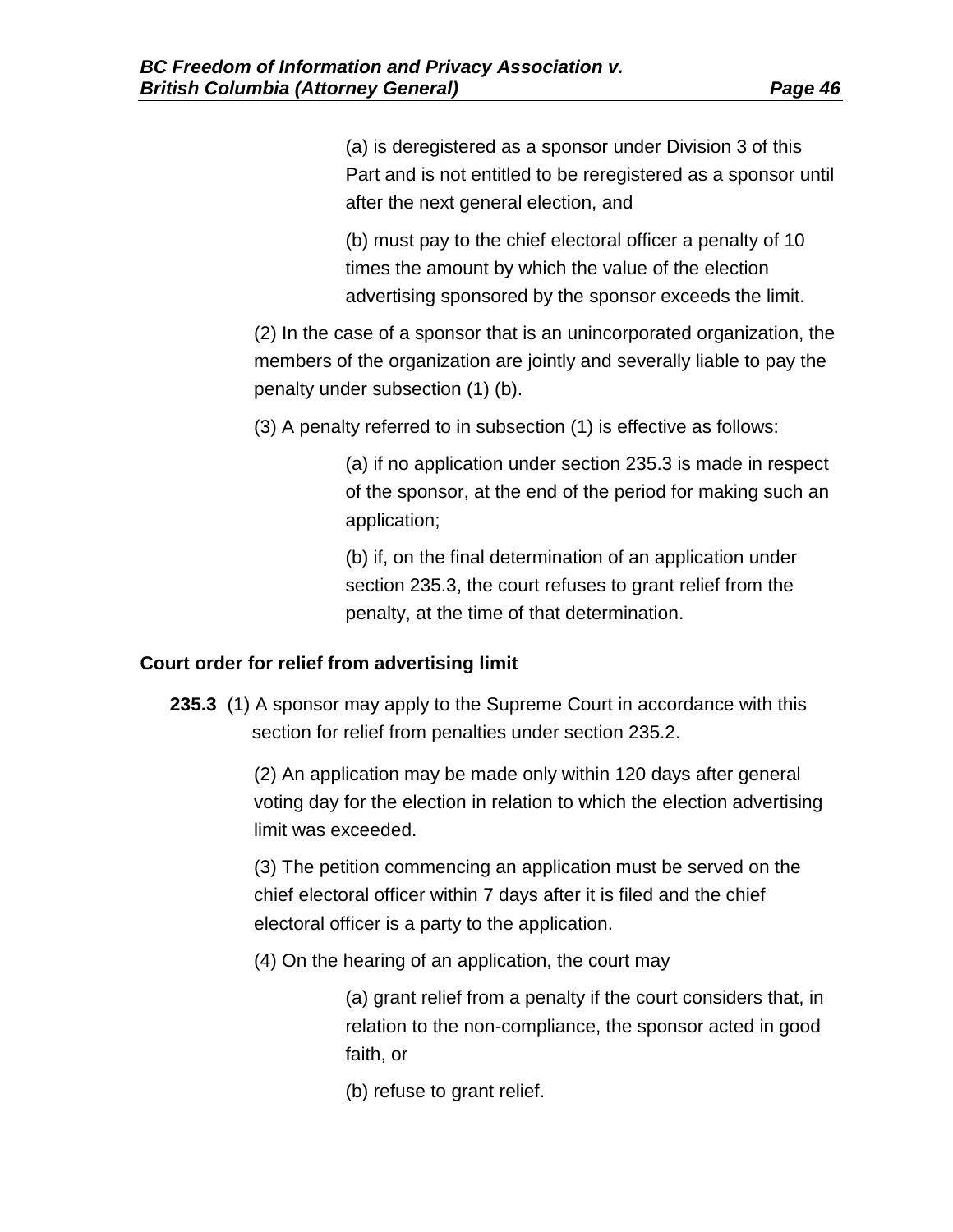(a) is deregistered as a sponsor under Division 3 of this Part and is not entitled to be reregistered as a sponsor until after the next general election, and

(b) must pay to the chief electoral officer a penalty of 10 times the amount by which the value of the election advertising sponsored by the sponsor exceeds the limit.

(2) In the case of a sponsor that is an unincorporated organization, the members of the organization are jointly and severally liable to pay the penalty under subsection (1) (b).

(3) A penalty referred to in subsection (1) is effective as follows:

(a) if no application under section 235.3 is made in respect of the sponsor, at the end of the period for making such an application;

(b) if, on the final determination of an application under section 235.3, the court refuses to grant relief from the penalty, at the time of that determination.

**Court order for relief from advertising limit**

**235.3** (1) A sponsor may apply to the Supreme Court in accordance with this section for relief from penalties under section 235.2.

(2) An application may be made only within 120 days after general voting day for the election in relation to which the election advertising limit was exceeded.

(3) The petition commencing an application must be served on the chief electoral officer within 7 days after it is filed and the chief electoral officer is a party to the application.

(4) On the hearing of an application, the court may

(a) grant relief from a penalty if the court considers that, in relation to the non-compliance, the sponsor acted in good faith, or

(b) refuse to grant relief.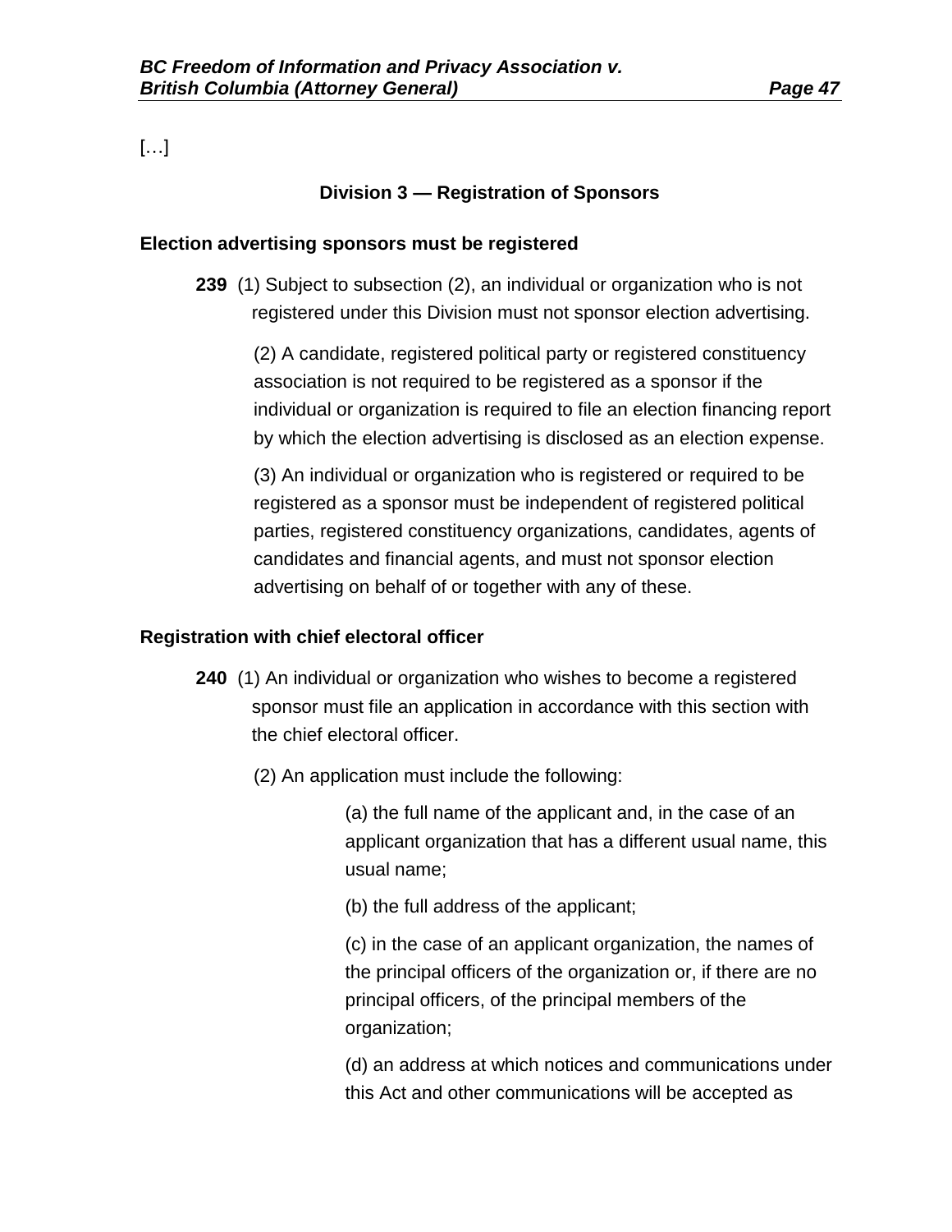[…]

### Division 3 — Registration of Sponsors

**Election advertising sponsors must be registered**

**239** (1) Subject to subsection (2), an individual or organization who is not registered under this Division must not sponsor election advertising.

(2) A candidate, registered political party or registered constituency association is not required to be registered as a sponsor if the individual or organization is required to file an election financing report by which the election advertising is disclosed as an election expense.

(3) An individual or organization who is registered or required to be registered as a sponsor must be independent of registered political parties, registered constituency organizations, candidates, agents of candidates and financial agents, and must not sponsor election advertising on behalf of or together with any of these.

**Registration with chief electoral officer**

**240** (1) An individual or organization who wishes to become a registered sponsor must file an application in accordance with this section with the chief electoral officer.

(2) An application must include the following:

(a) the full name of the applicant and, in the case of an applicant organization that has a different usual name, this usual name;

(b) the full address of the applicant;

(c) in the case of an applicant organization, the names of the principal officers of the organization or, if there are no principal officers, of the principal members of the organization;

(d) an address at which notices and communications under this Act and other communications will be accepted as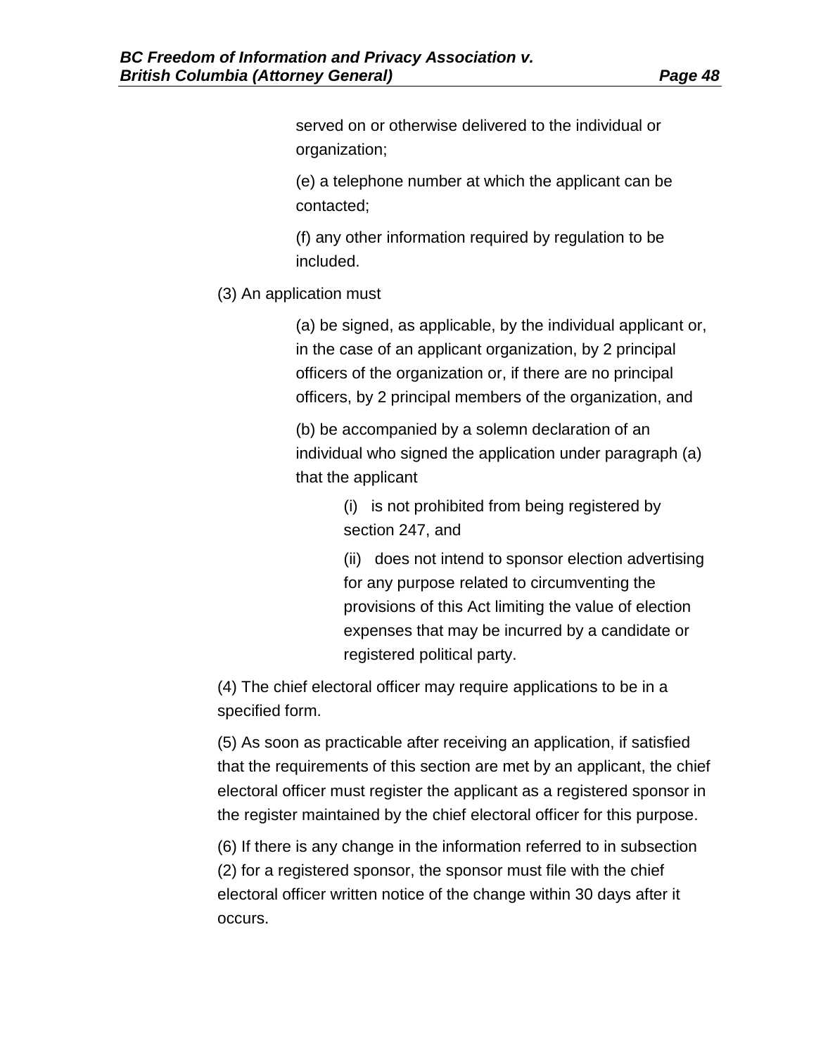served on or otherwise delivered to the individual or organization;

(e) a telephone number at which the applicant can be contacted;

(f) any other information required by regulation to be included.

(3) An application must

(a) be signed, as applicable, by the individual applicant or, in the case of an applicant organization, by 2 principal officers of the organization or, if there are no principal officers, by 2 principal members of the organization, and

(b) be accompanied by a solemn declaration of an individual who signed the application under paragraph (a) that the applicant

(i) is not prohibited from being registered by section 247, and

(ii) does not intend to sponsor election advertising for any purpose related to circumventing the provisions of this Act limiting the value of election expenses that may be incurred by a candidate or registered political party.

(4) The chief electoral officer may require applications to be in a specified form.

(5) As soon as practicable after receiving an application, if satisfied that the requirements of this section are met by an applicant, the chief electoral officer must register the applicant as a registered sponsor in the register maintained by the chief electoral officer for this purpose.

(6) If there is any change in the information referred to in subsection (2) for a registered sponsor, the sponsor must file with the chief electoral officer written notice of the change within 30 days after it occurs.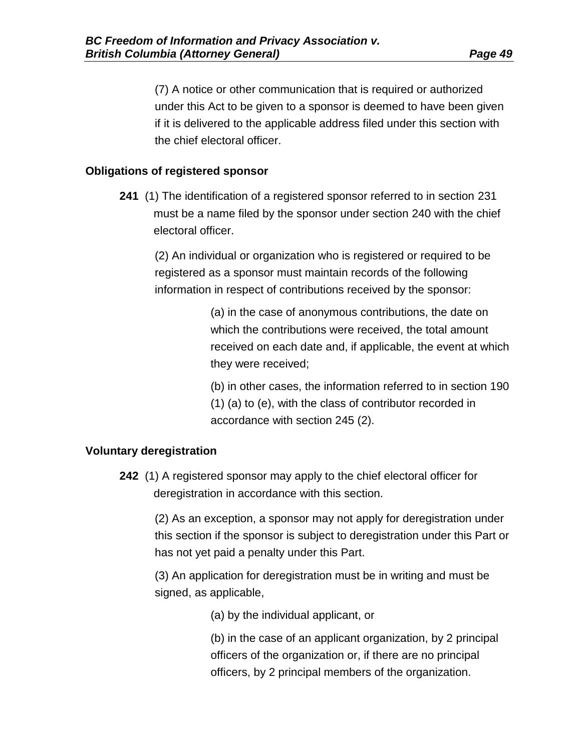(7) A notice or other communication that is required or authorized under this Act to be given to a sponsor is deemed to have been given if it is delivered to the applicable address filed under this section with the chief electoral officer.

**Obligations of registered sponsor**

**241** (1) The identification of a registered sponsor referred to in section 231 must be a name filed by the sponsor under section 240 with the chief electoral officer.

(2) An individual or organization who is registered or required to be registered as a sponsor must maintain records of the following information in respect of contributions received by the sponsor:

(a) in the case of anonymous contributions, the date on which the contributions were received, the total amount received on each date and, if applicable, the event at which they were received;

(b) in other cases, the information referred to in section 190 (1) (a) to (e), with the class of contributor recorded in accordance with section 245 (2).

**Voluntary deregistration**

**242** (1) A registered sponsor may apply to the chief electoral officer for deregistration in accordance with this section.

(2) As an exception, a sponsor may not apply for deregistration under this section if the sponsor is subject to deregistration under this Part or has not yet paid a penalty under this Part.

(3) An application for deregistration must be in writing and must be signed, as applicable,

(a) by the individual applicant, or

(b) in the case of an applicant organization, by 2 principal officers of the organization or, if there are no principal officers, by 2 principal members of the organization.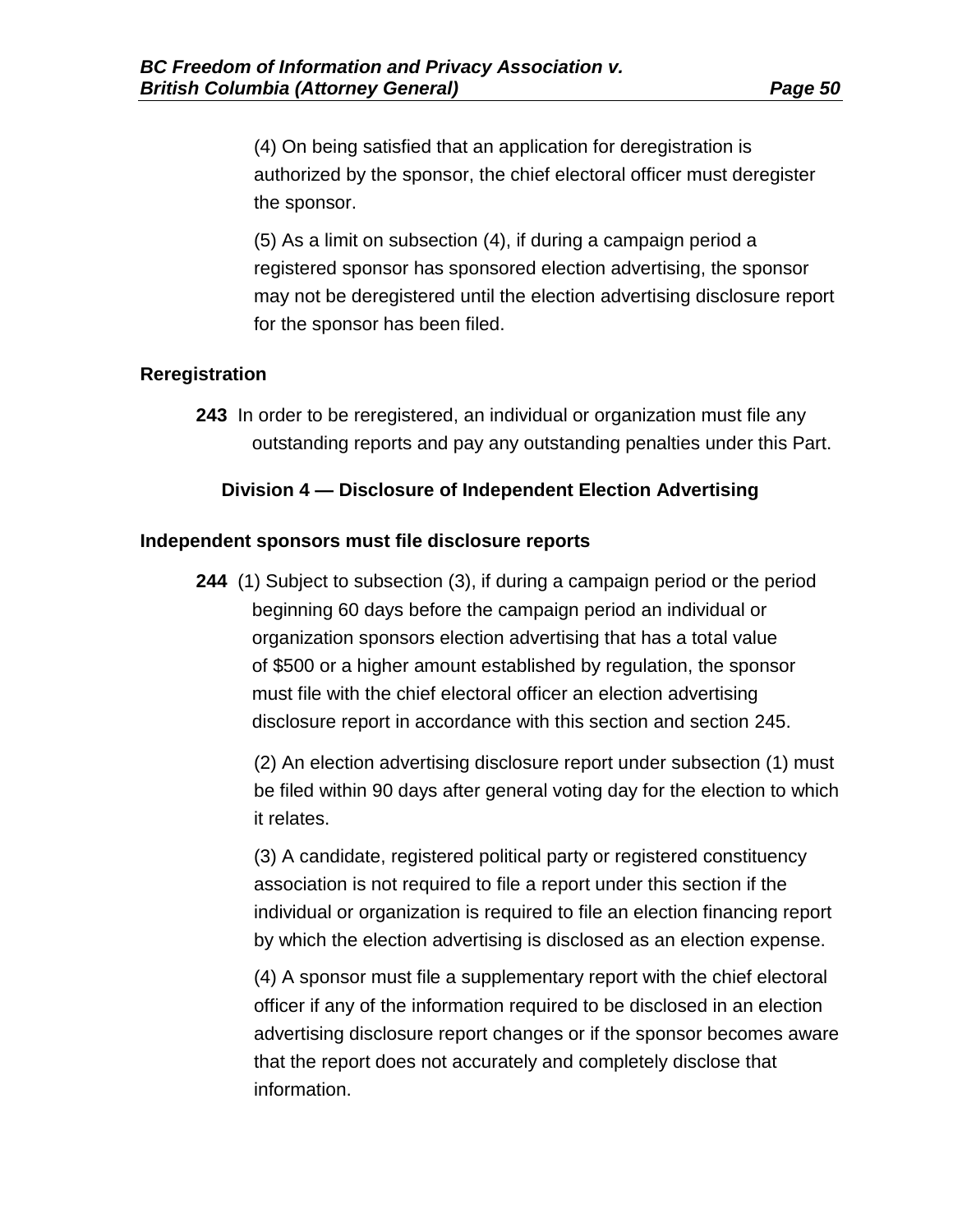(4) On being satisfied that an application for deregistration is authorized by the sponsor, the chief electoral officer must deregister the sponsor.

(5) As a limit on subsection (4), if during a campaign period a registered sponsor has sponsored election advertising, the sponsor may not be deregistered until the election advertising disclosure report for the sponsor has been filed.

**Reregistration**

**243** In order to be reregistered, an individual or organization must file any outstanding reports and pay any outstanding penalties under this Part.

**Division 4 — Disclosure of Independent Election Advertising**

**Independent sponsors must file disclosure reports**

**244** (1) Subject to subsection (3), if during a campaign period or the period beginning 60 days before the campaign period an individual or organization sponsors election advertising that has a total value of $500 or a higher amount established by regulation, the sponsor must file with the chief electoral officer an election advertising disclosure report in accordance with this section and section 245.

(2) An election advertising disclosure report under subsection (1) must be filed within 90 days after general voting day for the election to which it relates.

(3) A candidate, registered political party or registered constituency association is not required to file a report under this section if the individual or organization is required to file an election financing report by which the election advertising is disclosed as an election expense.

(4) A sponsor must file a supplementary report with the chief electoral officer if any of the information required to be disclosed in an election advertising disclosure report changes or if the sponsor becomes aware that the report does not accurately and completely disclose that information.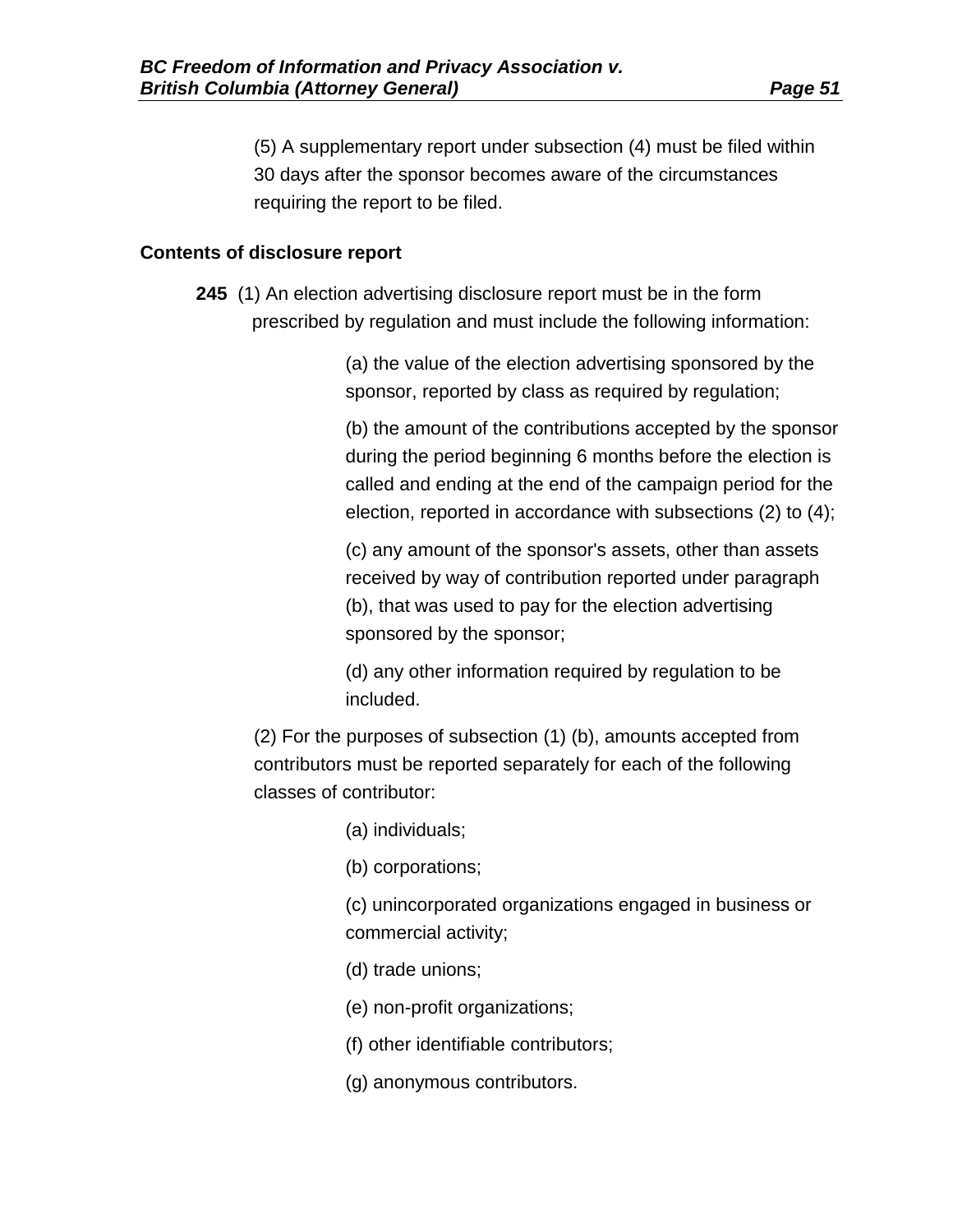(5) A supplementary report under subsection (4) must be filed within 30 days after the sponsor becomes aware of the circumstances requiring the report to be filed.

**Contents of disclosure report**

**245** (1) An election advertising disclosure report must be in the form prescribed by regulation and must include the following information:

(a) the value of the election advertising sponsored by the sponsor, reported by class as required by regulation;

(b) the amount of the contributions accepted by the sponsor during the period beginning 6 months before the election is called and ending at the end of the campaign period for the election, reported in accordance with subsections (2) to (4);

(c) any amount of the sponsor's assets, other than assets received by way of contribution reported under paragraph (b), that was used to pay for the election advertising sponsored by the sponsor;

(d) any other information required by regulation to be included.

(2) For the purposes of subsection (1) (b), amounts accepted from contributors must be reported separately for each of the following classes of contributor:

(a) individuals;

(b) corporations;

(c) unincorporated organizations engaged in business or commercial activity;

(d) trade unions;

(e) non-profit organizations;

(f) other identifiable contributors;

(g) anonymous contributors.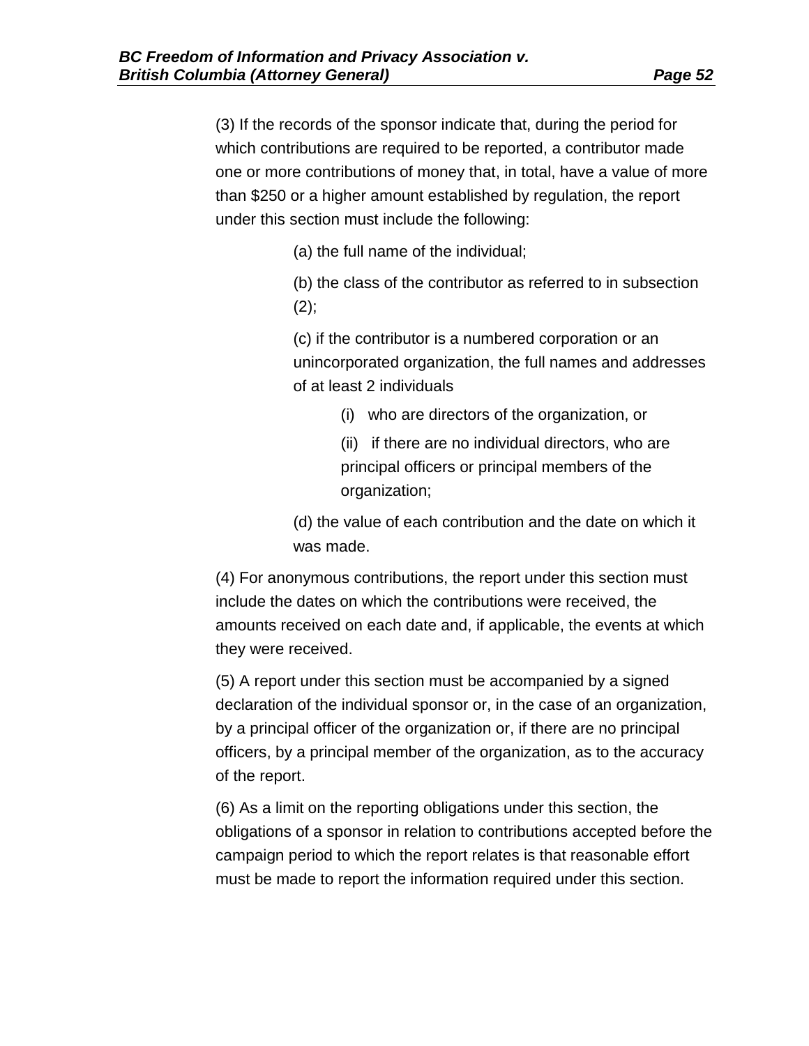(3) If the records of the sponsor indicate that, during the period for which contributions are required to be reported, a contributor made one or more contributions of money that, in total, have a value of more than $250 or a higher amount established by regulation, the report under this section must include the following:

> (a) the full name of the individual;
>
> (b) the class of the contributor as referred to in subsection (2);
>
> (c) if the contributor is a numbered corporation or an unincorporated organization, the full names and addresses of at least 2 individuals
>
> > (i) who are directors of the organization, or
> >
> > (ii) if there are no individual directors, who are principal officers or principal members of the organization;
>
> (d) the value of each contribution and the date on which it was made.

(4) For anonymous contributions, the report under this section must include the dates on which the contributions were received, the amounts received on each date and, if applicable, the events at which they were received.

(5) A report under this section must be accompanied by a signed declaration of the individual sponsor or, in the case of an organization, by a principal officer of the organization or, if there are no principal officers, by a principal member of the organization, as to the accuracy of the report.

(6) As a limit on the reporting obligations under this section, the obligations of a sponsor in relation to contributions accepted before the campaign period to which the report relates is that reasonable effort must be made to report the information required under this section.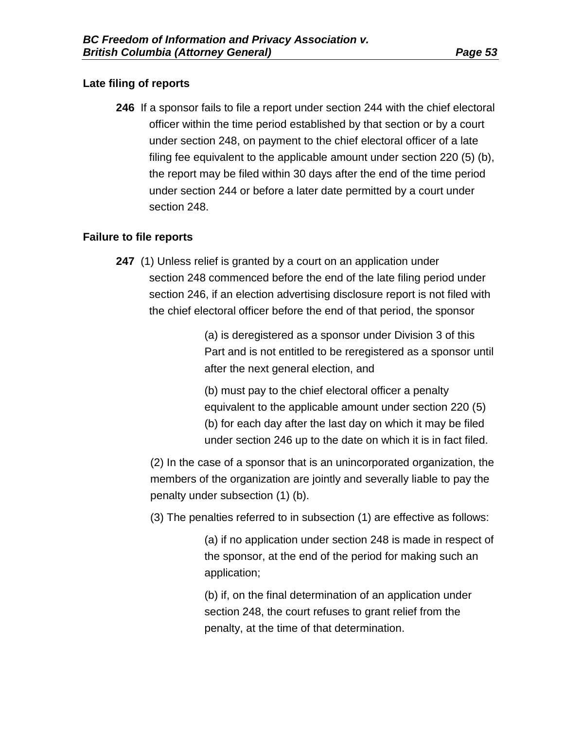**Late filing of reports**

> **246** If a sponsor fails to file a report under section 244 with the chief electoral officer within the time period established by that section or by a court under section 248, on payment to the chief electoral officer of a late filing fee equivalent to the applicable amount under section 220 (5) (b), the report may be filed within 30 days after the end of the time period under section 244 or before a later date permitted by a court under section 248.

**Failure to file reports**

> **247** (1) Unless relief is granted by a court on an application under section 248 commenced before the end of the late filing period under section 246, if an election advertising disclosure report is not filed with the chief electoral officer before the end of that period, the sponsor
>
> > (a) is deregistered as a sponsor under Division 3 of this Part and is not entitled to be reregistered as a sponsor until after the next general election, and
> >
> > (b) must pay to the chief electoral officer a penalty equivalent to the applicable amount under section 220 (5) (b) for each day after the last day on which it may be filed under section 246 up to the date on which it is in fact filed.
>
> (2) In the case of a sponsor that is an unincorporated organization, the members of the organization are jointly and severally liable to pay the penalty under subsection (1) (b).
>
> (3) The penalties referred to in subsection (1) are effective as follows:
>
> > (a) if no application under section 248 is made in respect of the sponsor, at the end of the period for making such an application;
> >
> > (b) if, on the final determination of an application under section 248, the court refuses to grant relief from the penalty, at the time of that determination.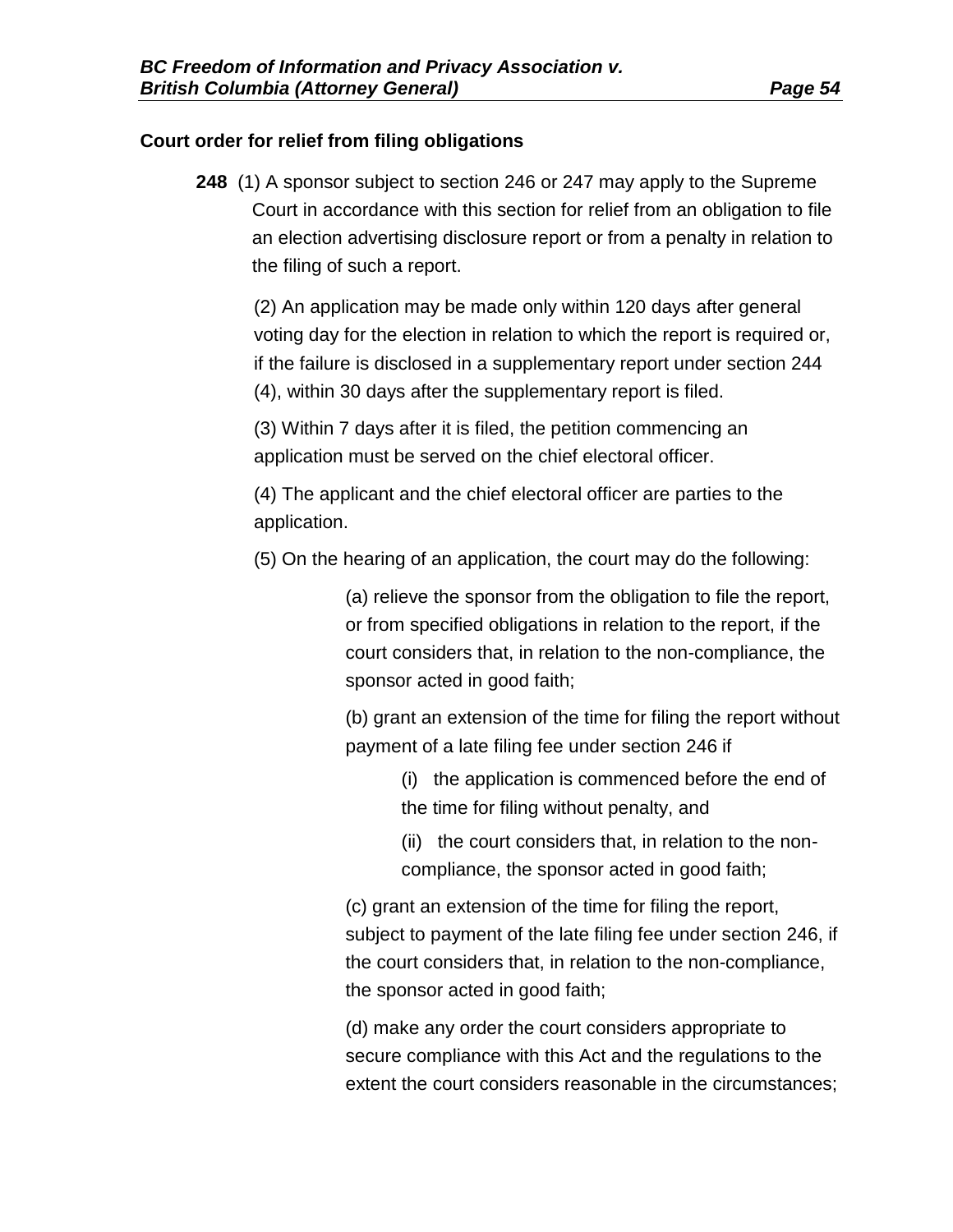**Court order for relief from filing obligations**

**248** (1) A sponsor subject to section 246 or 247 may apply to the Supreme Court in accordance with this section for relief from an obligation to file an election advertising disclosure report or from a penalty in relation to the filing of such a report.

(2) An application may be made only within 120 days after general voting day for the election in relation to which the report is required or, if the failure is disclosed in a supplementary report under section 244 (4), within 30 days after the supplementary report is filed.

(3) Within 7 days after it is filed, the petition commencing an application must be served on the chief electoral officer.

(4) The applicant and the chief electoral officer are parties to the application.

(5) On the hearing of an application, the court may do the following:

> (a) relieve the sponsor from the obligation to file the report, or from specified obligations in relation to the report, if the court considers that, in relation to the non-compliance, the sponsor acted in good faith;
>
> (b) grant an extension of the time for filing the report without payment of a late filing fee under section 246 if
>
> > (i) the application is commenced before the end of the time for filing without penalty, and
> >
> > (ii) the court considers that, in relation to the non-compliance, the sponsor acted in good faith;
>
> (c) grant an extension of the time for filing the report, subject to payment of the late filing fee under section 246, if the court considers that, in relation to the non-compliance, the sponsor acted in good faith;
>
> (d) make any order the court considers appropriate to secure compliance with this Act and the regulations to the extent the court considers reasonable in the circumstances;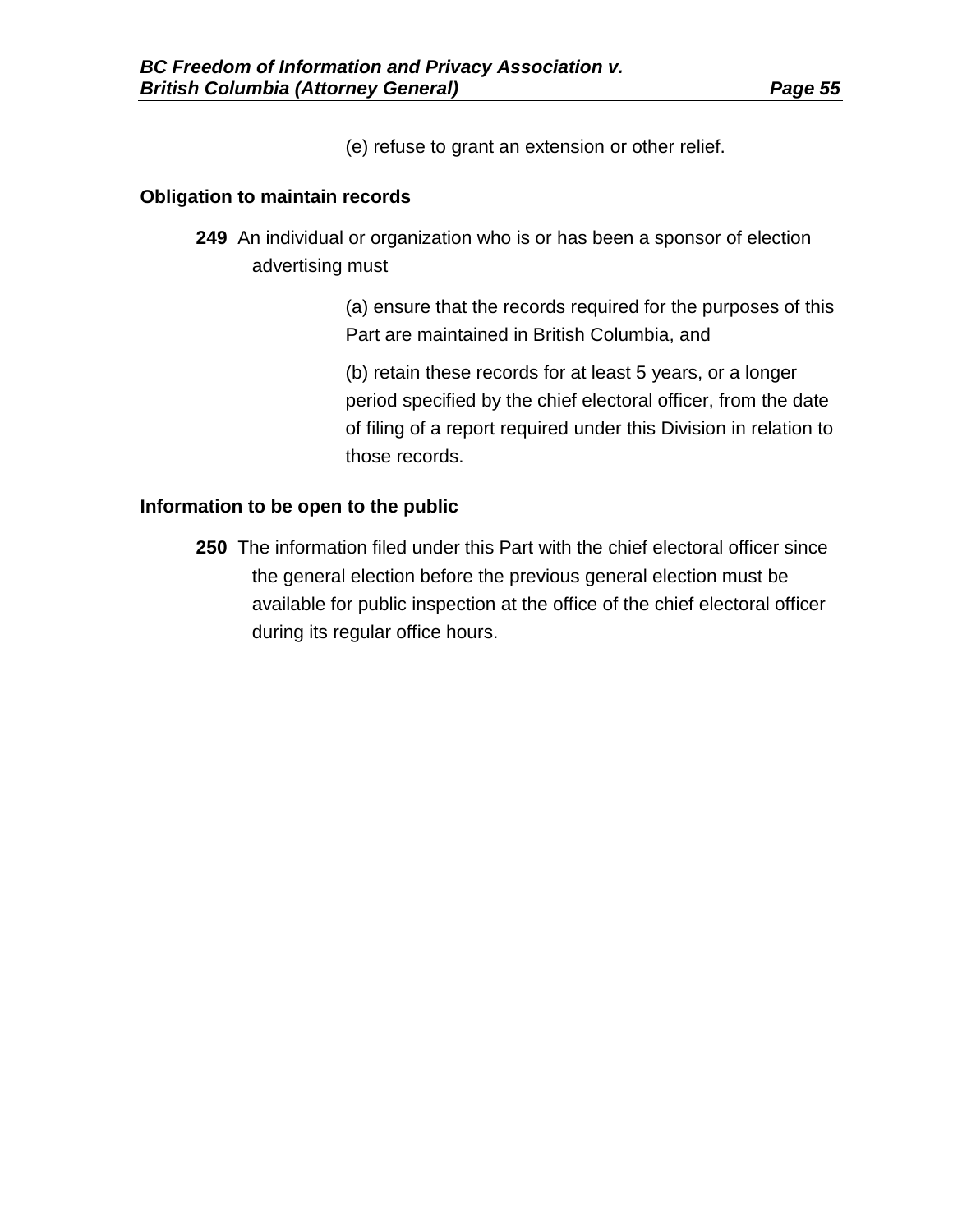(e) refuse to grant an extension or other relief.

**Obligation to maintain records**

**249** An individual or organization who is or has been a sponsor of election advertising must

(a) ensure that the records required for the purposes of this Part are maintained in British Columbia, and

(b) retain these records for at least 5 years, or a longer period specified by the chief electoral officer, from the date of filing of a report required under this Division in relation to those records.

**Information to be open to the public**

**250** The information filed under this Part with the chief electoral officer since the general election before the previous general election must be available for public inspection at the office of the chief electoral officer during its regular office hours.